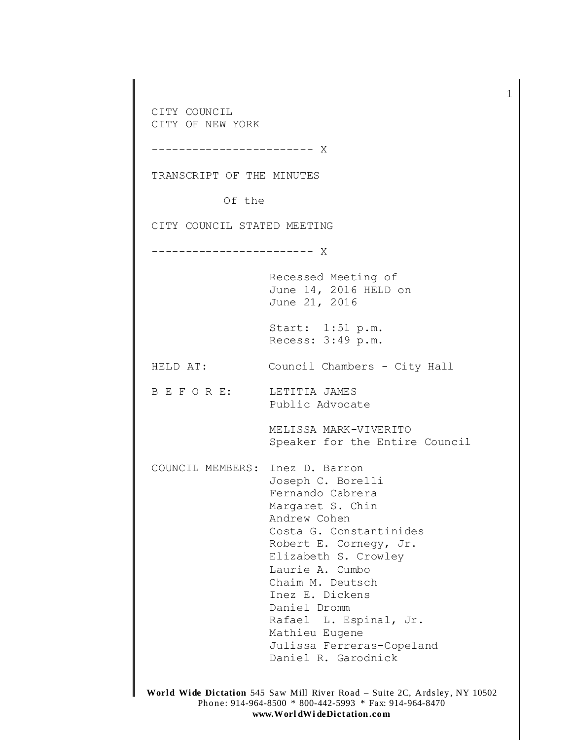CITY COUNCIL
CITY OF NEW YORK

------------------------ X

TRANSCRIPT OF THE MINUTES

Of the

CITY COUNCIL STATED MEETING

------------------------ X

Recessed Meeting of
June 14, 2016 HELD on
June 21, 2016

Start: 1:51 p.m.
Recess: 3:49 p.m.

HELD AT: Council Chambers - City Hall

B E F O R E: LETITIA JAMES
Public Advocate

MELISSA MARK-VIVERITO
Speaker for the Entire Council

COUNCIL MEMBERS: Inez D. Barron
Joseph C. Borelli
Fernando Cabrera
Margaret S. Chin
Andrew Cohen
Costa G. Constantinides
Robert E. Cornegy, Jr.
Elizabeth S. Crowley
Laurie A. Cumbo
Chaim M. Deutsch
Inez E. Dickens
Daniel Dromm
Rafael L. Espinal, Jr.
Mathieu Eugene
Julissa Ferreras-Copeland
Daniel R. Garodnick

**World Wide Dictation** 545 Saw Mill River Road – Suite 2C, Ardsley, NY 10502
Phone: 914-964-8500 * 800-442-5993 * Fax: 914-964-8470
**www.WorldWideDictation.com**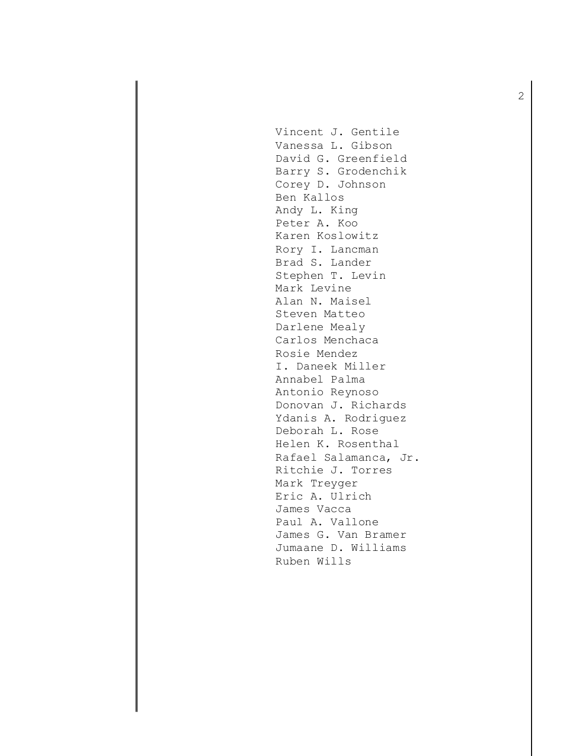Vincent J. Gentile
Vanessa L. Gibson
David G. Greenfield
Barry S. Grodenchik
Corey D. Johnson
Ben Kallos
Andy L. King
Peter A. Koo
Karen Koslowitz
Rory I. Lancman
Brad S. Lander
Stephen T. Levin
Mark Levine
Alan N. Maisel
Steven Matteo
Darlene Mealy
Carlos Menchaca
Rosie Mendez
I. Daneek Miller
Annabel Palma
Antonio Reynoso
Donovan J. Richards
Ydanis A. Rodriguez
Deborah L. Rose
Helen K. Rosenthal
Rafael Salamanca, Jr.
Ritchie J. Torres
Mark Treyger
Eric A. Ulrich
James Vacca
Paul A. Vallone
James G. Van Bramer
Jumaane D. Williams
Ruben Wills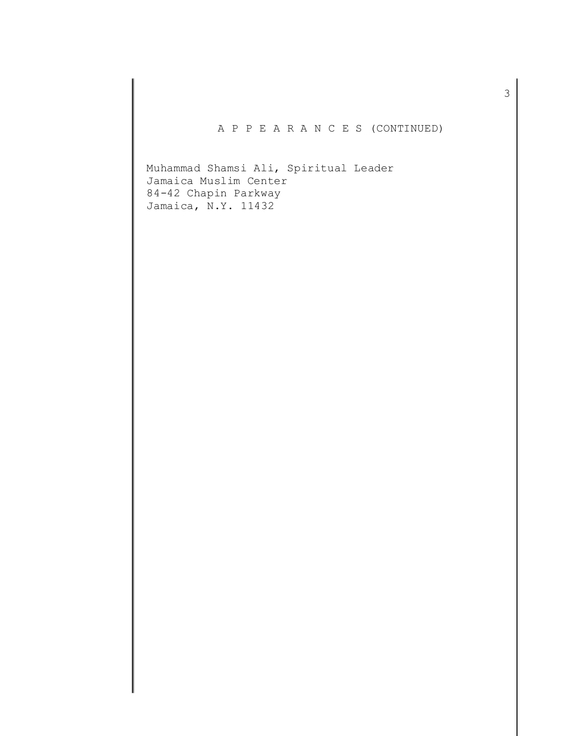A P P E A R A N C E S (CONTINUED)

Muhammad Shamsi Ali, Spiritual Leader
Jamaica Muslim Center
84-42 Chapin Parkway
Jamaica, N.Y. 11432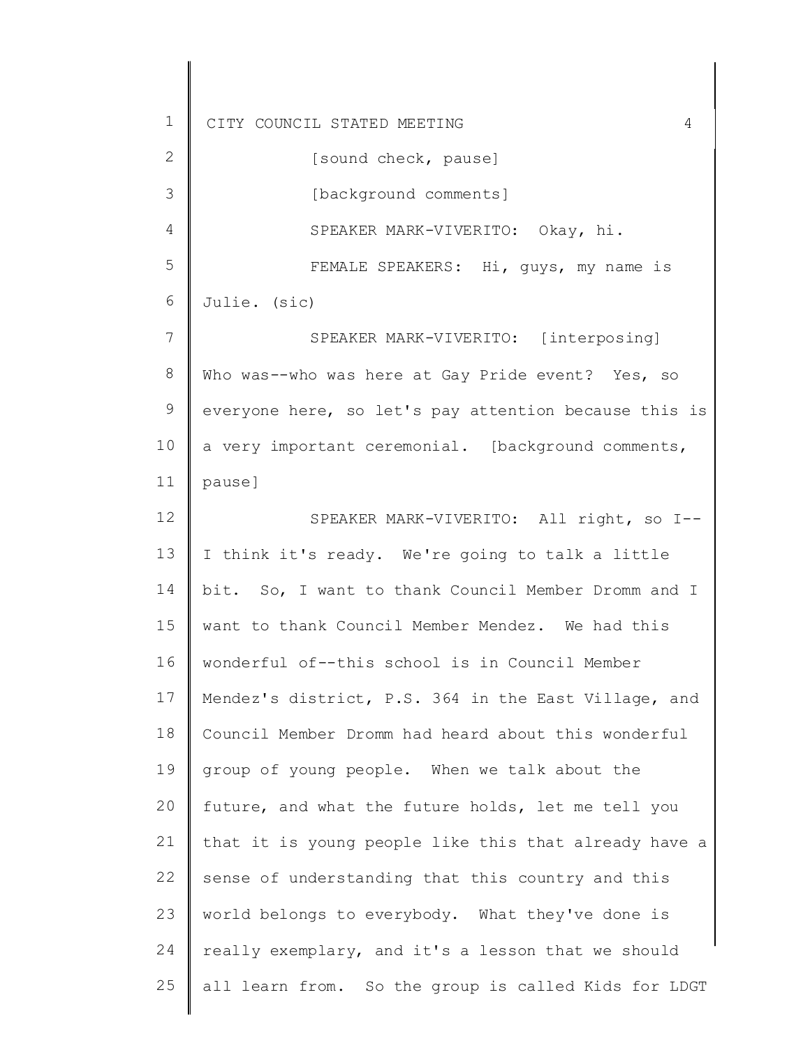[sound check, pause]

[background comments]

SPEAKER MARK-VIVERITO: Okay, hi.

FEMALE SPEAKERS: Hi, guys, my name is Julie. (sic)

SPEAKER MARK-VIVERITO: [interposing] Who was--who was here at Gay Pride event? Yes, so everyone here, so let's pay attention because this is a very important ceremonial. [background comments, pause]

SPEAKER MARK-VIVERITO: All right, so I--I think it's ready. We're going to talk a little bit. So, I want to thank Council Member Dromm and I want to thank Council Member Mendez. We had this wonderful of--this school is in Council Member Mendez's district, P.S. 364 in the East Village, and Council Member Dromm had heard about this wonderful group of young people. When we talk about the future, and what the future holds, let me tell you that it is young people like this that already have a sense of understanding that this country and this world belongs to everybody. What they've done is really exemplary, and it's a lesson that we should all learn from. So the group is called Kids for LDGT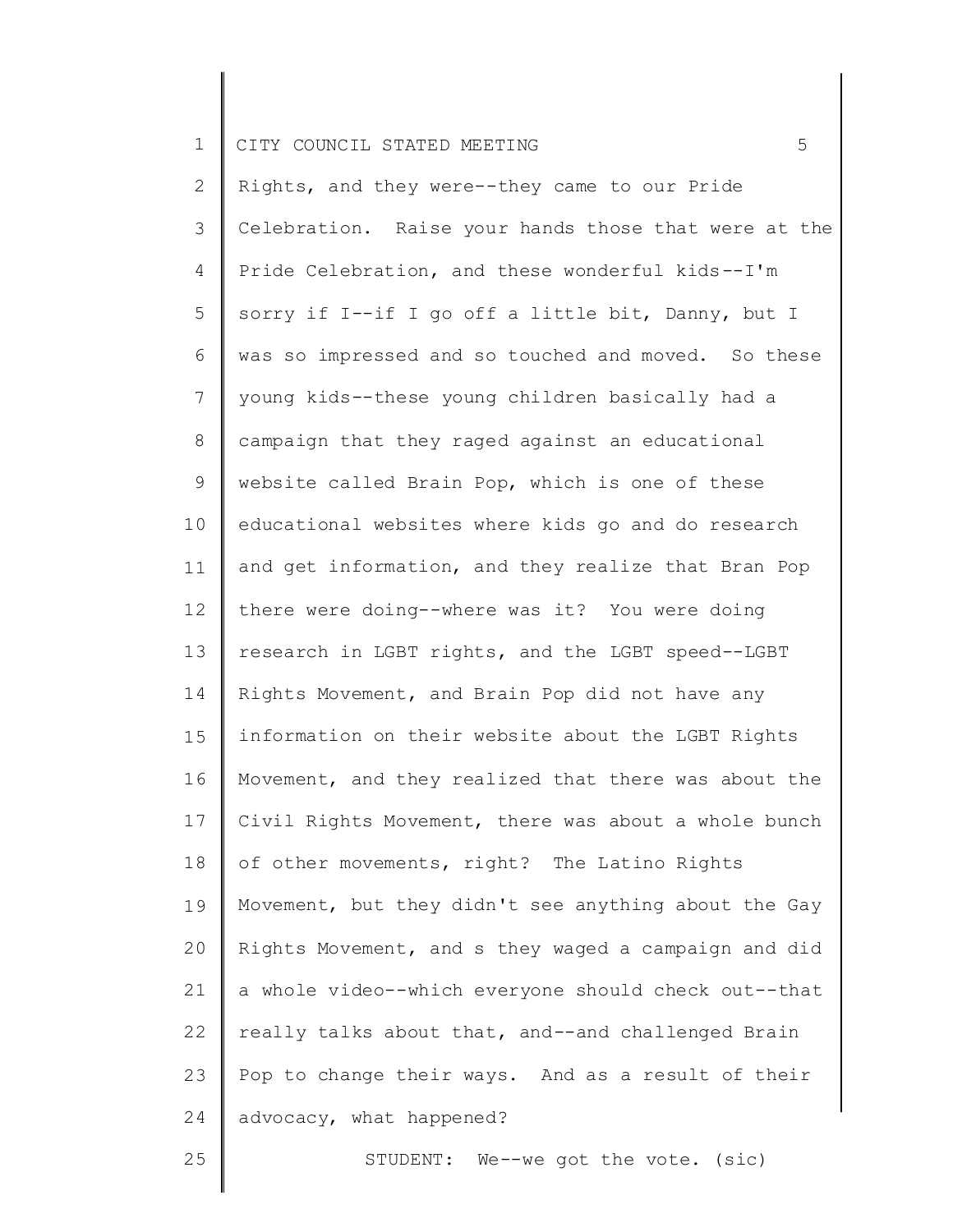Rights, and they were--they came to our Pride Celebration. Raise your hands those that were at the Pride Celebration, and these wonderful kids--I'm sorry if I--if I go off a little bit, Danny, but I was so impressed and so touched and moved. So these young kids--these young children basically had a campaign that they raged against an educational website called Brain Pop, which is one of these educational websites where kids go and do research and get information, and they realize that Bran Pop there were doing--where was it? You were doing research in LGBT rights, and the LGBT speed--LGBT Rights Movement, and Brain Pop did not have any information on their website about the LGBT Rights Movement, and they realized that there was about the Civil Rights Movement, there was about a whole bunch of other movements, right? The Latino Rights Movement, but they didn't see anything about the Gay Rights Movement, and s they waged a campaign and did a whole video--which everyone should check out--that really talks about that, and--and challenged Brain Pop to change their ways. And as a result of their advocacy, what happened?

STUDENT: We--we got the vote. (sic)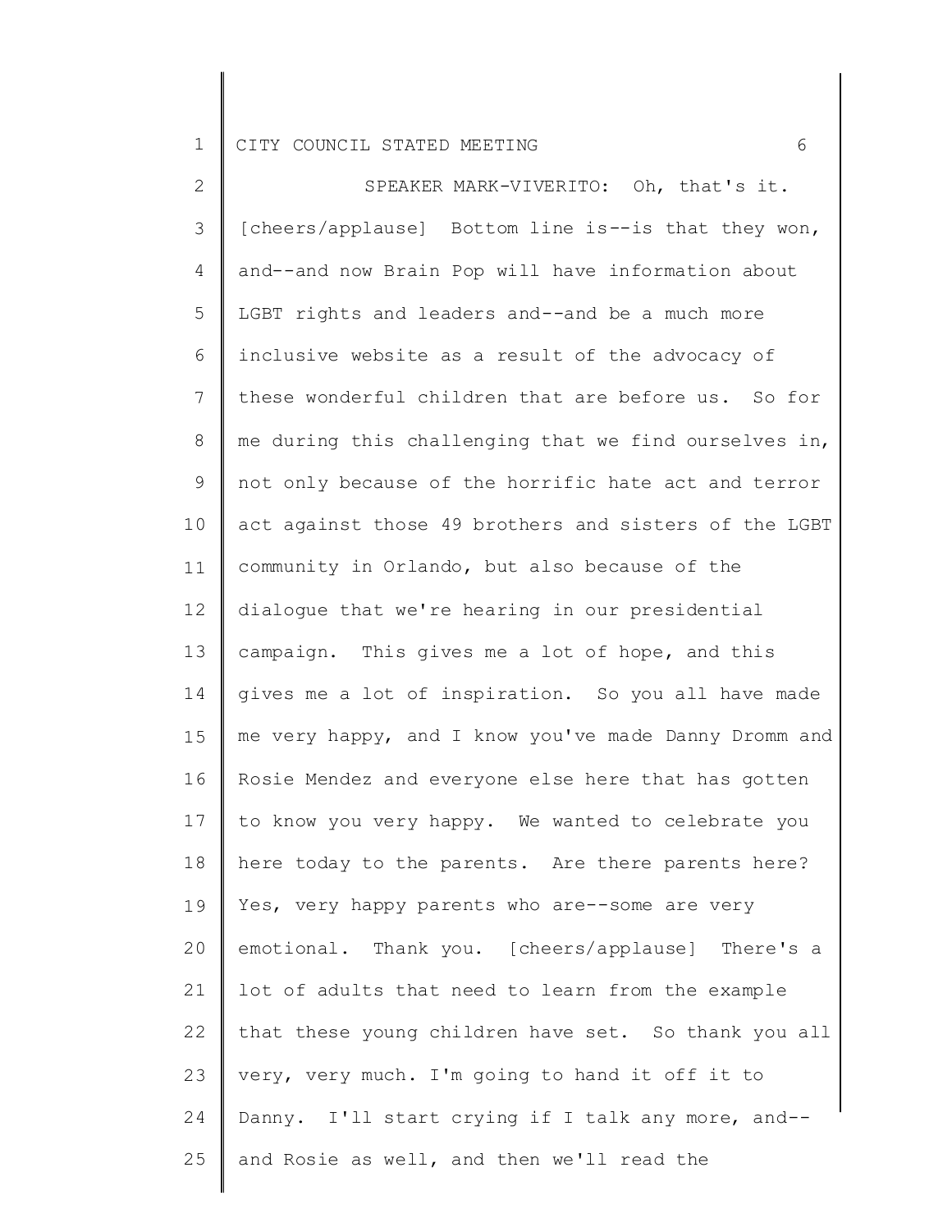SPEAKER MARK-VIVERITO: Oh, that's it. [cheers/applause] Bottom line is--is that they won, and--and now Brain Pop will have information about LGBT rights and leaders and--and be a much more inclusive website as a result of the advocacy of these wonderful children that are before us. So for me during this challenging that we find ourselves in, not only because of the horrific hate act and terror act against those 49 brothers and sisters of the LGBT community in Orlando, but also because of the dialogue that we're hearing in our presidential campaign. This gives me a lot of hope, and this gives me a lot of inspiration. So you all have made me very happy, and I know you've made Danny Dromm and Rosie Mendez and everyone else here that has gotten to know you very happy. We wanted to celebrate you here today to the parents. Are there parents here? Yes, very happy parents who are--some are very emotional. Thank you. [cheers/applause] There's a lot of adults that need to learn from the example that these young children have set. So thank you all very, very much. I'm going to hand it off it to Danny. I'll start crying if I talk any more, and--and Rosie as well, and then we'll read the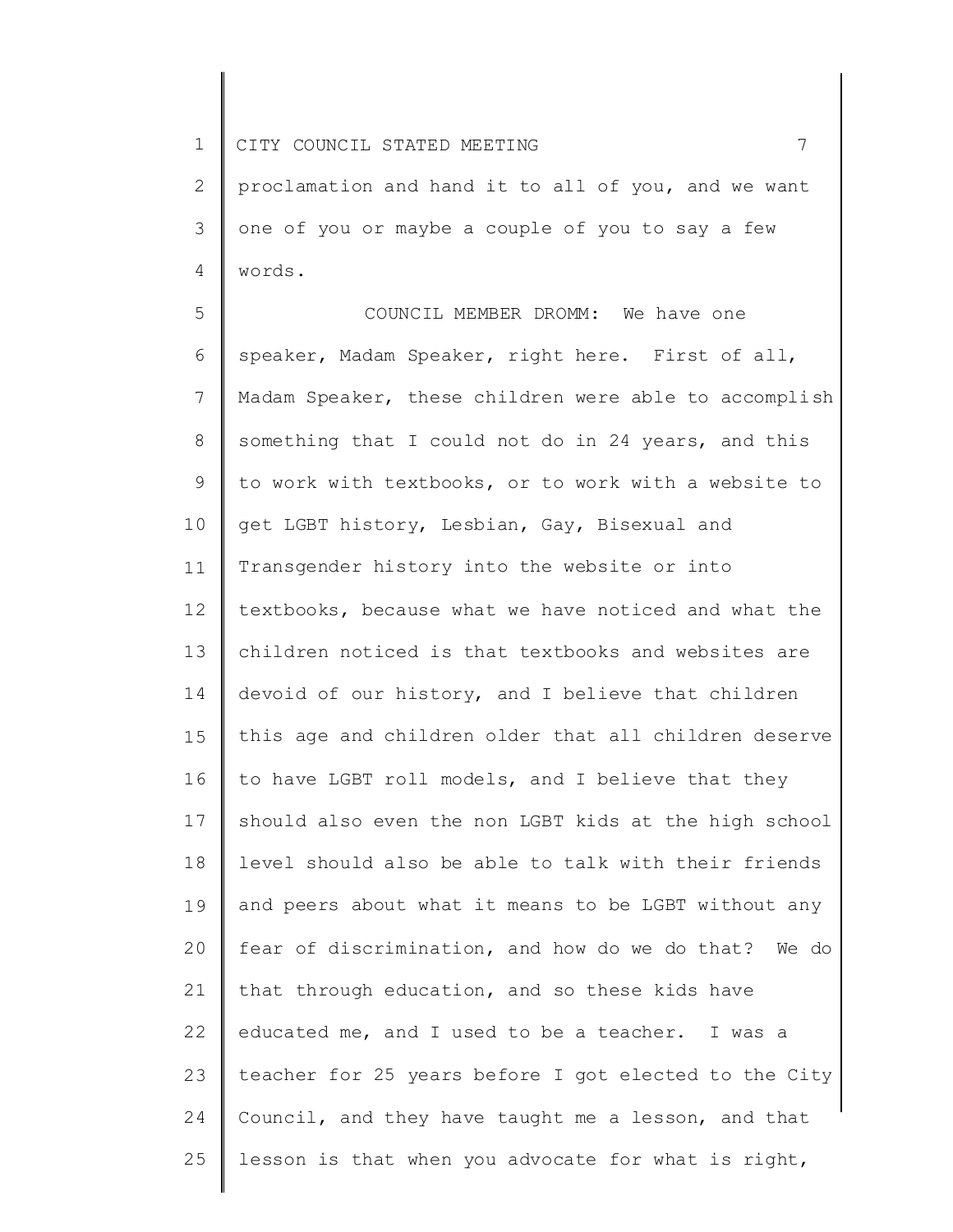proclamation and hand it to all of you, and we want one of you or maybe a couple of you to say a few words.

COUNCIL MEMBER DROMM: We have one speaker, Madam Speaker, right here. First of all, Madam Speaker, these children were able to accomplish something that I could not do in 24 years, and this to work with textbooks, or to work with a website to get LGBT history, Lesbian, Gay, Bisexual and Transgender history into the website or into textbooks, because what we have noticed and what the children noticed is that textbooks and websites are devoid of our history, and I believe that children this age and children older that all children deserve to have LGBT roll models, and I believe that they should also even the non LGBT kids at the high school level should also be able to talk with their friends and peers about what it means to be LGBT without any fear of discrimination, and how do we do that? We do that through education, and so these kids have educated me, and I used to be a teacher. I was a teacher for 25 years before I got elected to the City Council, and they have taught me a lesson, and that lesson is that when you advocate for what is right,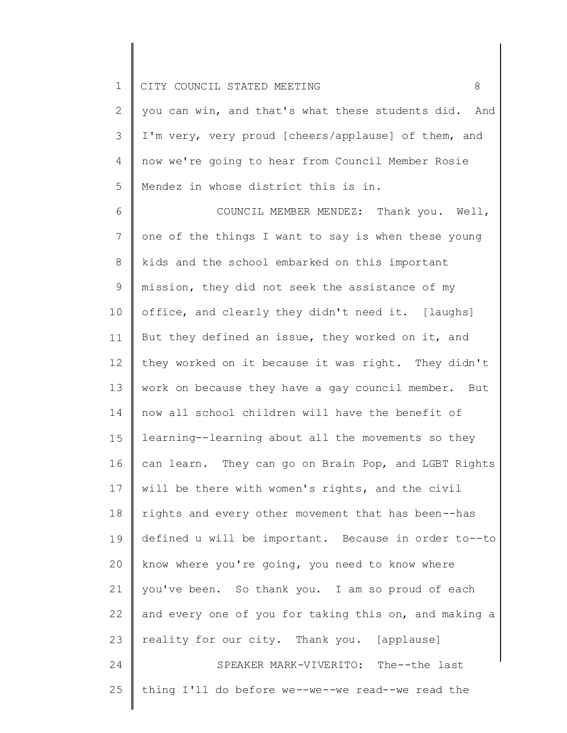you can win, and that's what these students did. And I'm very, very proud [cheers/applause] of them, and now we're going to hear from Council Member Rosie Mendez in whose district this is in.

COUNCIL MEMBER MENDEZ: Thank you. Well, one of the things I want to say is when these young kids and the school embarked on this important mission, they did not seek the assistance of my office, and clearly they didn't need it. [laughs] But they defined an issue, they worked on it, and they worked on it because it was right. They didn't work on because they have a gay council member. But now all school children will have the benefit of learning--learning about all the movements so they can learn. They can go on Brain Pop, and LGBT Rights will be there with women's rights, and the civil rights and every other movement that has been--has defined u will be important. Because in order to--to know where you're going, you need to know where you've been. So thank you. I am so proud of each and every one of you for taking this on, and making a reality for our city. Thank you. [applause]

SPEAKER MARK-VIVERITO: The--the last thing I'll do before we--we--we read--we read the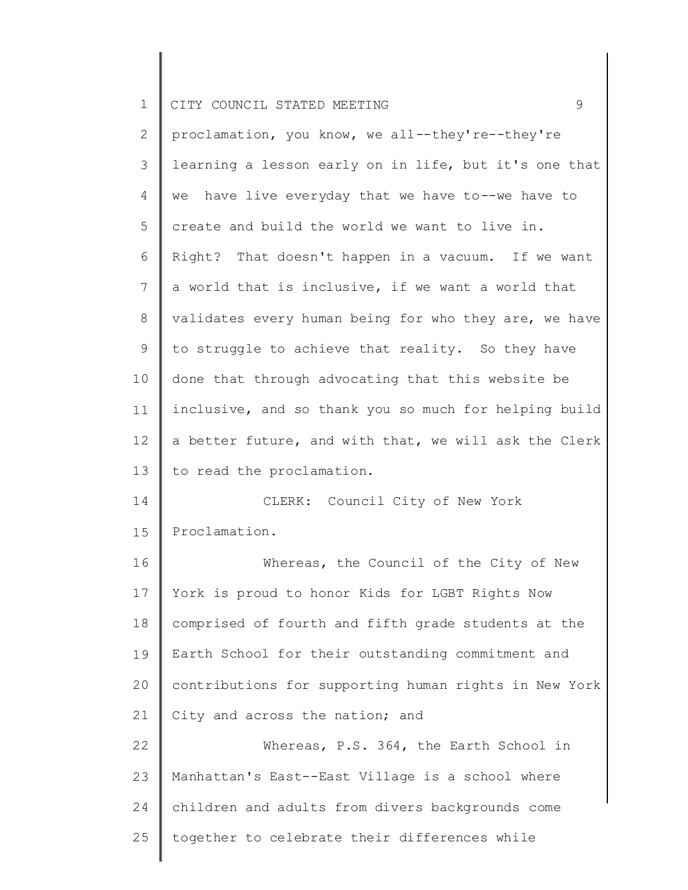proclamation, you know, we all--they're--they're learning a lesson early on in life, but it's one that we have live everyday that we have to--we have to create and build the world we want to live in. Right? That doesn't happen in a vacuum. If we want a world that is inclusive, if we want a world that validates every human being for who they are, we have to struggle to achieve that reality. So they have done that through advocating that this website be inclusive, and so thank you so much for helping build a better future, and with that, we will ask the Clerk to read the proclamation.

CLERK: Council City of New York Proclamation.

Whereas, the Council of the City of New York is proud to honor Kids for LGBT Rights Now comprised of fourth and fifth grade students at the Earth School for their outstanding commitment and contributions for supporting human rights in New York City and across the nation; and

Whereas, P.S. 364, the Earth School in Manhattan's East--East Village is a school where children and adults from divers backgrounds come together to celebrate their differences while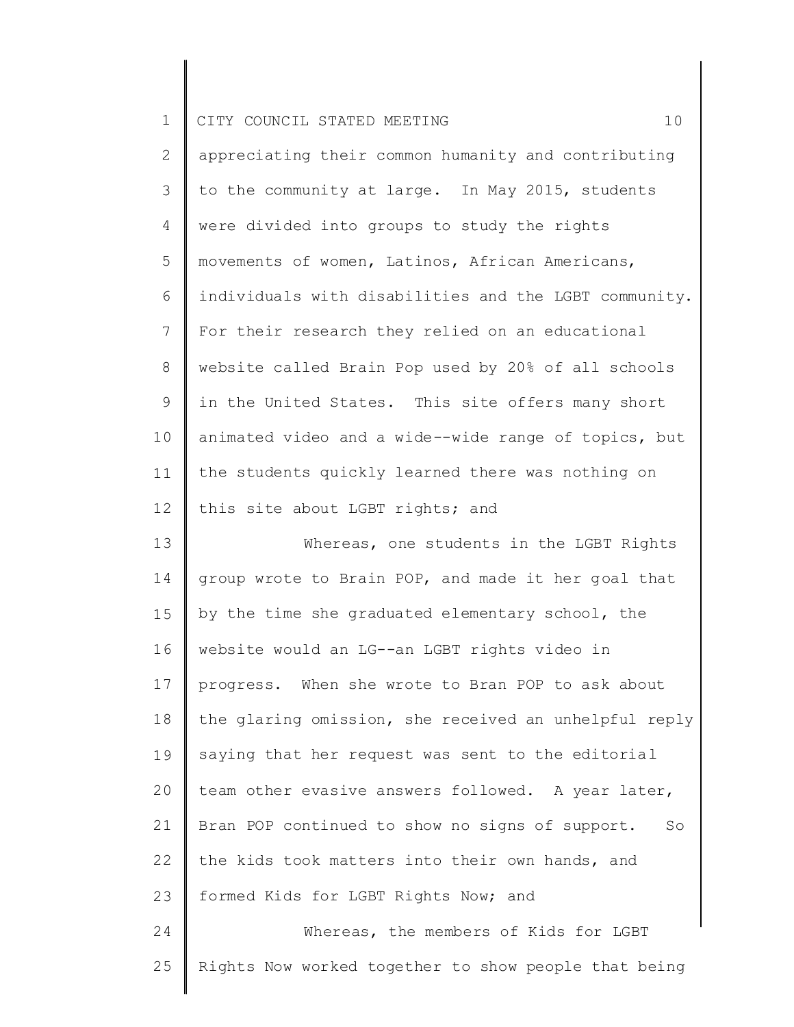appreciating their common humanity and contributing to the community at large. In May 2015, students were divided into groups to study the rights movements of women, Latinos, African Americans, individuals with disabilities and the LGBT community. For their research they relied on an educational website called Brain Pop used by 20% of all schools in the United States. This site offers many short animated video and a wide--wide range of topics, but the students quickly learned there was nothing on this site about LGBT rights; and

Whereas, one students in the LGBT Rights group wrote to Brain POP, and made it her goal that by the time she graduated elementary school, the website would an LG--an LGBT rights video in progress. When she wrote to Bran POP to ask about the glaring omission, she received an unhelpful reply saying that her request was sent to the editorial team other evasive answers followed. A year later, Bran POP continued to show no signs of support. So the kids took matters into their own hands, and formed Kids for LGBT Rights Now; and

Whereas, the members of Kids for LGBT Rights Now worked together to show people that being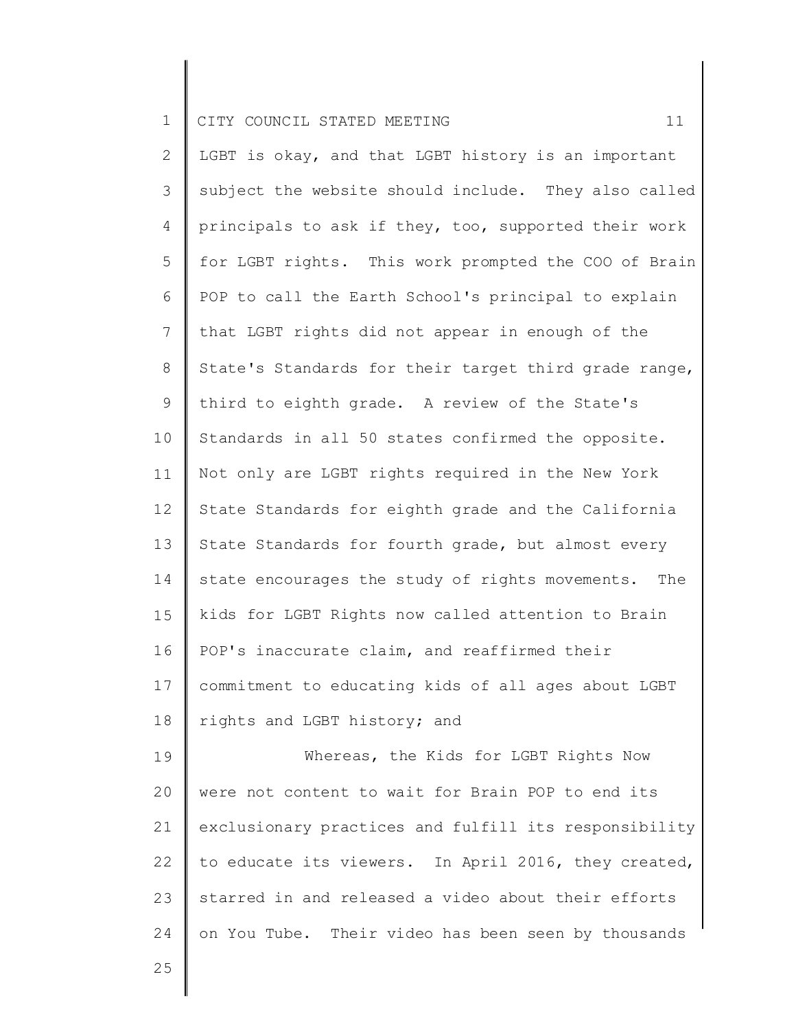LGBT is okay, and that LGBT history is an important subject the website should include. They also called principals to ask if they, too, supported their work for LGBT rights. This work prompted the COO of Brain POP to call the Earth School's principal to explain that LGBT rights did not appear in enough of the State's Standards for their target third grade range, third to eighth grade. A review of the State's Standards in all 50 states confirmed the opposite. Not only are LGBT rights required in the New York State Standards for eighth grade and the California State Standards for fourth grade, but almost every state encourages the study of rights movements. The kids for LGBT Rights now called attention to Brain POP's inaccurate claim, and reaffirmed their commitment to educating kids of all ages about LGBT rights and LGBT history; and

Whereas, the Kids for LGBT Rights Now were not content to wait for Brain POP to end its exclusionary practices and fulfill its responsibility to educate its viewers. In April 2016, they created, starred in and released a video about their efforts on You Tube. Their video has been seen by thousands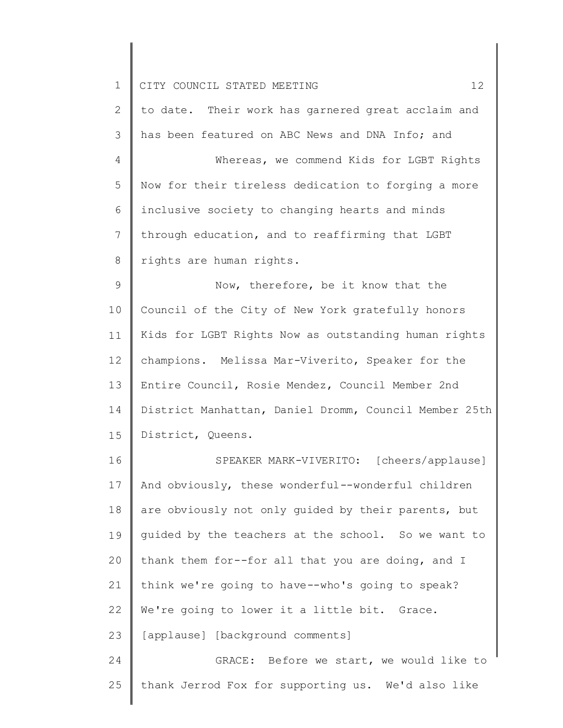to date. Their work has garnered great acclaim and has been featured on ABC News and DNA Info; and

Whereas, we commend Kids for LGBT Rights Now for their tireless dedication to forging a more inclusive society to changing hearts and minds through education, and to reaffirming that LGBT rights are human rights.

Now, therefore, be it know that the Council of the City of New York gratefully honors Kids for LGBT Rights Now as outstanding human rights champions. Melissa Mar-Viverito, Speaker for the Entire Council, Rosie Mendez, Council Member 2nd District Manhattan, Daniel Dromm, Council Member 25th District, Queens.

SPEAKER MARK-VIVERITO: [cheers/applause] And obviously, these wonderful--wonderful children are obviously not only guided by their parents, but guided by the teachers at the school. So we want to thank them for--for all that you are doing, and I think we're going to have--who's going to speak? We're going to lower it a little bit. Grace. [applause] [background comments]

GRACE: Before we start, we would like to thank Jerrod Fox for supporting us. We'd also like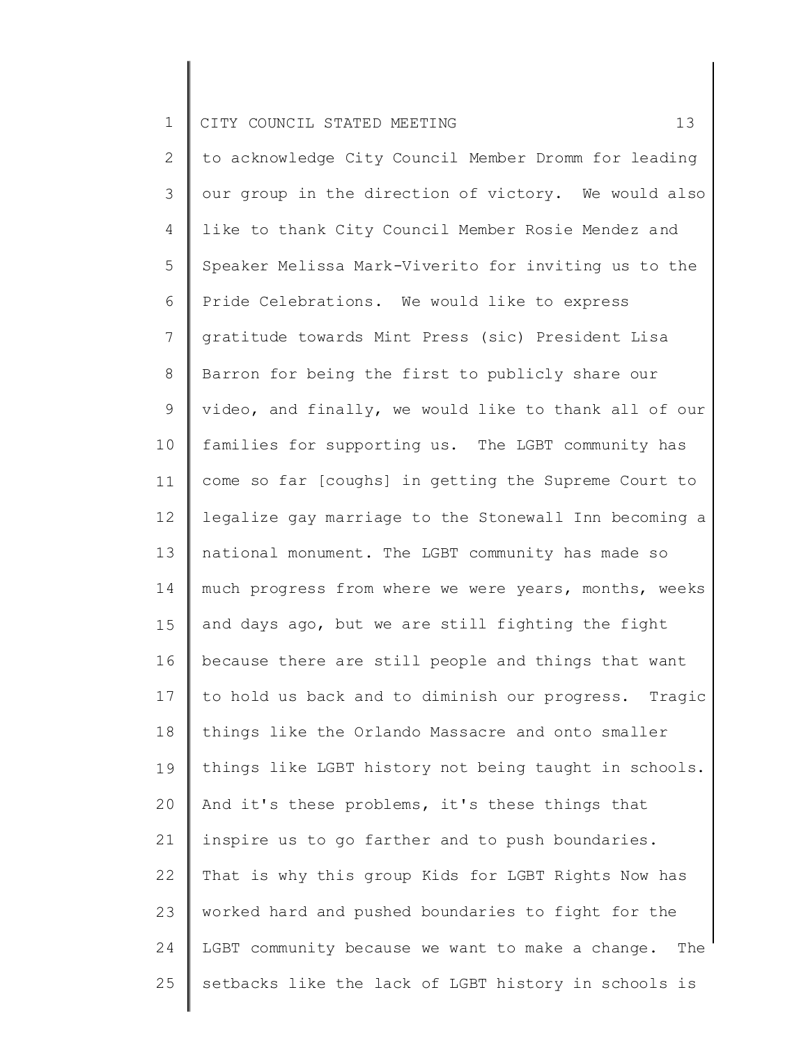to acknowledge City Council Member Dromm for leading our group in the direction of victory. We would also like to thank City Council Member Rosie Mendez and Speaker Melissa Mark-Viverito for inviting us to the Pride Celebrations. We would like to express gratitude towards Mint Press (sic) President Lisa Barron for being the first to publicly share our video, and finally, we would like to thank all of our families for supporting us. The LGBT community has come so far [coughs] in getting the Supreme Court to legalize gay marriage to the Stonewall Inn becoming a national monument. The LGBT community has made so much progress from where we were years, months, weeks and days ago, but we are still fighting the fight because there are still people and things that want to hold us back and to diminish our progress. Tragic things like the Orlando Massacre and onto smaller things like LGBT history not being taught in schools. And it's these problems, it's these things that inspire us to go farther and to push boundaries. That is why this group Kids for LGBT Rights Now has worked hard and pushed boundaries to fight for the LGBT community because we want to make a change. The setbacks like the lack of LGBT history in schools is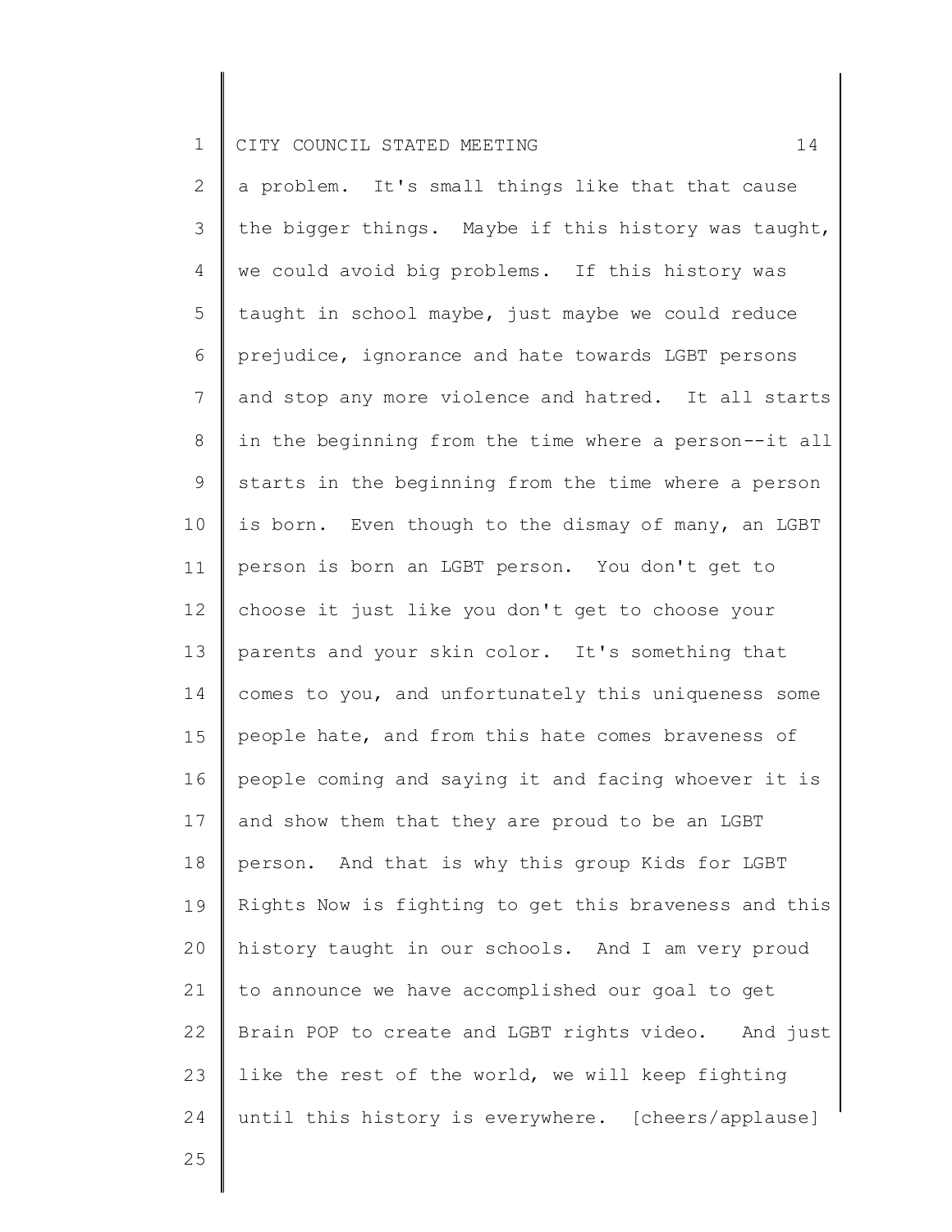a problem. It's small things like that that cause the bigger things. Maybe if this history was taught, we could avoid big problems. If this history was taught in school maybe, just maybe we could reduce prejudice, ignorance and hate towards LGBT persons and stop any more violence and hatred. It all starts in the beginning from the time where a person--it all starts in the beginning from the time where a person is born. Even though to the dismay of many, an LGBT person is born an LGBT person. You don't get to choose it just like you don't get to choose your parents and your skin color. It's something that comes to you, and unfortunately this uniqueness some people hate, and from this hate comes braveness of people coming and saying it and facing whoever it is and show them that they are proud to be an LGBT person. And that is why this group Kids for LGBT Rights Now is fighting to get this braveness and this history taught in our schools. And I am very proud to announce we have accomplished our goal to get Brain POP to create and LGBT rights video. And just like the rest of the world, we will keep fighting until this history is everywhere. [cheers/applause]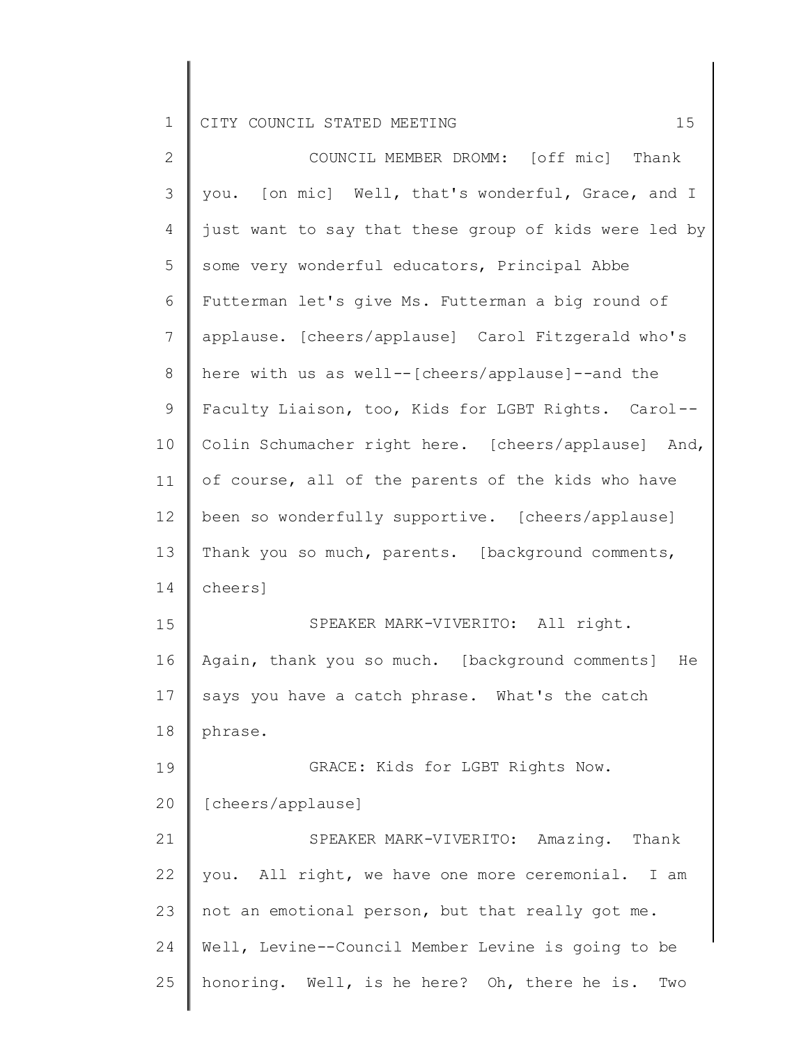COUNCIL MEMBER DROMM: [off mic] Thank you. [on mic] Well, that's wonderful, Grace, and I just want to say that these group of kids were led by some very wonderful educators, Principal Abbe Futterman let's give Ms. Futterman a big round of applause. [cheers/applause] Carol Fitzgerald who's here with us as well--[cheers/applause]--and the Faculty Liaison, too, Kids for LGBT Rights. Carol--Colin Schumacher right here. [cheers/applause] And, of course, all of the parents of the kids who have been so wonderfully supportive. [cheers/applause] Thank you so much, parents. [background comments, cheers]

SPEAKER MARK-VIVERITO: All right. Again, thank you so much. [background comments] He says you have a catch phrase. What's the catch phrase.

GRACE: Kids for LGBT Rights Now. [cheers/applause]

SPEAKER MARK-VIVERITO: Amazing. Thank you. All right, we have one more ceremonial. I am not an emotional person, but that really got me. Well, Levine--Council Member Levine is going to be honoring. Well, is he here? Oh, there he is. Two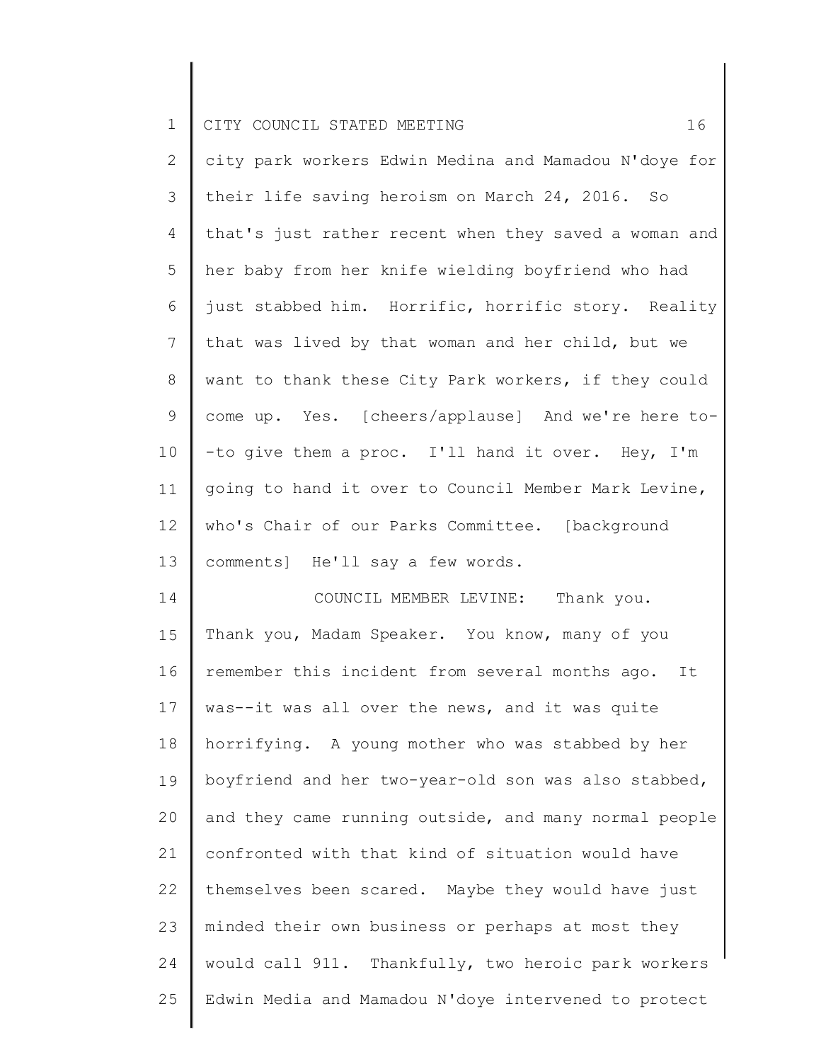city park workers Edwin Medina and Mamadou N'doye for their life saving heroism on March 24, 2016. So that's just rather recent when they saved a woman and her baby from her knife wielding boyfriend who had just stabbed him. Horrific, horrific story. Reality that was lived by that woman and her child, but we want to thank these City Park workers, if they could come up. Yes. [cheers/applause] And we're here to--to give them a proc. I'll hand it over. Hey, I'm going to hand it over to Council Member Mark Levine, who's Chair of our Parks Committee. [background comments] He'll say a few words.

COUNCIL MEMBER LEVINE: Thank you. Thank you, Madam Speaker. You know, many of you remember this incident from several months ago. It was--it was all over the news, and it was quite horrifying. A young mother who was stabbed by her boyfriend and her two-year-old son was also stabbed, and they came running outside, and many normal people confronted with that kind of situation would have themselves been scared. Maybe they would have just minded their own business or perhaps at most they would call 911. Thankfully, two heroic park workers Edwin Media and Mamadou N'doye intervened to protect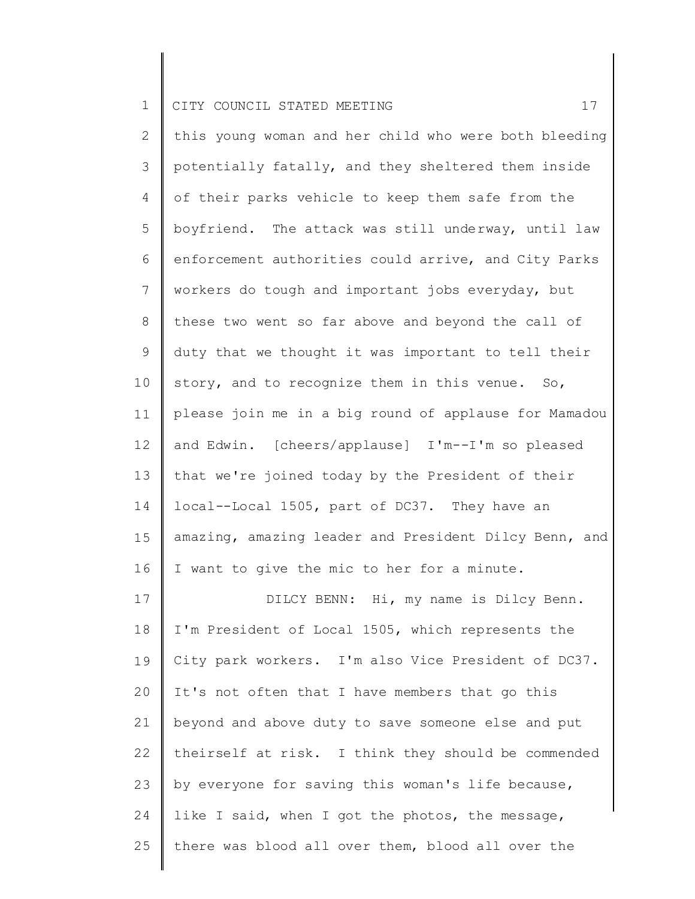this young woman and her child who were both bleeding potentially fatally, and they sheltered them inside of their parks vehicle to keep them safe from the boyfriend. The attack was still underway, until law enforcement authorities could arrive, and City Parks workers do tough and important jobs everyday, but these two went so far above and beyond the call of duty that we thought it was important to tell their story, and to recognize them in this venue. So, please join me in a big round of applause for Mamadou and Edwin. [cheers/applause] I'm--I'm so pleased that we're joined today by the President of their local--Local 1505, part of DC37. They have an amazing, amazing leader and President Dilcy Benn, and I want to give the mic to her for a minute.

DILCY BENN: Hi, my name is Dilcy Benn. I'm President of Local 1505, which represents the City park workers. I'm also Vice President of DC37. It's not often that I have members that go this beyond and above duty to save someone else and put theirself at risk. I think they should be commended by everyone for saving this woman's life because, like I said, when I got the photos, the message, there was blood all over them, blood all over the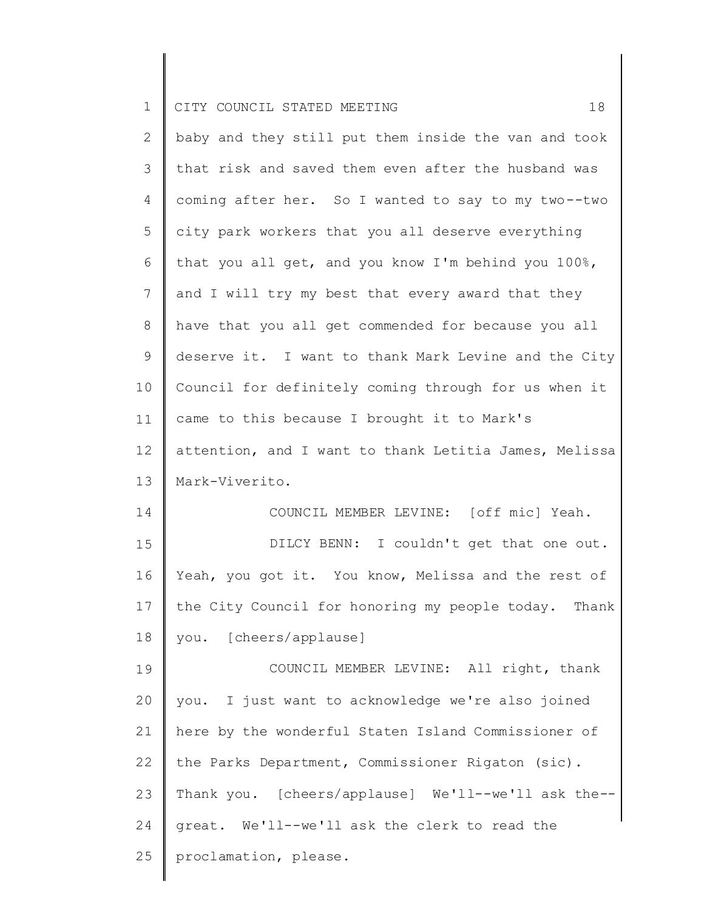baby and they still put them inside the van and took that risk and saved them even after the husband was coming after her. So I wanted to say to my two--two city park workers that you all deserve everything that you all get, and you know I'm behind you 100%, and I will try my best that every award that they have that you all get commended for because you all deserve it. I want to thank Mark Levine and the City Council for definitely coming through for us when it came to this because I brought it to Mark's attention, and I want to thank Letitia James, Melissa Mark-Viverito.

COUNCIL MEMBER LEVINE: [off mic] Yeah.

DILCY BENN: I couldn't get that one out. Yeah, you got it. You know, Melissa and the rest of the City Council for honoring my people today. Thank you. [cheers/applause]

COUNCIL MEMBER LEVINE: All right, thank you. I just want to acknowledge we're also joined here by the wonderful Staten Island Commissioner of the Parks Department, Commissioner Rigaton (sic). Thank you. [cheers/applause] We'll--we'll ask the--great. We'll--we'll ask the clerk to read the proclamation, please.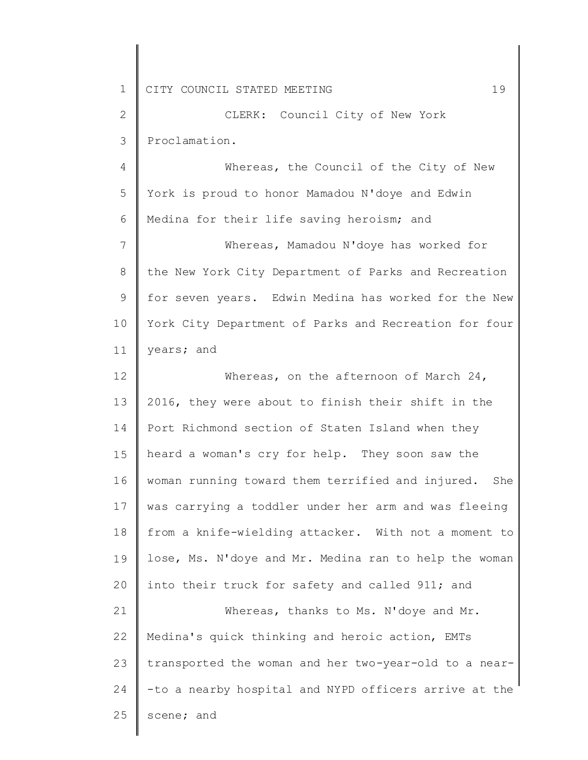CLERK: Council City of New York Proclamation.

Whereas, the Council of the City of New York is proud to honor Mamadou N'doye and Edwin Medina for their life saving heroism; and

Whereas, Mamadou N'doye has worked for the New York City Department of Parks and Recreation for seven years. Edwin Medina has worked for the New York City Department of Parks and Recreation for four years; and

Whereas, on the afternoon of March 24, 2016, they were about to finish their shift in the Port Richmond section of Staten Island when they heard a woman's cry for help. They soon saw the woman running toward them terrified and injured. She was carrying a toddler under her arm and was fleeing from a knife-wielding attacker. With not a moment to lose, Ms. N'doye and Mr. Medina ran to help the woman into their truck for safety and called 911; and

Whereas, thanks to Ms. N'doye and Mr. Medina's quick thinking and heroic action, EMTs transported the woman and her two-year-old to a near--to a nearby hospital and NYPD officers arrive at the scene; and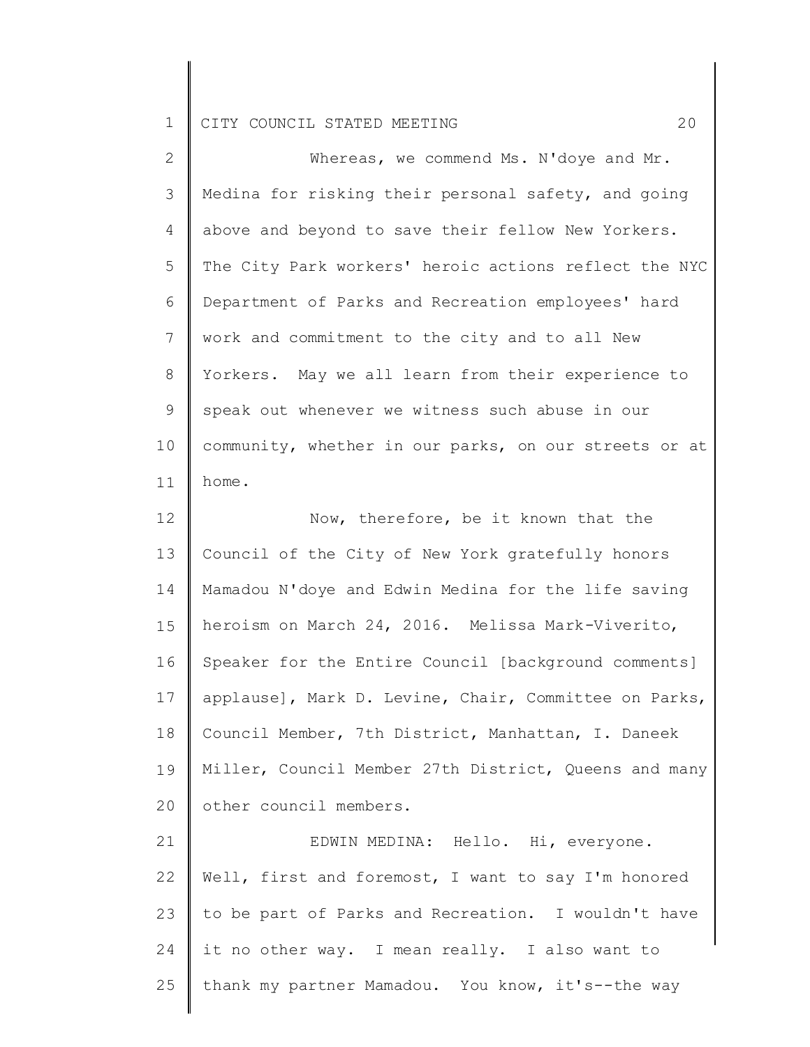Whereas, we commend Ms. N'doye and Mr. Medina for risking their personal safety, and going above and beyond to save their fellow New Yorkers. The City Park workers' heroic actions reflect the NYC Department of Parks and Recreation employees' hard work and commitment to the city and to all New Yorkers. May we all learn from their experience to speak out whenever we witness such abuse in our community, whether in our parks, on our streets or at home.

Now, therefore, be it known that the Council of the City of New York gratefully honors Mamadou N'doye and Edwin Medina for the life saving heroism on March 24, 2016. Melissa Mark-Viverito, Speaker for the Entire Council [background comments] applause], Mark D. Levine, Chair, Committee on Parks, Council Member, 7th District, Manhattan, I. Daneek Miller, Council Member 27th District, Queens and many other council members.

EDWIN MEDINA: Hello. Hi, everyone. Well, first and foremost, I want to say I'm honored to be part of Parks and Recreation. I wouldn't have it no other way. I mean really. I also want to thank my partner Mamadou. You know, it's--the way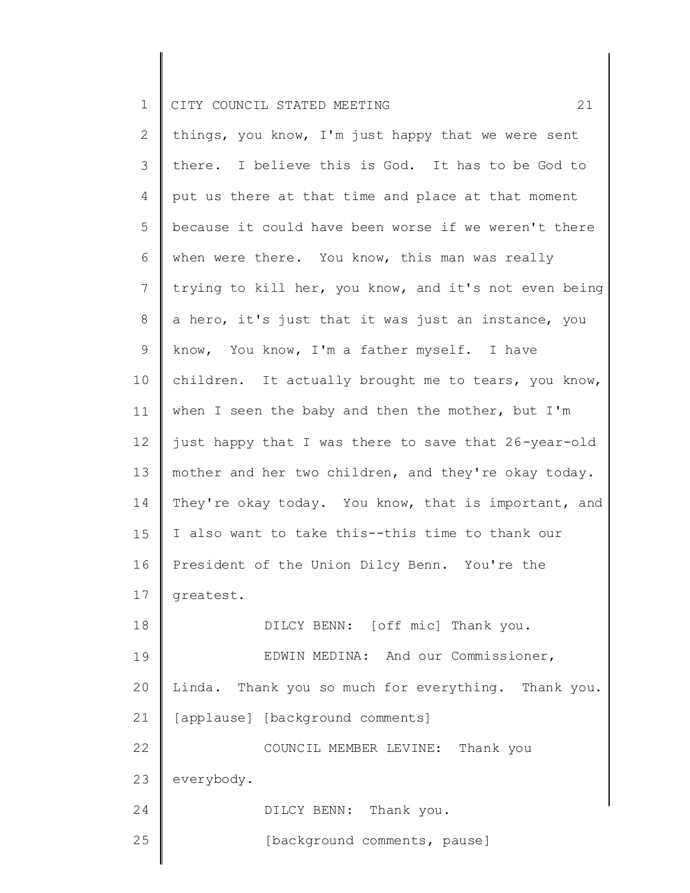things, you know, I'm just happy that we were sent there. I believe this is God. It has to be God to put us there at that time and place at that moment because it could have been worse if we weren't there when were there. You know, this man was really trying to kill her, you know, and it's not even being a hero, it's just that it was just an instance, you know, You know, I'm a father myself. I have children. It actually brought me to tears, you know, when I seen the baby and then the mother, but I'm just happy that I was there to save that 26-year-old mother and her two children, and they're okay today. They're okay today. You know, that is important, and I also want to take this--this time to thank our President of the Union Dilcy Benn. You're the greatest.

DILCY BENN: [off mic] Thank you.

EDWIN MEDINA: And our Commissioner, Linda. Thank you so much for everything. Thank you. [applause] [background comments]

COUNCIL MEMBER LEVINE: Thank you everybody.

DILCY BENN: Thank you.

[background comments, pause]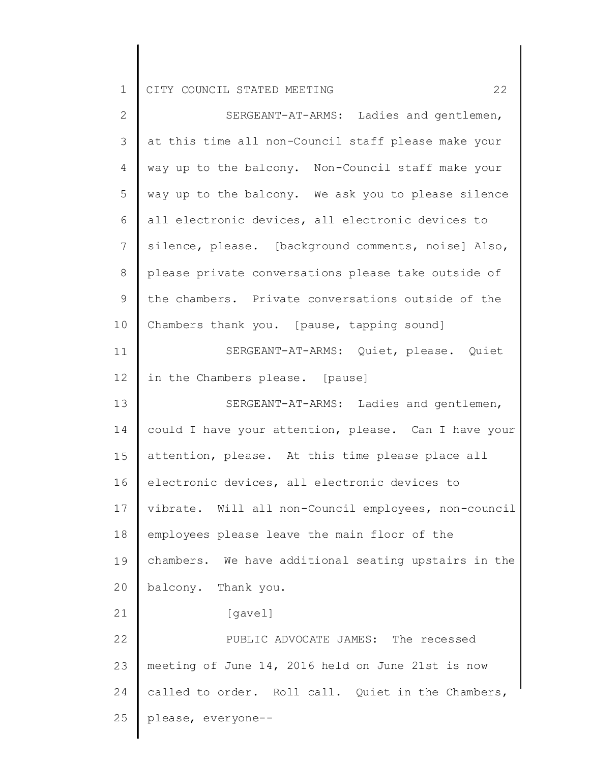SERGEANT-AT-ARMS: Ladies and gentlemen, at this time all non-Council staff please make your way up to the balcony. Non-Council staff make your way up to the balcony. We ask you to please silence all electronic devices, all electronic devices to silence, please. [background comments, noise] Also, please private conversations please take outside of the chambers. Private conversations outside of the Chambers thank you. [pause, tapping sound]

SERGEANT-AT-ARMS: Quiet, please. Quiet in the Chambers please. [pause]

SERGEANT-AT-ARMS: Ladies and gentlemen, could I have your attention, please. Can I have your attention, please. At this time please place all electronic devices, all electronic devices to vibrate. Will all non-Council employees, non-council employees please leave the main floor of the chambers. We have additional seating upstairs in the balcony. Thank you.

[gavel]

PUBLIC ADVOCATE JAMES: The recessed meeting of June 14, 2016 held on June 21st is now called to order. Roll call. Quiet in the Chambers, please, everyone--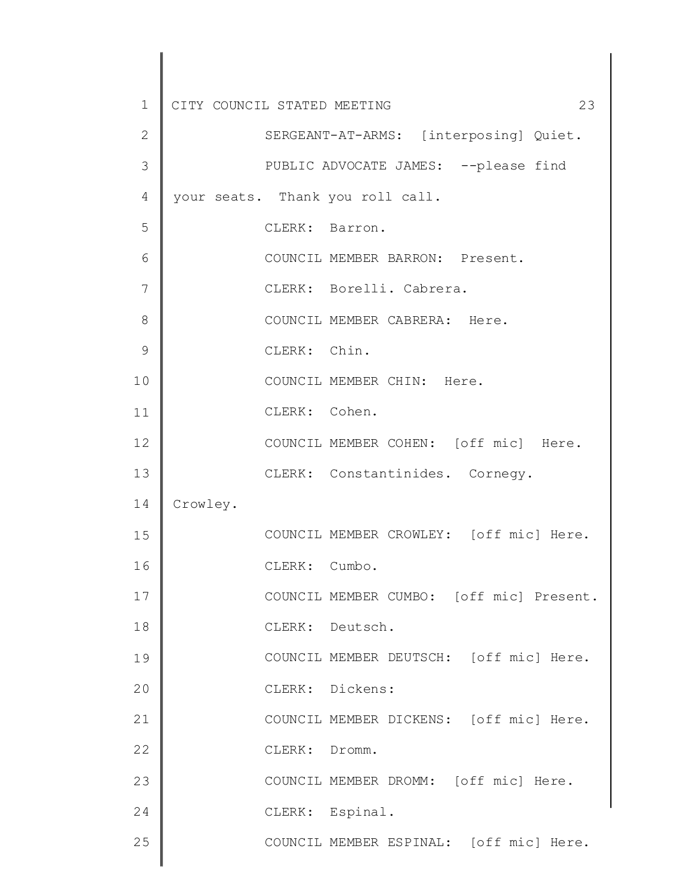SERGEANT-AT-ARMS: [interposing] Quiet.

PUBLIC ADVOCATE JAMES: --please find your seats. Thank you roll call.

CLERK: Barron.

COUNCIL MEMBER BARRON: Present.

CLERK: Borelli. Cabrera.

COUNCIL MEMBER CABRERA: Here.

CLERK: Chin.

COUNCIL MEMBER CHIN: Here.

CLERK: Cohen.

COUNCIL MEMBER COHEN: [off mic] Here.

CLERK: Constantinides. Cornegy. Crowley.

COUNCIL MEMBER CROWLEY: [off mic] Here.

CLERK: Cumbo.

COUNCIL MEMBER CUMBO: [off mic] Present.

CLERK: Deutsch.

COUNCIL MEMBER DEUTSCH: [off mic] Here.

CLERK: Dickens:

COUNCIL MEMBER DICKENS: [off mic] Here.

CLERK: Dromm.

COUNCIL MEMBER DROMM: [off mic] Here.

CLERK: Espinal.

COUNCIL MEMBER ESPINAL: [off mic] Here.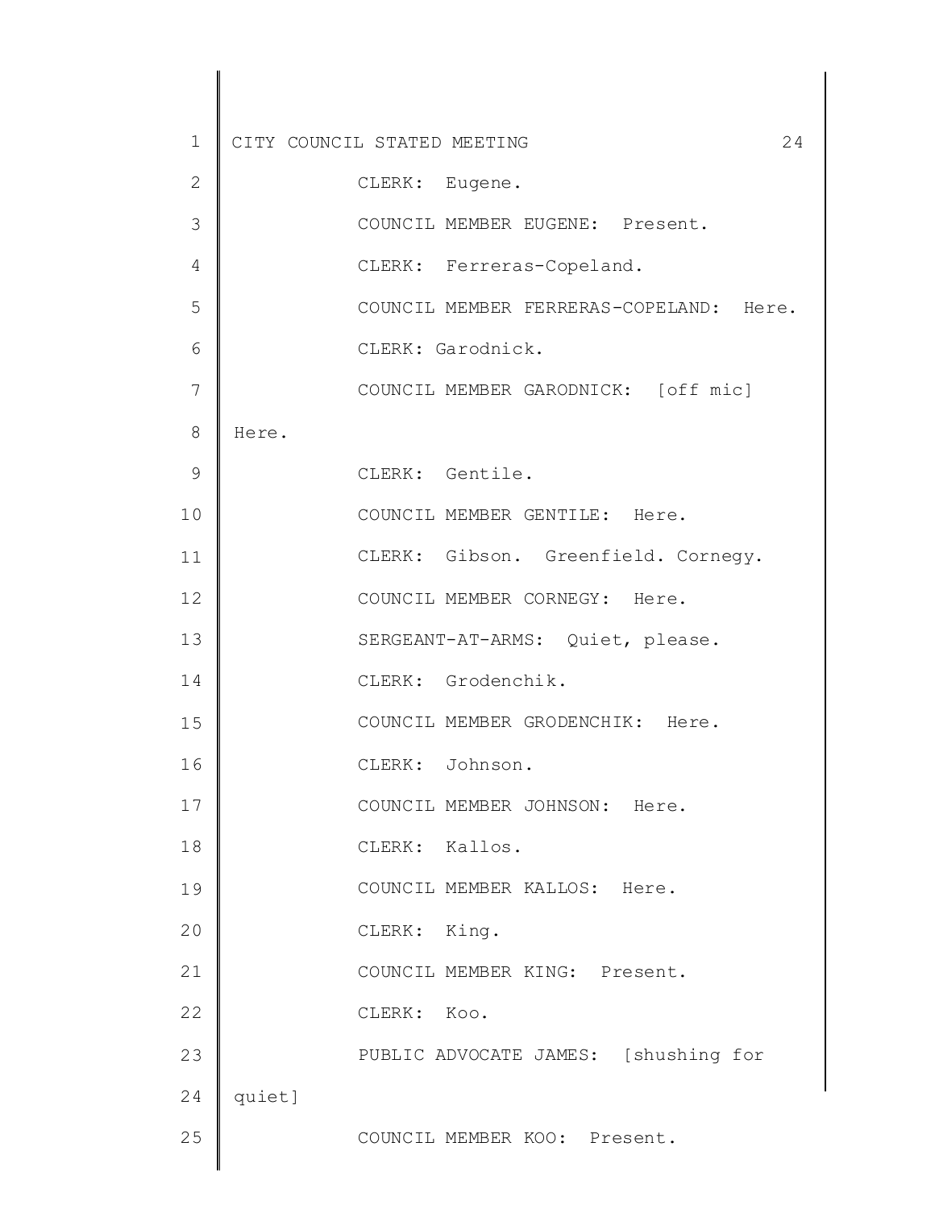CLERK: Eugene.

COUNCIL MEMBER EUGENE: Present.

CLERK: Ferreras-Copeland.

COUNCIL MEMBER FERRERAS-COPELAND: Here.

CLERK: Garodnick.

COUNCIL MEMBER GARODNICK: [off mic] Here.

CLERK: Gentile.

COUNCIL MEMBER GENTILE: Here.

CLERK: Gibson. Greenfield. Cornegy.

COUNCIL MEMBER CORNEGY: Here.

SERGEANT-AT-ARMS: Quiet, please.

CLERK: Grodenchik.

COUNCIL MEMBER GRODENCHIK: Here.

CLERK: Johnson.

COUNCIL MEMBER JOHNSON: Here.

CLERK: Kallos.

COUNCIL MEMBER KALLOS: Here.

CLERK: King.

COUNCIL MEMBER KING: Present.

CLERK: Koo.

PUBLIC ADVOCATE JAMES: [shushing for quiet]

COUNCIL MEMBER KOO: Present.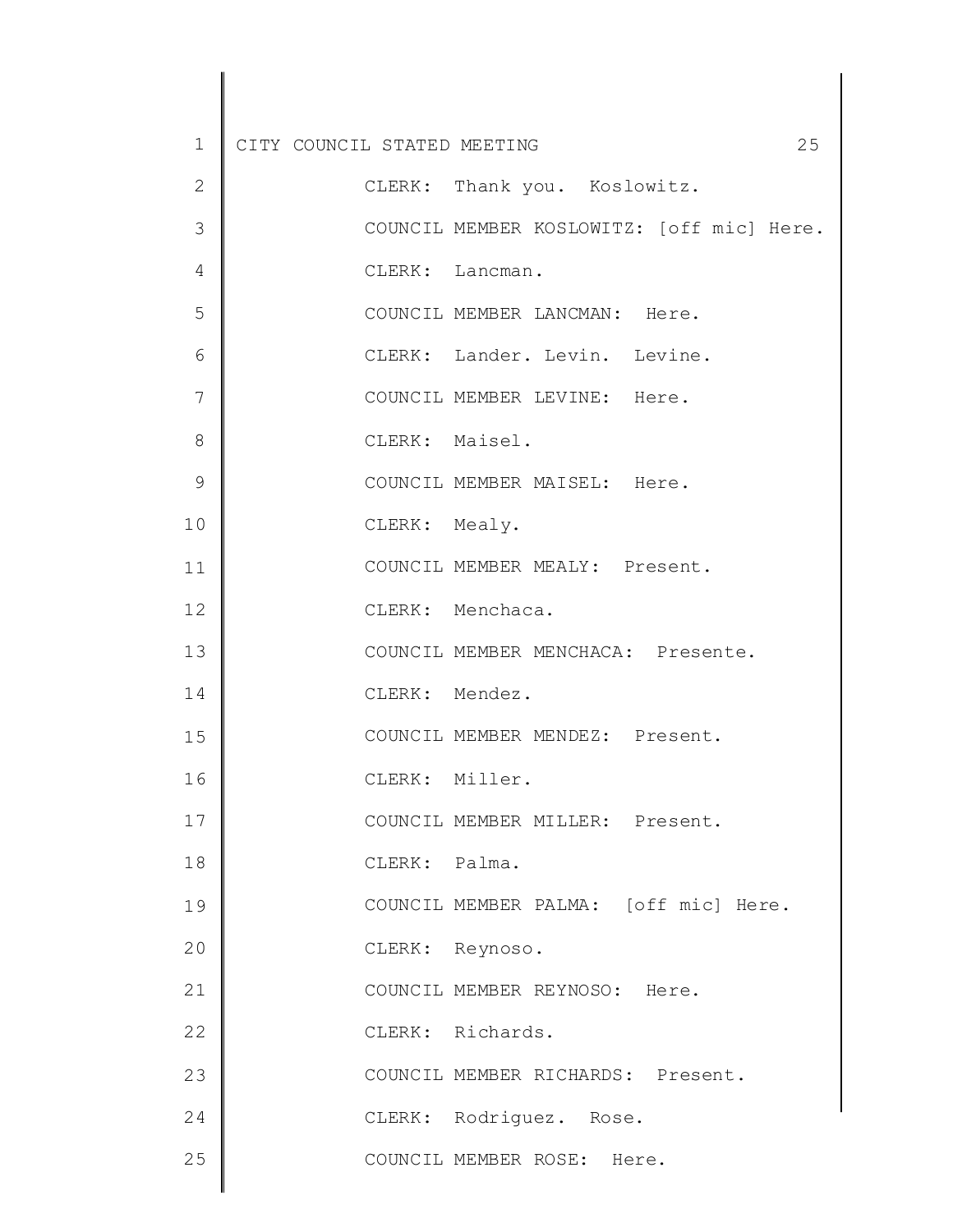CLERK: Thank you. Koslowitz.

COUNCIL MEMBER KOSLOWITZ: [off mic] Here.

CLERK: Lancman.

COUNCIL MEMBER LANCMAN: Here.

CLERK: Lander. Levin. Levine.

COUNCIL MEMBER LEVINE: Here.

CLERK: Maisel.

COUNCIL MEMBER MAISEL: Here.

CLERK: Mealy.

COUNCIL MEMBER MEALY: Present.

CLERK: Menchaca.

COUNCIL MEMBER MENCHACA: Presente.

CLERK: Mendez.

COUNCIL MEMBER MENDEZ: Present.

CLERK: Miller.

COUNCIL MEMBER MILLER: Present.

CLERK: Palma.

COUNCIL MEMBER PALMA: [off mic] Here.

CLERK: Reynoso.

COUNCIL MEMBER REYNOSO: Here.

CLERK: Richards.

COUNCIL MEMBER RICHARDS: Present.

CLERK: Rodriguez. Rose.

COUNCIL MEMBER ROSE: Here.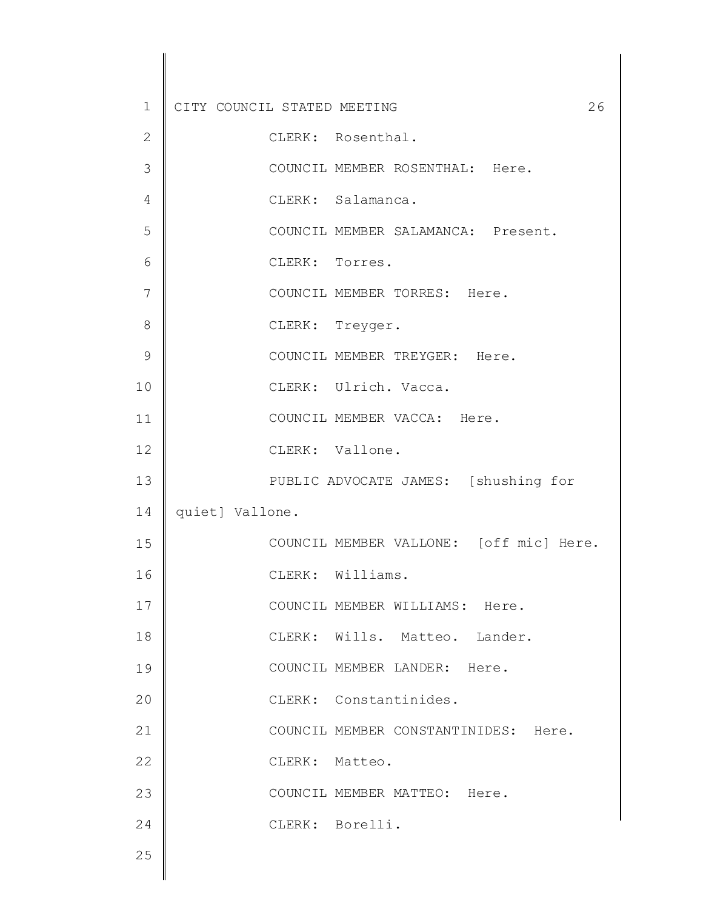CLERK: Rosenthal.

COUNCIL MEMBER ROSENTHAL: Here.

CLERK: Salamanca.

COUNCIL MEMBER SALAMANCA: Present.

CLERK: Torres.

COUNCIL MEMBER TORRES: Here.

CLERK: Treyger.

COUNCIL MEMBER TREYGER: Here.

CLERK: Ulrich. Vacca.

COUNCIL MEMBER VACCA: Here.

CLERK: Vallone.

PUBLIC ADVOCATE JAMES: [shushing for quiet] Vallone.

COUNCIL MEMBER VALLONE: [off mic] Here.

CLERK: Williams.

COUNCIL MEMBER WILLIAMS: Here.

CLERK: Wills. Matteo. Lander.

COUNCIL MEMBER LANDER: Here.

CLERK: Constantinides.

COUNCIL MEMBER CONSTANTINIDES: Here.

CLERK: Matteo.

COUNCIL MEMBER MATTEO: Here.

CLERK: Borelli.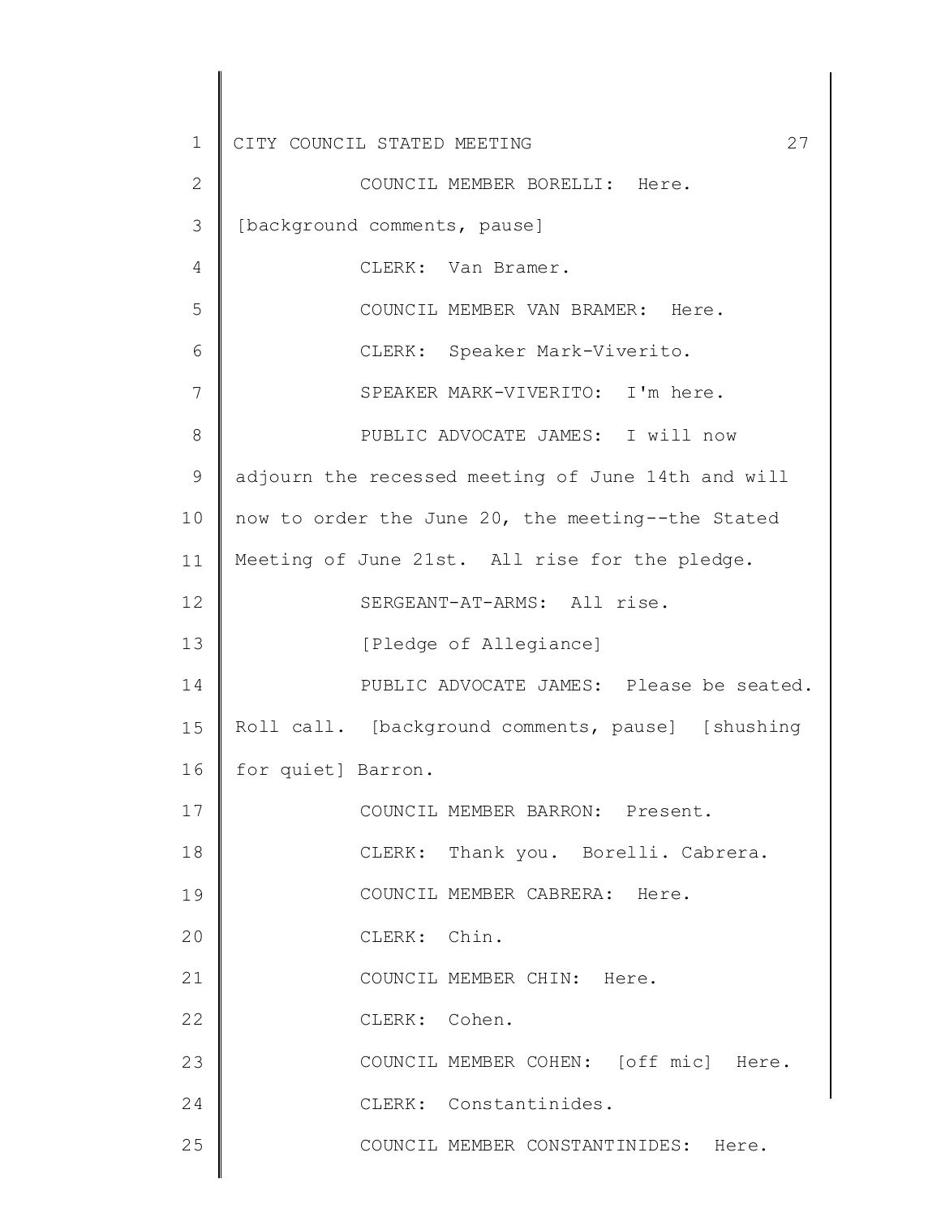COUNCIL MEMBER BORELLI: Here.

[background comments, pause]

CLERK: Van Bramer.

COUNCIL MEMBER VAN BRAMER: Here.

CLERK: Speaker Mark-Viverito.

SPEAKER MARK-VIVERITO: I'm here.

PUBLIC ADVOCATE JAMES: I will now adjourn the recessed meeting of June 14th and will now to order the June 20, the meeting--the Stated Meeting of June 21st. All rise for the pledge.

SERGEANT-AT-ARMS: All rise.

[Pledge of Allegiance]

PUBLIC ADVOCATE JAMES: Please be seated. Roll call. [background comments, pause] [shushing for quiet] Barron.

COUNCIL MEMBER BARRON: Present.

CLERK: Thank you. Borelli. Cabrera.

COUNCIL MEMBER CABRERA: Here.

CLERK: Chin.

COUNCIL MEMBER CHIN: Here.

CLERK: Cohen.

COUNCIL MEMBER COHEN: [off mic] Here.

CLERK: Constantinides.

COUNCIL MEMBER CONSTANTINIDES: Here.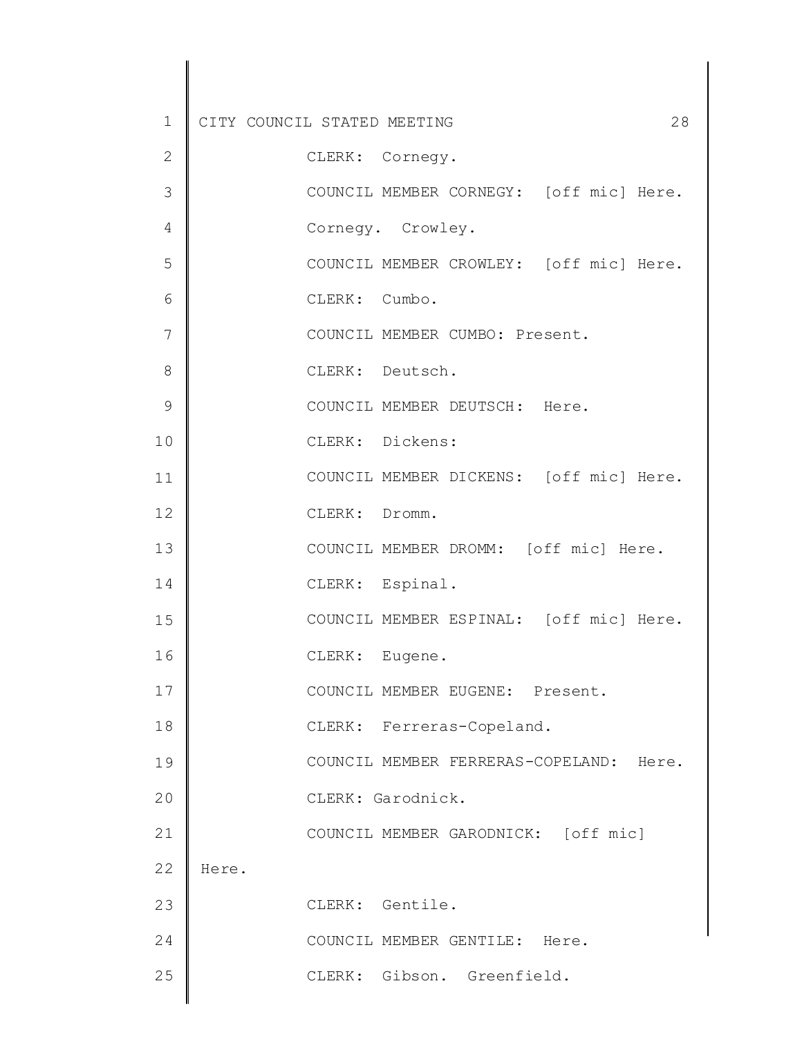CLERK: Cornegy.

COUNCIL MEMBER CORNEGY: [off mic] Here.

Cornegy. Crowley.

COUNCIL MEMBER CROWLEY: [off mic] Here.

CLERK: Cumbo.

COUNCIL MEMBER CUMBO: Present.

CLERK: Deutsch.

COUNCIL MEMBER DEUTSCH: Here.

CLERK: Dickens:

COUNCIL MEMBER DICKENS: [off mic] Here.

CLERK: Dromm.

COUNCIL MEMBER DROMM: [off mic] Here.

CLERK: Espinal.

COUNCIL MEMBER ESPINAL: [off mic] Here.

CLERK: Eugene.

COUNCIL MEMBER EUGENE: Present.

CLERK: Ferreras-Copeland.

COUNCIL MEMBER FERRERAS-COPELAND: Here.

CLERK: Garodnick.

COUNCIL MEMBER GARODNICK: [off mic] Here.

CLERK: Gentile.

COUNCIL MEMBER GENTILE: Here.

CLERK: Gibson. Greenfield.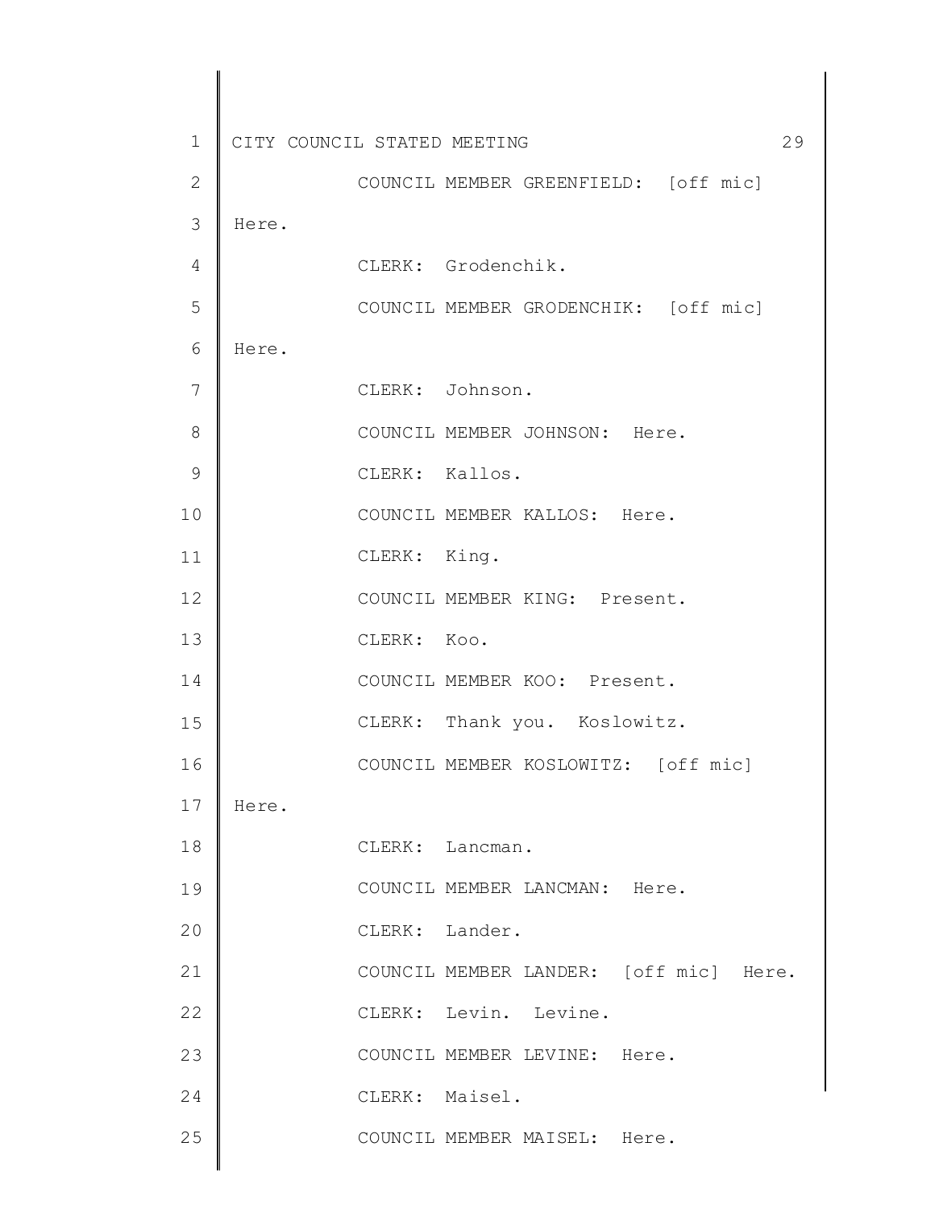COUNCIL MEMBER GREENFIELD: [off mic] Here.

CLERK: Grodenchik.

COUNCIL MEMBER GRODENCHIK: [off mic] Here.

CLERK: Johnson.

COUNCIL MEMBER JOHNSON: Here.

CLERK: Kallos.

COUNCIL MEMBER KALLOS: Here.

CLERK: King.

COUNCIL MEMBER KING: Present.

CLERK: Koo.

COUNCIL MEMBER KOO: Present.

CLERK: Thank you. Koslowitz.

COUNCIL MEMBER KOSLOWITZ: [off mic] Here.

CLERK: Lancman.

COUNCIL MEMBER LANCMAN: Here.

CLERK: Lander.

COUNCIL MEMBER LANDER: [off mic] Here.

CLERK: Levin. Levine.

COUNCIL MEMBER LEVINE: Here.

CLERK: Maisel.

COUNCIL MEMBER MAISEL: Here.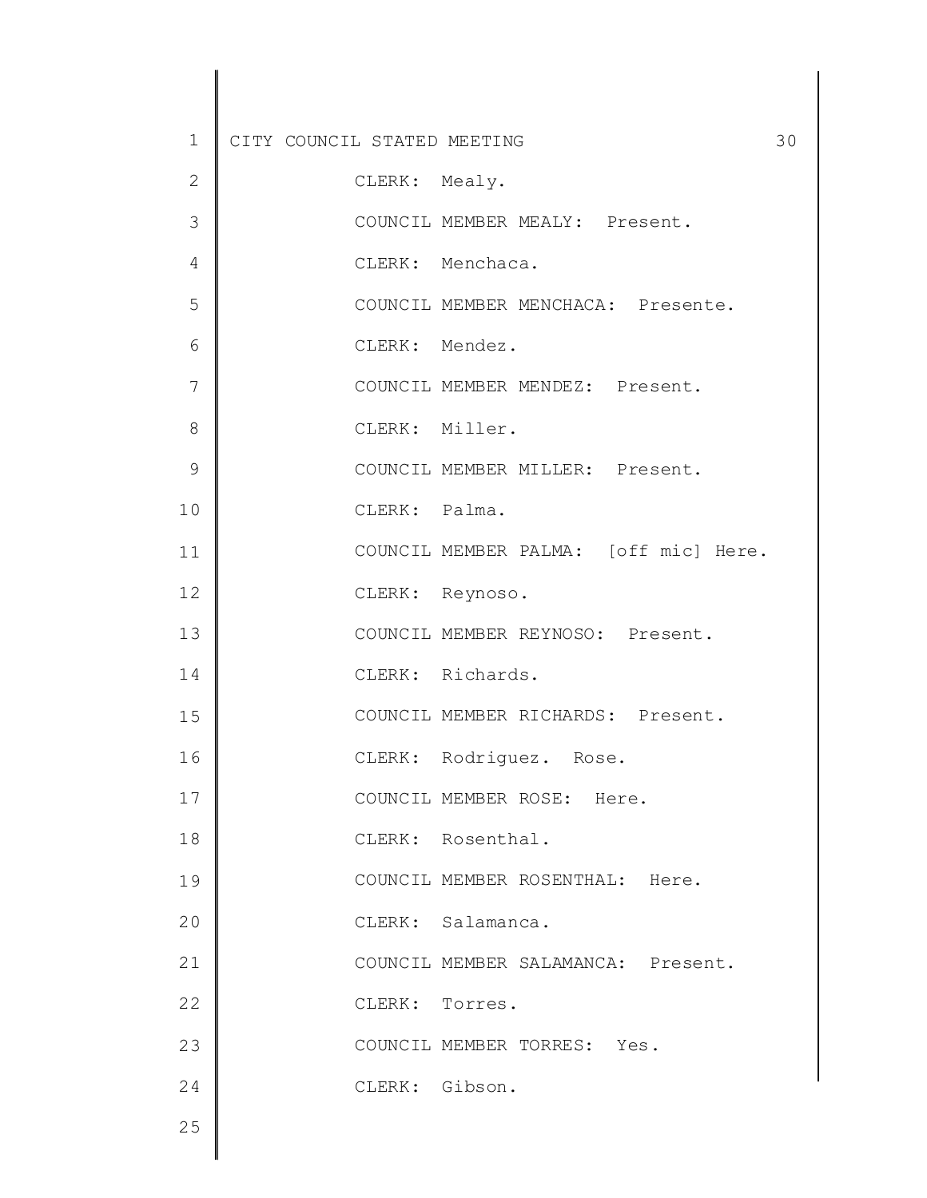CLERK: Mealy.

COUNCIL MEMBER MEALY: Present.

CLERK: Menchaca.

COUNCIL MEMBER MENCHACA: Presente.

CLERK: Mendez.

COUNCIL MEMBER MENDEZ: Present.

CLERK: Miller.

COUNCIL MEMBER MILLER: Present.

CLERK: Palma.

COUNCIL MEMBER PALMA: [off mic] Here.

CLERK: Reynoso.

COUNCIL MEMBER REYNOSO: Present.

CLERK: Richards.

COUNCIL MEMBER RICHARDS: Present.

CLERK: Rodriguez. Rose.

COUNCIL MEMBER ROSE: Here.

CLERK: Rosenthal.

COUNCIL MEMBER ROSENTHAL: Here.

CLERK: Salamanca.

COUNCIL MEMBER SALAMANCA: Present.

CLERK: Torres.

COUNCIL MEMBER TORRES: Yes.

CLERK: Gibson.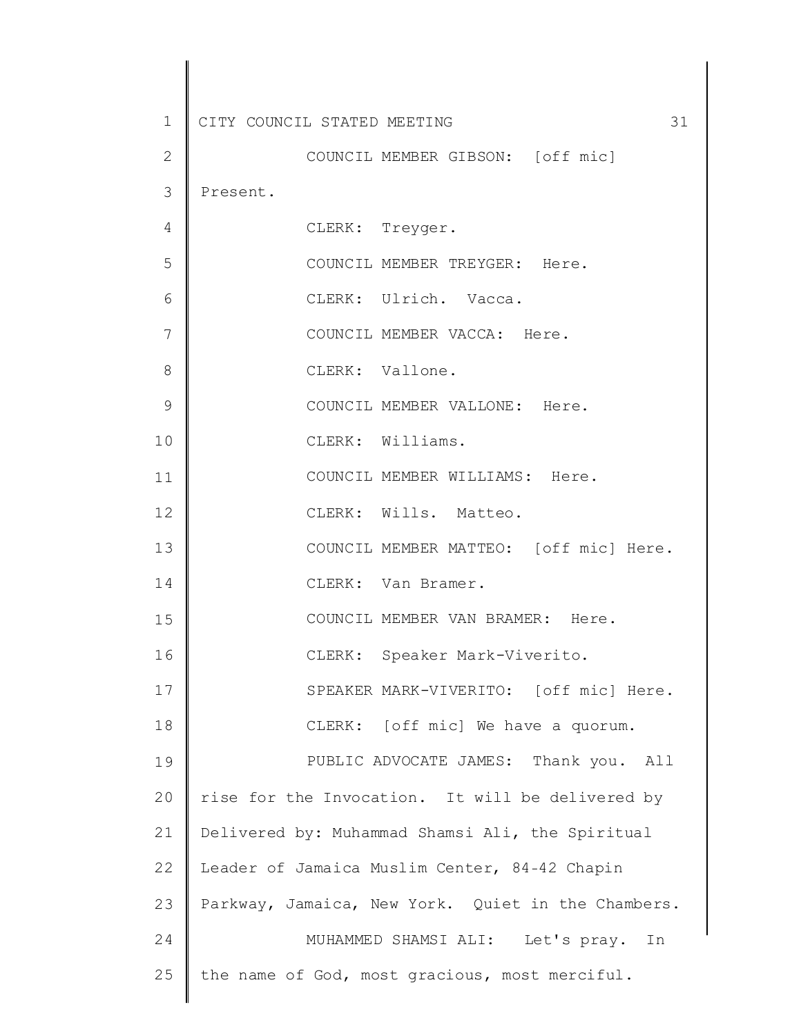COUNCIL MEMBER GIBSON: [off mic] Present.

CLERK: Treyger.

COUNCIL MEMBER TREYGER: Here.

CLERK: Ulrich. Vacca.

COUNCIL MEMBER VACCA: Here.

CLERK: Vallone.

COUNCIL MEMBER VALLONE: Here.

CLERK: Williams.

COUNCIL MEMBER WILLIAMS: Here.

CLERK: Wills. Matteo.

COUNCIL MEMBER MATTEO: [off mic] Here.

CLERK: Van Bramer.

COUNCIL MEMBER VAN BRAMER: Here.

CLERK: Speaker Mark-Viverito.

SPEAKER MARK-VIVERITO: [off mic] Here.

CLERK: [off mic] We have a quorum.

PUBLIC ADVOCATE JAMES: Thank you. All rise for the Invocation. It will be delivered by Delivered by: Muhammad Shamsi Ali, the Spiritual Leader of Jamaica Muslim Center, 84-42 Chapin Parkway, Jamaica, New York. Quiet in the Chambers.

MUHAMMED SHAMSI ALI: Let's pray. In the name of God, most gracious, most merciful.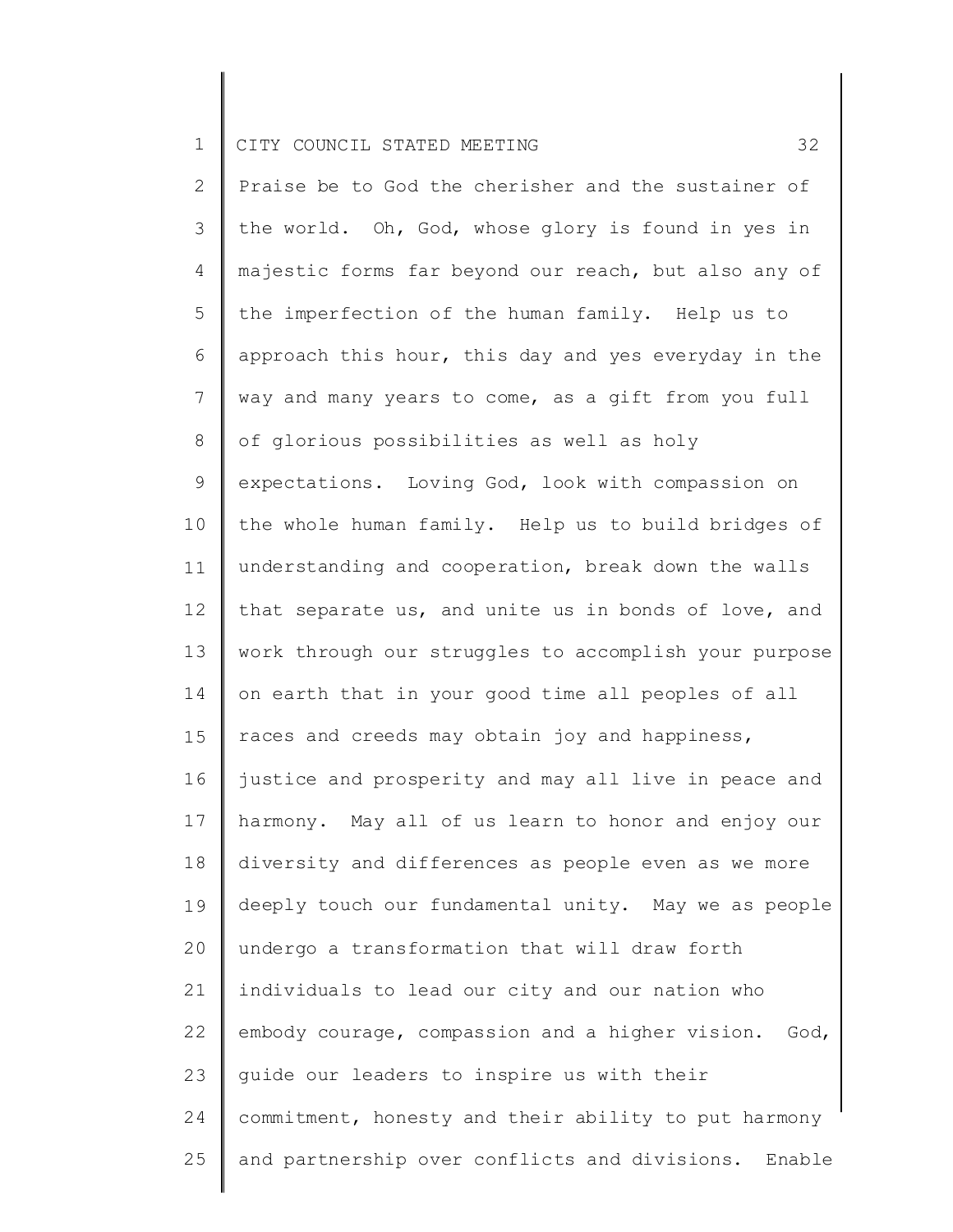Praise be to God the cherisher and the sustainer of the world. Oh, God, whose glory is found in yes in majestic forms far beyond our reach, but also any of the imperfection of the human family. Help us to approach this hour, this day and yes everyday in the way and many years to come, as a gift from you full of glorious possibilities as well as holy expectations. Loving God, look with compassion on the whole human family. Help us to build bridges of understanding and cooperation, break down the walls that separate us, and unite us in bonds of love, and work through our struggles to accomplish your purpose on earth that in your good time all peoples of all races and creeds may obtain joy and happiness, justice and prosperity and may all live in peace and harmony. May all of us learn to honor and enjoy our diversity and differences as people even as we more deeply touch our fundamental unity. May we as people undergo a transformation that will draw forth individuals to lead our city and our nation who embody courage, compassion and a higher vision. God, guide our leaders to inspire us with their commitment, honesty and their ability to put harmony and partnership over conflicts and divisions. Enable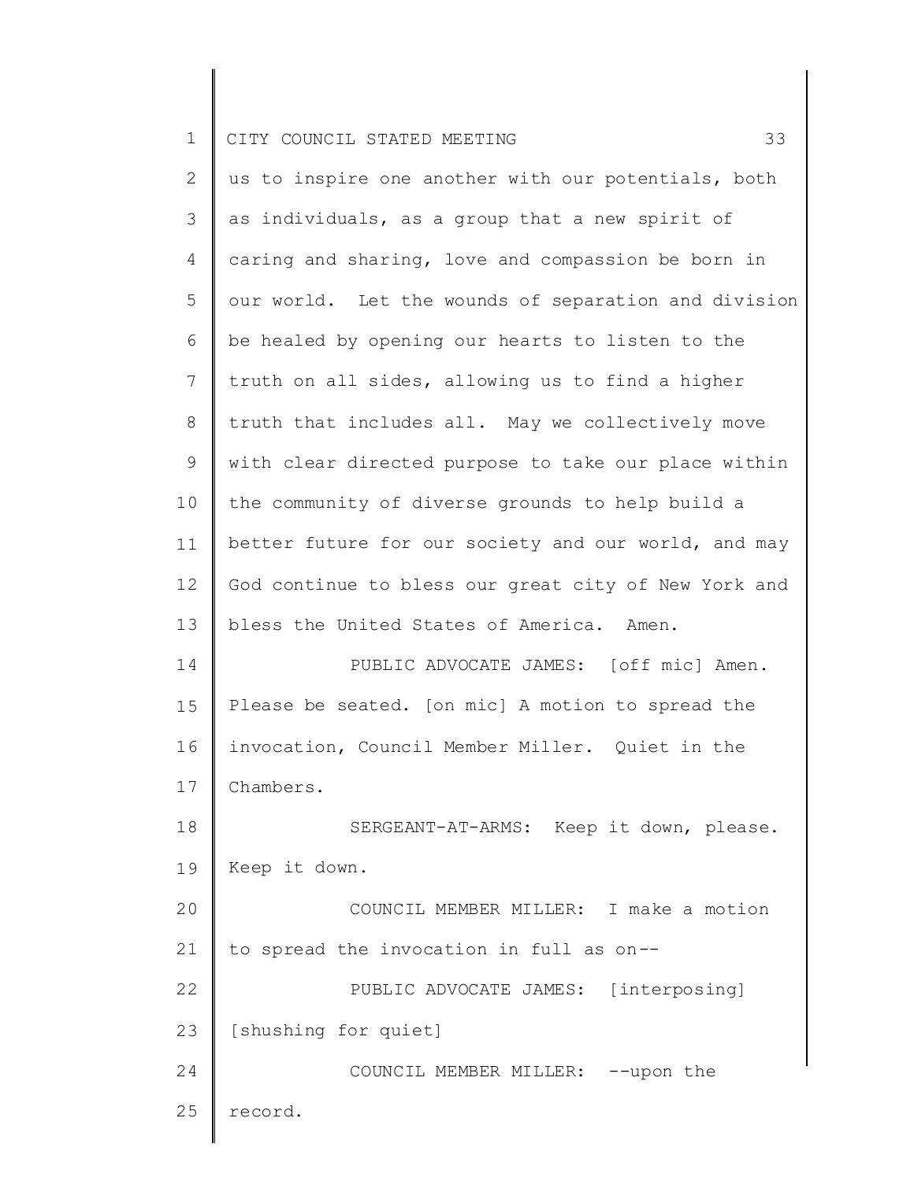us to inspire one another with our potentials, both as individuals, as a group that a new spirit of caring and sharing, love and compassion be born in our world. Let the wounds of separation and division be healed by opening our hearts to listen to the truth on all sides, allowing us to find a higher truth that includes all. May we collectively move with clear directed purpose to take our place within the community of diverse grounds to help build a better future for our society and our world, and may God continue to bless our great city of New York and bless the United States of America. Amen.

PUBLIC ADVOCATE JAMES: [off mic] Amen. Please be seated. [on mic] A motion to spread the invocation, Council Member Miller. Quiet in the Chambers.

SERGEANT-AT-ARMS: Keep it down, please. Keep it down.

COUNCIL MEMBER MILLER: I make a motion to spread the invocation in full as on--

PUBLIC ADVOCATE JAMES: [interposing] [shushing for quiet]

COUNCIL MEMBER MILLER: --upon the record.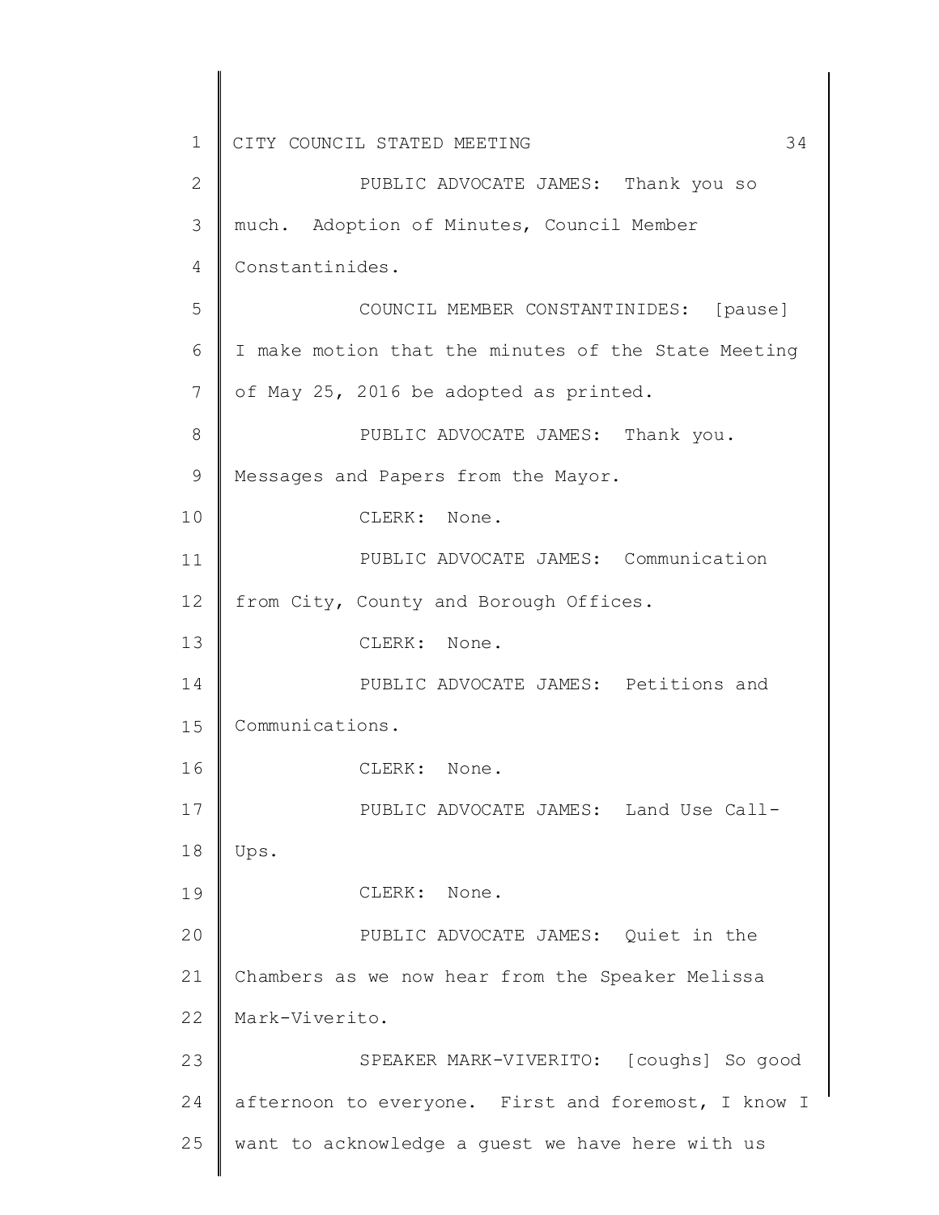PUBLIC ADVOCATE JAMES: Thank you so much. Adoption of Minutes, Council Member Constantinides.

COUNCIL MEMBER CONSTANTINIDES: [pause] I make motion that the minutes of the State Meeting of May 25, 2016 be adopted as printed.

PUBLIC ADVOCATE JAMES: Thank you. Messages and Papers from the Mayor.

CLERK: None.

PUBLIC ADVOCATE JAMES: Communication from City, County and Borough Offices.

CLERK: None.

PUBLIC ADVOCATE JAMES: Petitions and Communications.

CLERK: None.

PUBLIC ADVOCATE JAMES: Land Use Call-Ups.

CLERK: None.

PUBLIC ADVOCATE JAMES: Quiet in the Chambers as we now hear from the Speaker Melissa Mark-Viverito.

SPEAKER MARK-VIVERITO: [coughs] So good afternoon to everyone. First and foremost, I know I want to acknowledge a guest we have here with us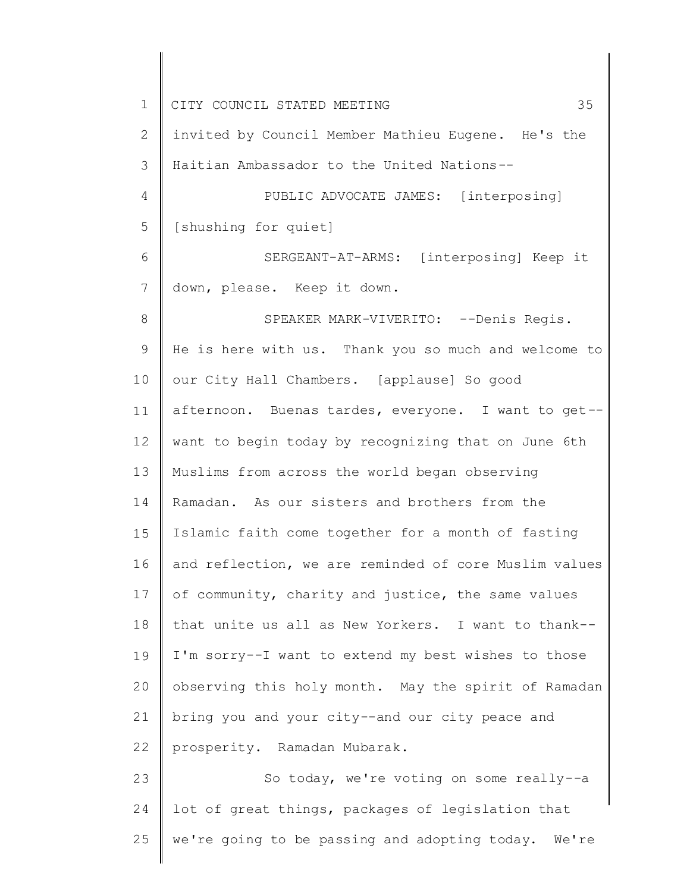invited by Council Member Mathieu Eugene. He's the Haitian Ambassador to the United Nations--

PUBLIC ADVOCATE JAMES: [interposing] [shushing for quiet]

SERGEANT-AT-ARMS: [interposing] Keep it down, please. Keep it down.

SPEAKER MARK-VIVERITO: --Denis Regis. He is here with us. Thank you so much and welcome to our City Hall Chambers. [applause] So good afternoon. Buenas tardes, everyone. I want to get--want to begin today by recognizing that on June 6th Muslims from across the world began observing Ramadan. As our sisters and brothers from the Islamic faith come together for a month of fasting and reflection, we are reminded of core Muslim values of community, charity and justice, the same values that unite us all as New Yorkers. I want to thank--I'm sorry--I want to extend my best wishes to those observing this holy month. May the spirit of Ramadan bring you and your city--and our city peace and prosperity. Ramadan Mubarak.

So today, we're voting on some really--a lot of great things, packages of legislation that we're going to be passing and adopting today. We're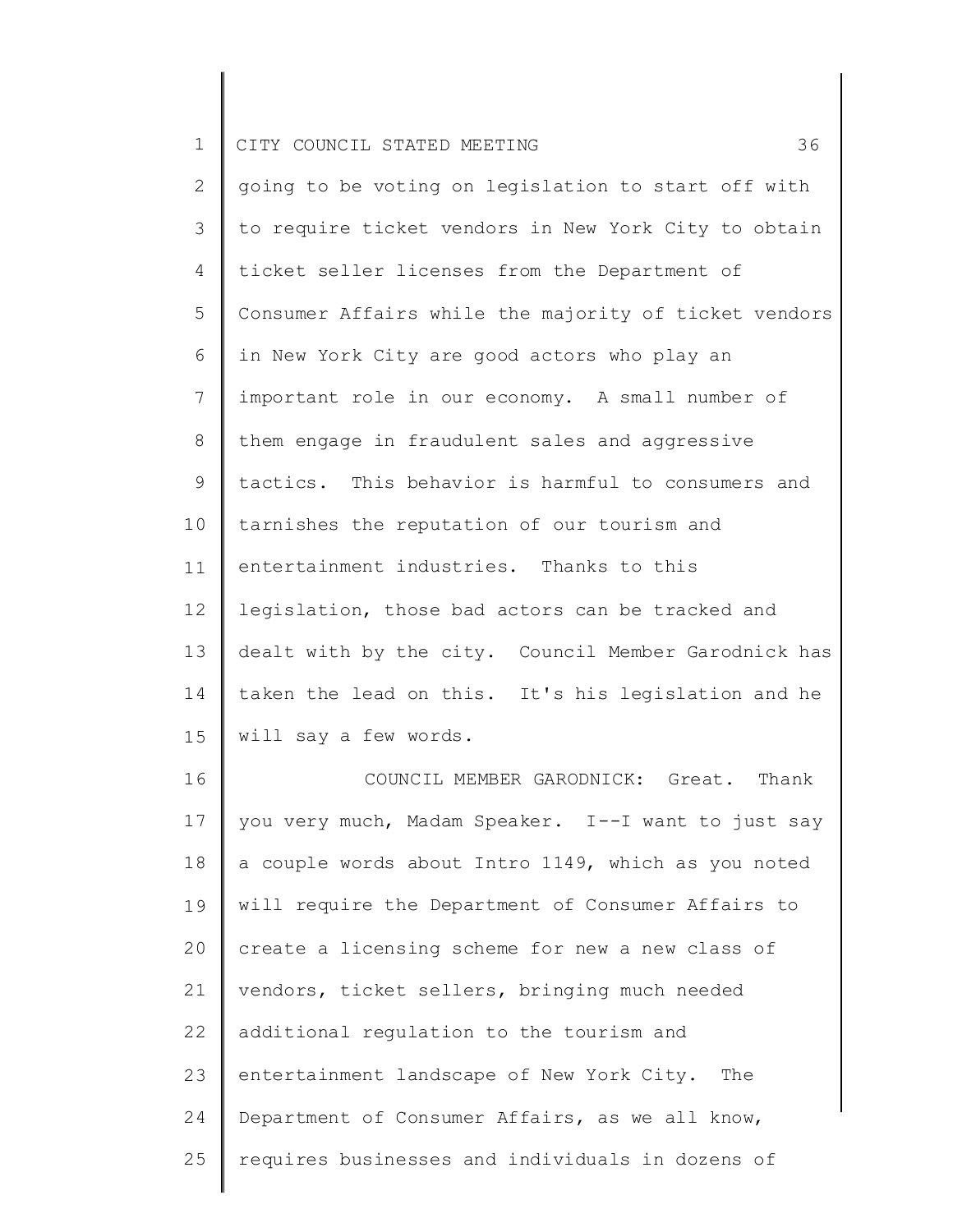going to be voting on legislation to start off with to require ticket vendors in New York City to obtain ticket seller licenses from the Department of Consumer Affairs while the majority of ticket vendors in New York City are good actors who play an important role in our economy. A small number of them engage in fraudulent sales and aggressive tactics. This behavior is harmful to consumers and tarnishes the reputation of our tourism and entertainment industries. Thanks to this legislation, those bad actors can be tracked and dealt with by the city. Council Member Garodnick has taken the lead on this. It's his legislation and he will say a few words.

COUNCIL MEMBER GARODNICK: Great. Thank you very much, Madam Speaker. I--I want to just say a couple words about Intro 1149, which as you noted will require the Department of Consumer Affairs to create a licensing scheme for new a new class of vendors, ticket sellers, bringing much needed additional regulation to the tourism and entertainment landscape of New York City. The Department of Consumer Affairs, as we all know, requires businesses and individuals in dozens of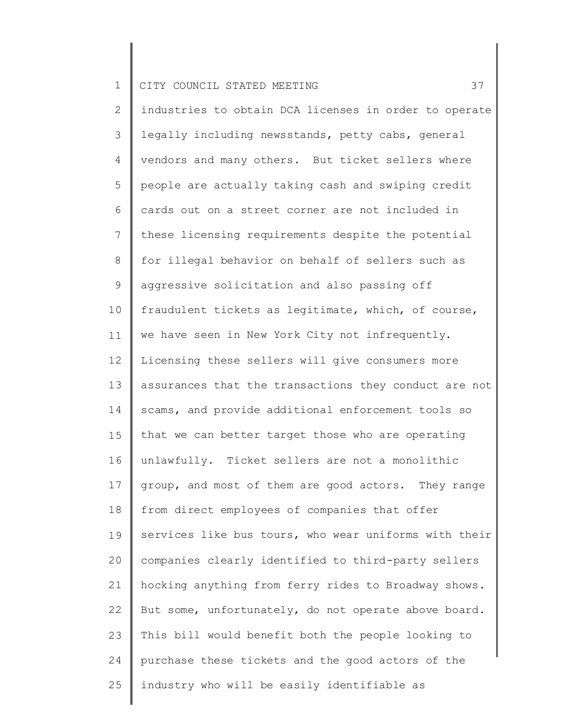industries to obtain DCA licenses in order to operate legally including newsstands, petty cabs, general vendors and many others. But ticket sellers where people are actually taking cash and swiping credit cards out on a street corner are not included in these licensing requirements despite the potential for illegal behavior on behalf of sellers such as aggressive solicitation and also passing off fraudulent tickets as legitimate, which, of course, we have seen in New York City not infrequently. Licensing these sellers will give consumers more assurances that the transactions they conduct are not scams, and provide additional enforcement tools so that we can better target those who are operating unlawfully. Ticket sellers are not a monolithic group, and most of them are good actors. They range from direct employees of companies that offer services like bus tours, who wear uniforms with their companies clearly identified to third-party sellers hocking anything from ferry rides to Broadway shows. But some, unfortunately, do not operate above board. This bill would benefit both the people looking to purchase these tickets and the good actors of the industry who will be easily identifiable as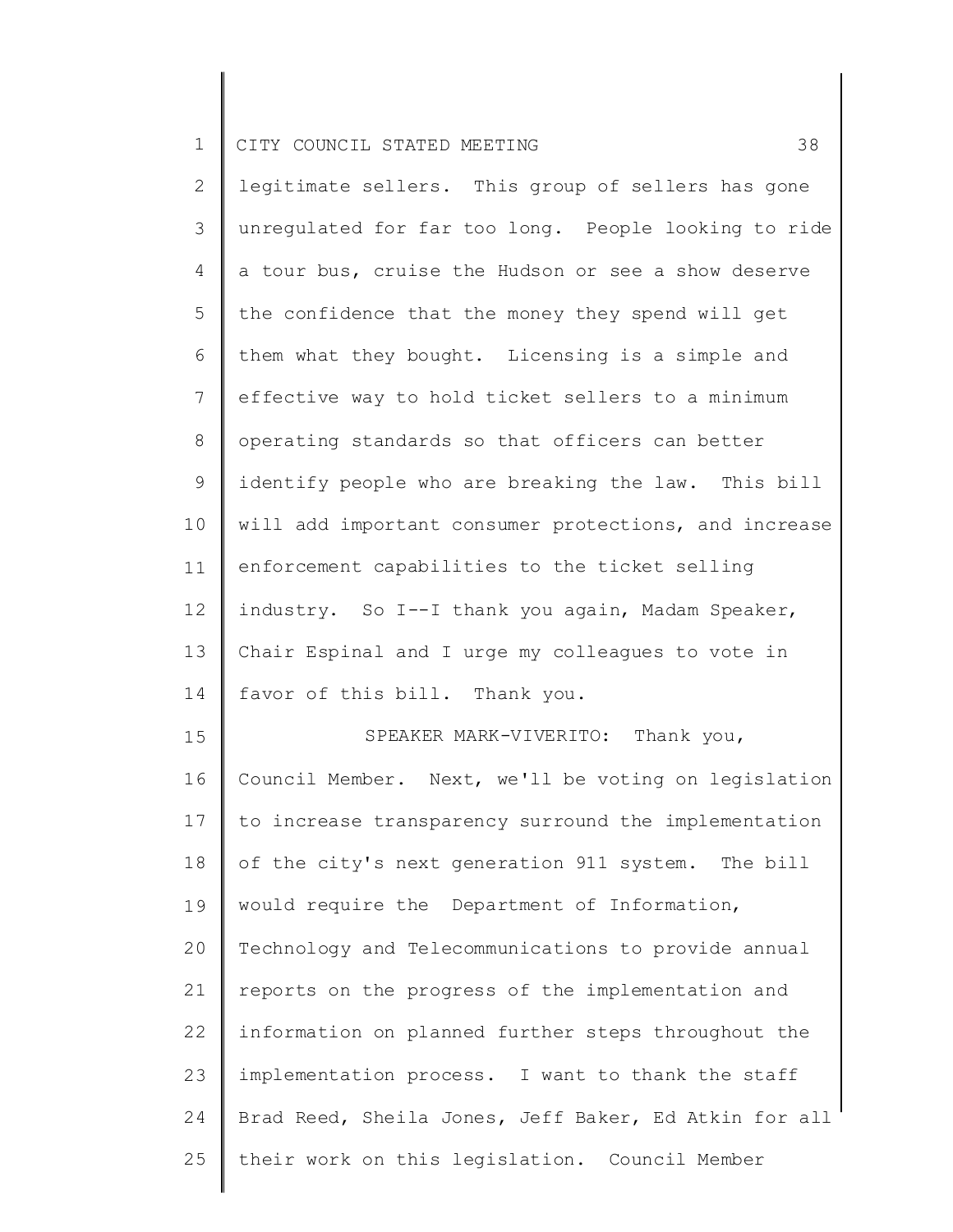legitimate sellers. This group of sellers has gone unregulated for far too long. People looking to ride a tour bus, cruise the Hudson or see a show deserve the confidence that the money they spend will get them what they bought. Licensing is a simple and effective way to hold ticket sellers to a minimum operating standards so that officers can better identify people who are breaking the law. This bill will add important consumer protections, and increase enforcement capabilities to the ticket selling industry. So I--I thank you again, Madam Speaker, Chair Espinal and I urge my colleagues to vote in favor of this bill. Thank you.

SPEAKER MARK-VIVERITO: Thank you, Council Member. Next, we'll be voting on legislation to increase transparency surround the implementation of the city's next generation 911 system. The bill would require the Department of Information, Technology and Telecommunications to provide annual reports on the progress of the implementation and information on planned further steps throughout the implementation process. I want to thank the staff Brad Reed, Sheila Jones, Jeff Baker, Ed Atkin for all their work on this legislation. Council Member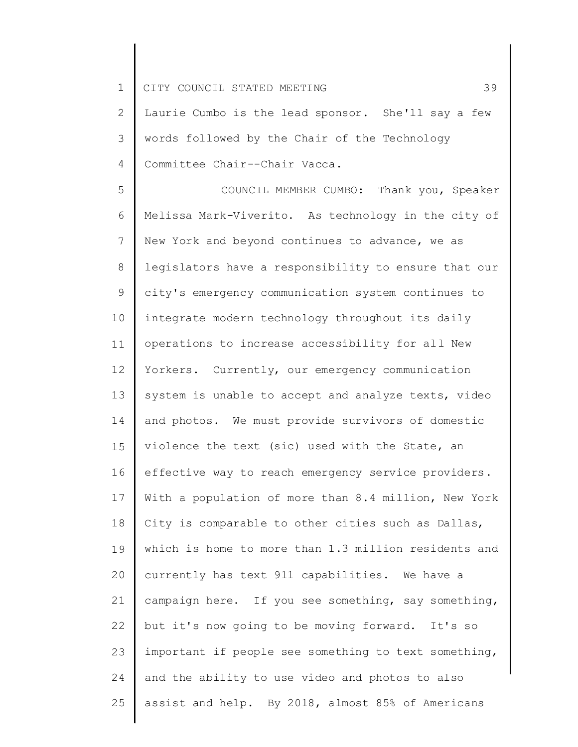Laurie Cumbo is the lead sponsor. She'll say a few words followed by the Chair of the Technology Committee Chair--Chair Vacca.

COUNCIL MEMBER CUMBO: Thank you, Speaker Melissa Mark-Viverito. As technology in the city of New York and beyond continues to advance, we as legislators have a responsibility to ensure that our city's emergency communication system continues to integrate modern technology throughout its daily operations to increase accessibility for all New Yorkers. Currently, our emergency communication system is unable to accept and analyze texts, video and photos. We must provide survivors of domestic violence the text (sic) used with the State, an effective way to reach emergency service providers. With a population of more than 8.4 million, New York City is comparable to other cities such as Dallas, which is home to more than 1.3 million residents and currently has text 911 capabilities. We have a campaign here. If you see something, say something, but it's now going to be moving forward. It's so important if people see something to text something, and the ability to use video and photos to also assist and help. By 2018, almost 85% of Americans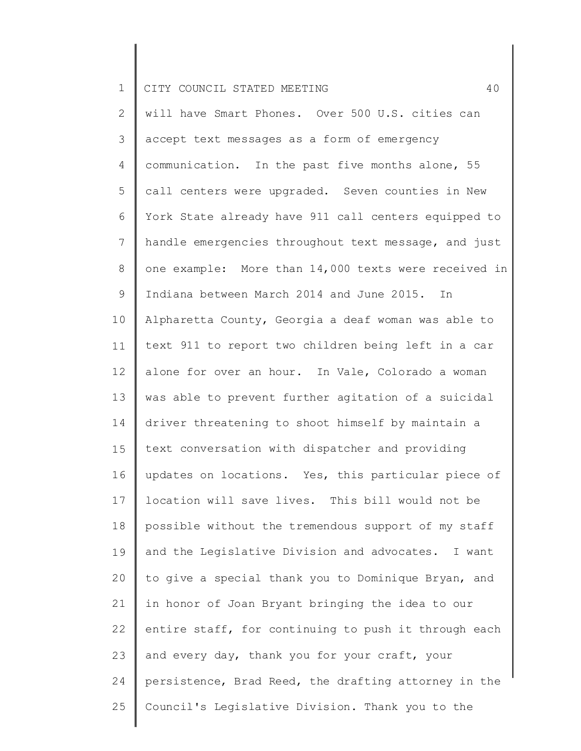will have Smart Phones. Over 500 U.S. cities can accept text messages as a form of emergency communication. In the past five months alone, 55 call centers were upgraded. Seven counties in New York State already have 911 call centers equipped to handle emergencies throughout text message, and just one example: More than 14,000 texts were received in Indiana between March 2014 and June 2015. In Alpharetta County, Georgia a deaf woman was able to text 911 to report two children being left in a car alone for over an hour. In Vale, Colorado a woman was able to prevent further agitation of a suicidal driver threatening to shoot himself by maintain a text conversation with dispatcher and providing updates on locations. Yes, this particular piece of location will save lives. This bill would not be possible without the tremendous support of my staff and the Legislative Division and advocates. I want to give a special thank you to Dominique Bryan, and in honor of Joan Bryant bringing the idea to our entire staff, for continuing to push it through each and every day, thank you for your craft, your persistence, Brad Reed, the drafting attorney in the Council's Legislative Division. Thank you to the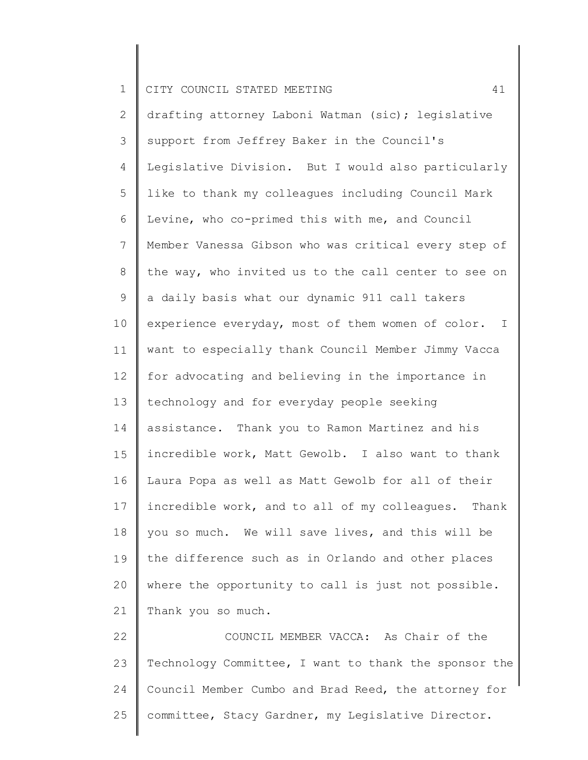drafting attorney Laboni Watman (sic); legislative support from Jeffrey Baker in the Council's Legislative Division. But I would also particularly like to thank my colleagues including Council Mark Levine, who co-primed this with me, and Council Member Vanessa Gibson who was critical every step of the way, who invited us to the call center to see on a daily basis what our dynamic 911 call takers experience everyday, most of them women of color. I want to especially thank Council Member Jimmy Vacca for advocating and believing in the importance in technology and for everyday people seeking assistance. Thank you to Ramon Martinez and his incredible work, Matt Gewolb. I also want to thank Laura Popa as well as Matt Gewolb for all of their incredible work, and to all of my colleagues. Thank you so much. We will save lives, and this will be the difference such as in Orlando and other places where the opportunity to call is just not possible. Thank you so much.

COUNCIL MEMBER VACCA: As Chair of the Technology Committee, I want to thank the sponsor the Council Member Cumbo and Brad Reed, the attorney for committee, Stacy Gardner, my Legislative Director.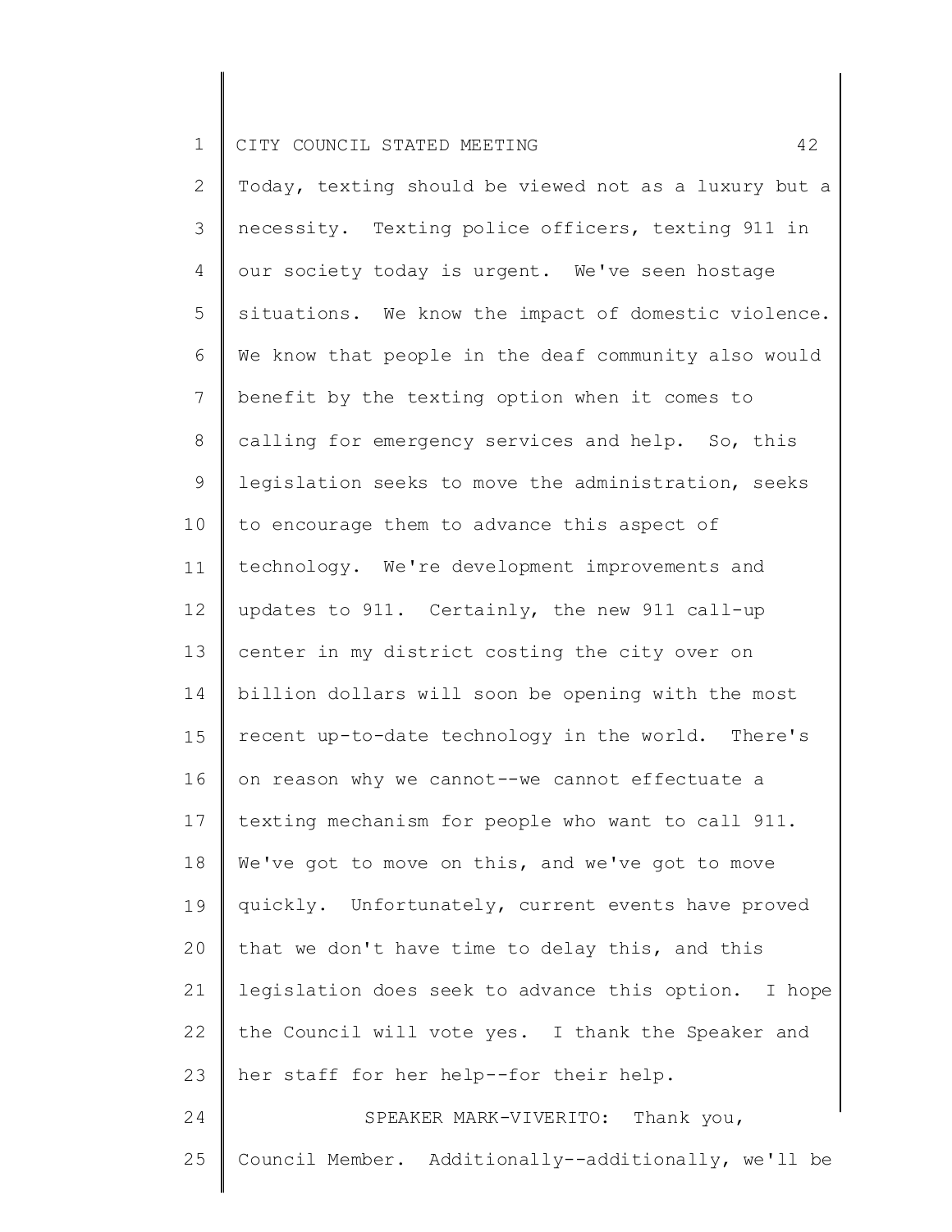Today, texting should be viewed not as a luxury but a necessity. Texting police officers, texting 911 in our society today is urgent. We've seen hostage situations. We know the impact of domestic violence. We know that people in the deaf community also would benefit by the texting option when it comes to calling for emergency services and help. So, this legislation seeks to move the administration, seeks to encourage them to advance this aspect of technology. We're development improvements and updates to 911. Certainly, the new 911 call-up center in my district costing the city over on billion dollars will soon be opening with the most recent up-to-date technology in the world. There's on reason why we cannot--we cannot effectuate a texting mechanism for people who want to call 911. We've got to move on this, and we've got to move quickly. Unfortunately, current events have proved that we don't have time to delay this, and this legislation does seek to advance this option. I hope the Council will vote yes. I thank the Speaker and her staff for her help--for their help.

SPEAKER MARK-VIVERITO: Thank you, Council Member. Additionally--additionally, we'll be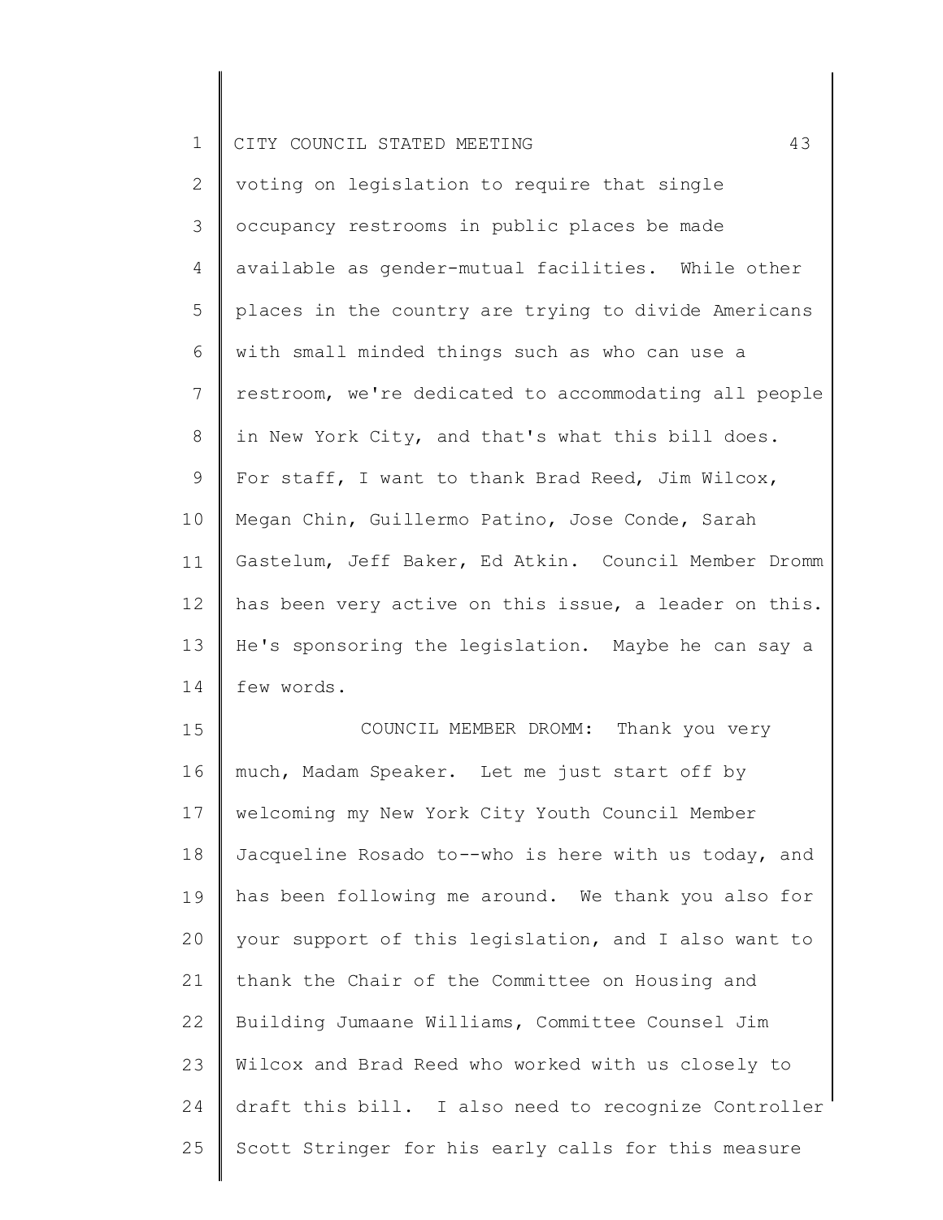voting on legislation to require that single occupancy restrooms in public places be made available as gender-mutual facilities. While other places in the country are trying to divide Americans with small minded things such as who can use a restroom, we're dedicated to accommodating all people in New York City, and that's what this bill does. For staff, I want to thank Brad Reed, Jim Wilcox, Megan Chin, Guillermo Patino, Jose Conde, Sarah Gastelum, Jeff Baker, Ed Atkin. Council Member Dromm has been very active on this issue, a leader on this. He's sponsoring the legislation. Maybe he can say a few words.

COUNCIL MEMBER DROMM: Thank you very much, Madam Speaker. Let me just start off by welcoming my New York City Youth Council Member Jacqueline Rosado to--who is here with us today, and has been following me around. We thank you also for your support of this legislation, and I also want to thank the Chair of the Committee on Housing and Building Jumaane Williams, Committee Counsel Jim Wilcox and Brad Reed who worked with us closely to draft this bill. I also need to recognize Controller Scott Stringer for his early calls for this measure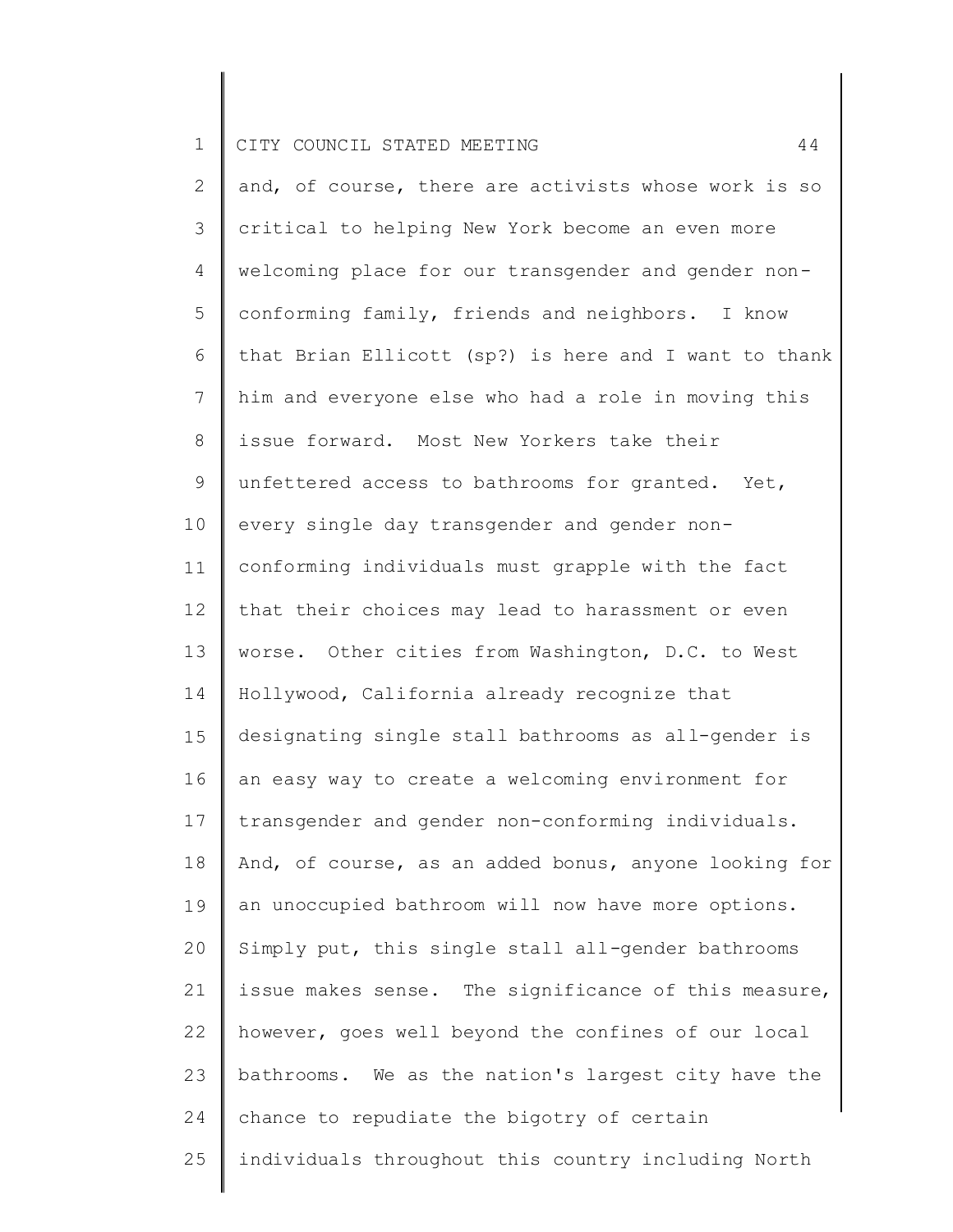and, of course, there are activists whose work is so critical to helping New York become an even more welcoming place for our transgender and gender non-conforming family, friends and neighbors. I know that Brian Ellicott (sp?) is here and I want to thank him and everyone else who had a role in moving this issue forward. Most New Yorkers take their unfettered access to bathrooms for granted. Yet, every single day transgender and gender non-conforming individuals must grapple with the fact that their choices may lead to harassment or even worse. Other cities from Washington, D.C. to West Hollywood, California already recognize that designating single stall bathrooms as all-gender is an easy way to create a welcoming environment for transgender and gender non-conforming individuals. And, of course, as an added bonus, anyone looking for an unoccupied bathroom will now have more options. Simply put, this single stall all-gender bathrooms issue makes sense. The significance of this measure, however, goes well beyond the confines of our local bathrooms. We as the nation's largest city have the chance to repudiate the bigotry of certain individuals throughout this country including North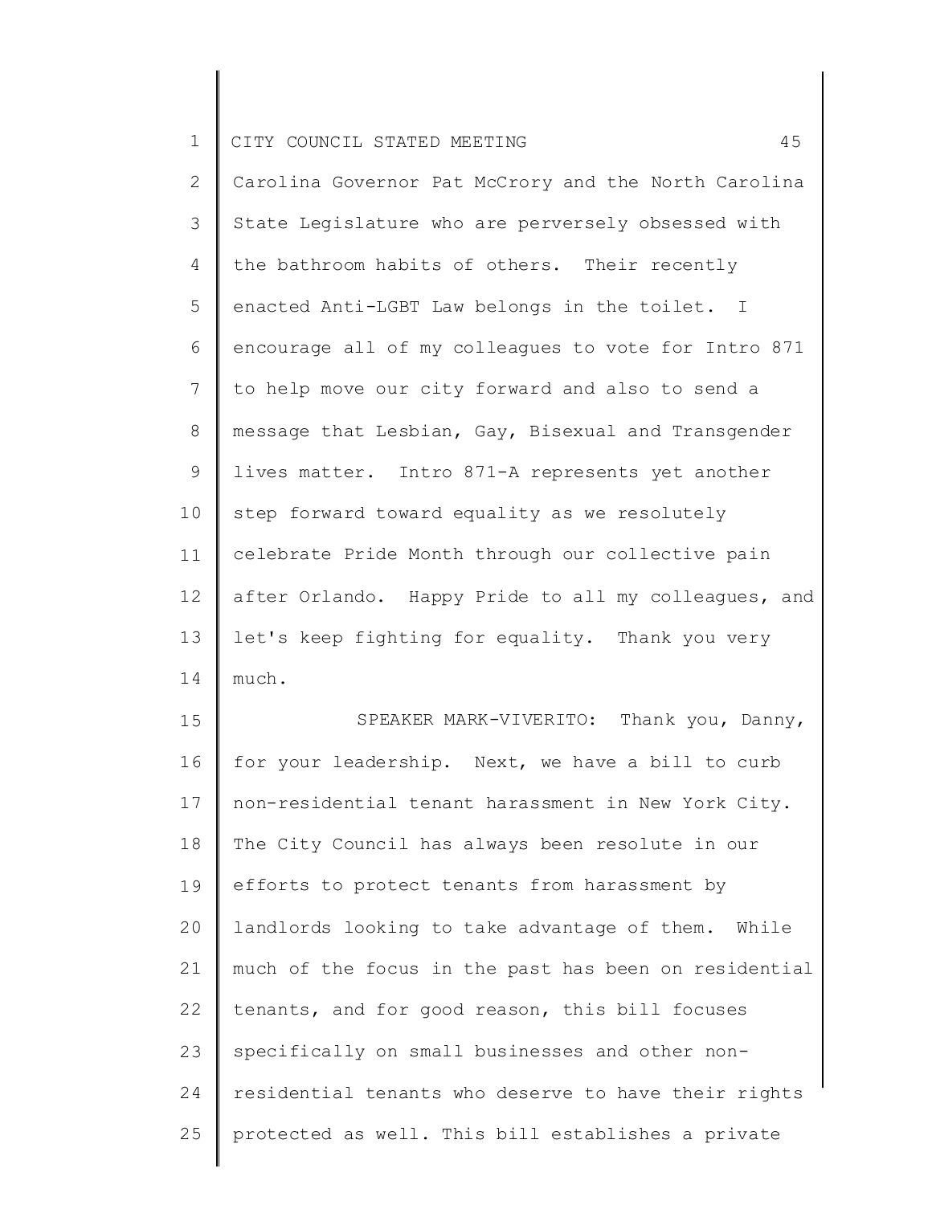Carolina Governor Pat McCrory and the North Carolina State Legislature who are perversely obsessed with the bathroom habits of others. Their recently enacted Anti-LGBT Law belongs in the toilet. I encourage all of my colleagues to vote for Intro 871 to help move our city forward and also to send a message that Lesbian, Gay, Bisexual and Transgender lives matter. Intro 871-A represents yet another step forward toward equality as we resolutely celebrate Pride Month through our collective pain after Orlando. Happy Pride to all my colleagues, and let's keep fighting for equality. Thank you very much.

SPEAKER MARK-VIVERITO: Thank you, Danny, for your leadership. Next, we have a bill to curb non-residential tenant harassment in New York City. The City Council has always been resolute in our efforts to protect tenants from harassment by landlords looking to take advantage of them. While much of the focus in the past has been on residential tenants, and for good reason, this bill focuses specifically on small businesses and other non-residential tenants who deserve to have their rights protected as well. This bill establishes a private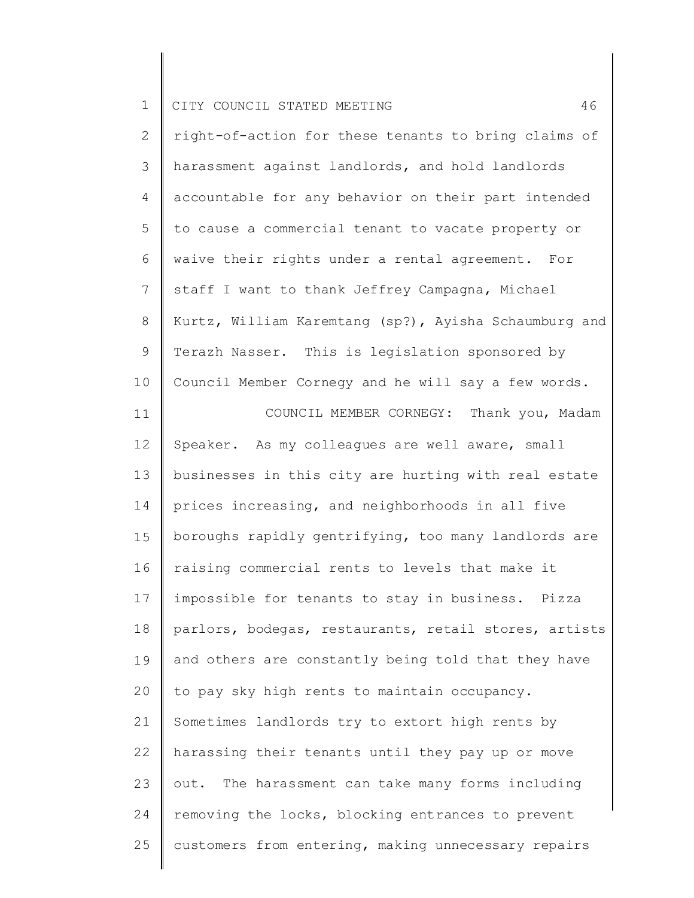right-of-action for these tenants to bring claims of harassment against landlords, and hold landlords accountable for any behavior on their part intended to cause a commercial tenant to vacate property or waive their rights under a rental agreement. For staff I want to thank Jeffrey Campagna, Michael Kurtz, William Karemtang (sp?), Ayisha Schaumburg and Terazh Nasser. This is legislation sponsored by Council Member Cornegy and he will say a few words.

COUNCIL MEMBER CORNEGY: Thank you, Madam Speaker. As my colleagues are well aware, small businesses in this city are hurting with real estate prices increasing, and neighborhoods in all five boroughs rapidly gentrifying, too many landlords are raising commercial rents to levels that make it impossible for tenants to stay in business. Pizza parlors, bodegas, restaurants, retail stores, artists and others are constantly being told that they have to pay sky high rents to maintain occupancy. Sometimes landlords try to extort high rents by harassing their tenants until they pay up or move out. The harassment can take many forms including removing the locks, blocking entrances to prevent customers from entering, making unnecessary repairs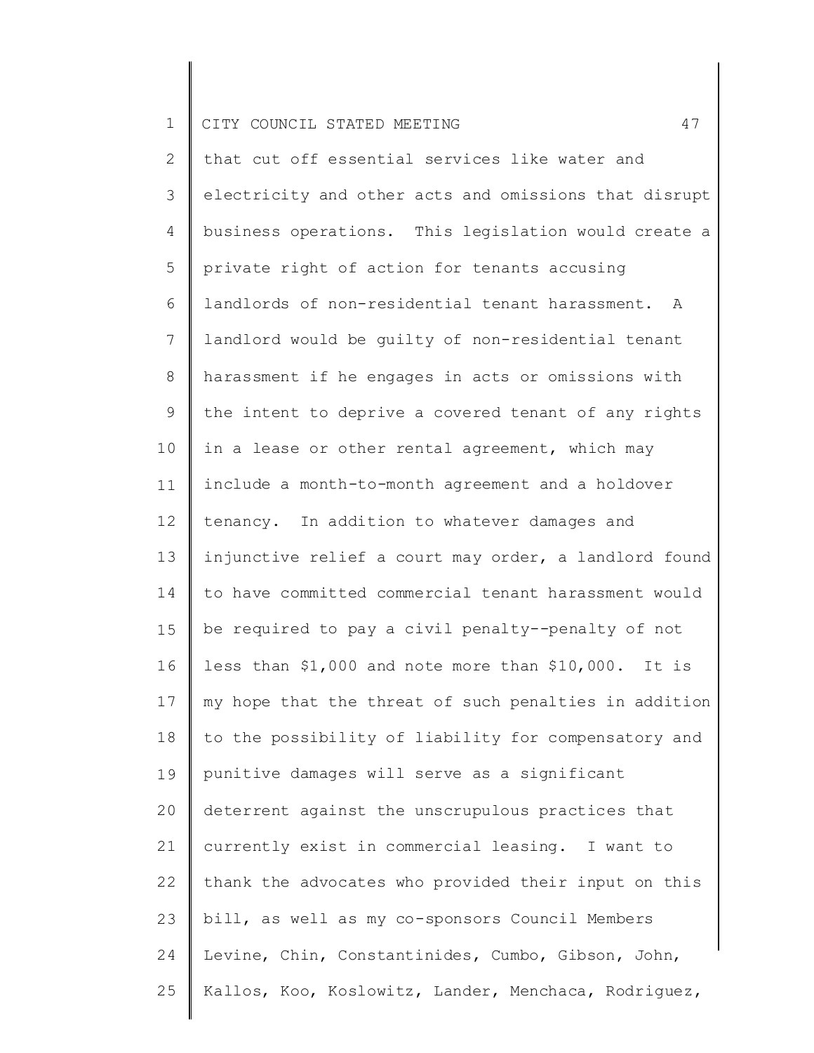that cut off essential services like water and electricity and other acts and omissions that disrupt business operations. This legislation would create a private right of action for tenants accusing landlords of non-residential tenant harassment. A landlord would be guilty of non-residential tenant harassment if he engages in acts or omissions with the intent to deprive a covered tenant of any rights in a lease or other rental agreement, which may include a month-to-month agreement and a holdover tenancy. In addition to whatever damages and injunctive relief a court may order, a landlord found to have committed commercial tenant harassment would be required to pay a civil penalty--penalty of not less than $1,000 and note more than $10,000. It is my hope that the threat of such penalties in addition to the possibility of liability for compensatory and punitive damages will serve as a significant deterrent against the unscrupulous practices that currently exist in commercial leasing. I want to thank the advocates who provided their input on this bill, as well as my co-sponsors Council Members Levine, Chin, Constantinides, Cumbo, Gibson, John, Kallos, Koo, Koslowitz, Lander, Menchaca, Rodriguez,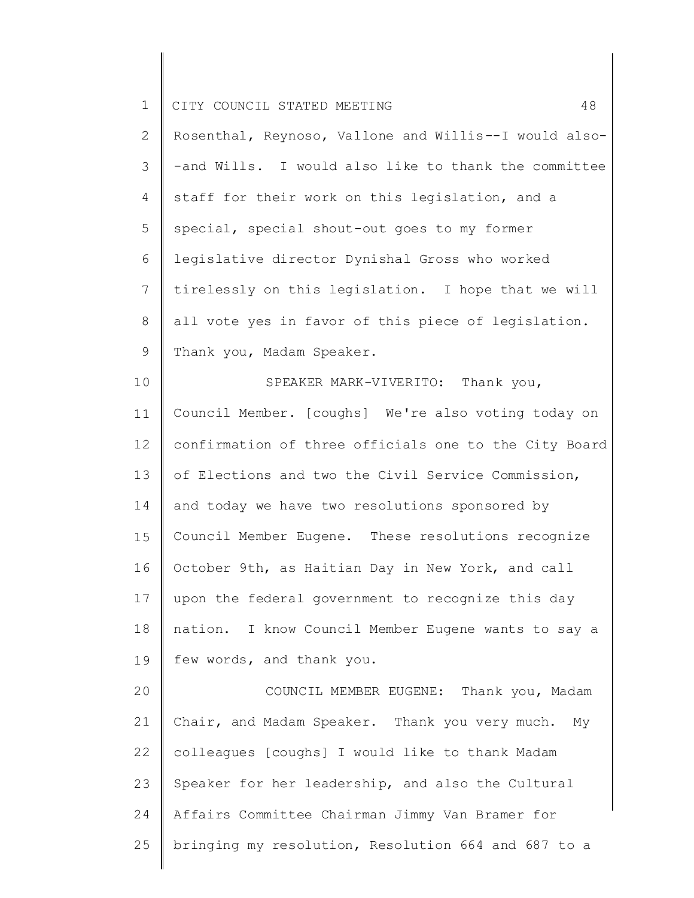Rosenthal, Reynoso, Vallone and Willis--I would also--and Wills. I would also like to thank the committee staff for their work on this legislation, and a special, special shout-out goes to my former legislative director Dynishal Gross who worked tirelessly on this legislation. I hope that we will all vote yes in favor of this piece of legislation. Thank you, Madam Speaker.

SPEAKER MARK-VIVERITO: Thank you, Council Member. [coughs] We're also voting today on confirmation of three officials one to the City Board of Elections and two the Civil Service Commission, and today we have two resolutions sponsored by Council Member Eugene. These resolutions recognize October 9th, as Haitian Day in New York, and call upon the federal government to recognize this day nation. I know Council Member Eugene wants to say a few words, and thank you.

COUNCIL MEMBER EUGENE: Thank you, Madam Chair, and Madam Speaker. Thank you very much. My colleagues [coughs] I would like to thank Madam Speaker for her leadership, and also the Cultural Affairs Committee Chairman Jimmy Van Bramer for bringing my resolution, Resolution 664 and 687 to a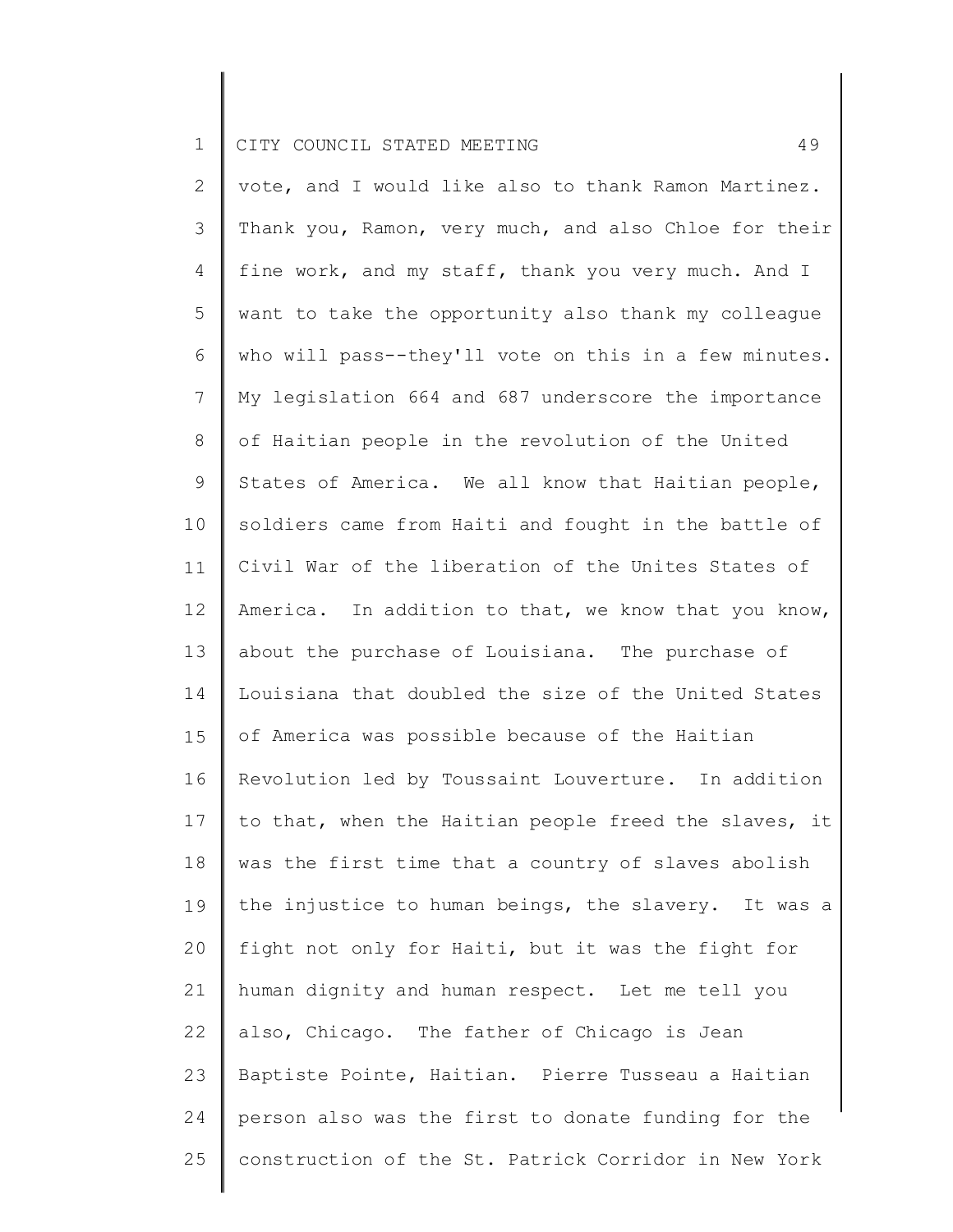vote, and I would like also to thank Ramon Martinez. Thank you, Ramon, very much, and also Chloe for their fine work, and my staff, thank you very much. And I want to take the opportunity also thank my colleague who will pass--they'll vote on this in a few minutes. My legislation 664 and 687 underscore the importance of Haitian people in the revolution of the United States of America. We all know that Haitian people, soldiers came from Haiti and fought in the battle of Civil War of the liberation of the Unites States of America. In addition to that, we know that you know, about the purchase of Louisiana. The purchase of Louisiana that doubled the size of the United States of America was possible because of the Haitian Revolution led by Toussaint Louverture. In addition to that, when the Haitian people freed the slaves, it was the first time that a country of slaves abolish the injustice to human beings, the slavery. It was a fight not only for Haiti, but it was the fight for human dignity and human respect. Let me tell you also, Chicago. The father of Chicago is Jean Baptiste Pointe, Haitian. Pierre Tusseau a Haitian person also was the first to donate funding for the construction of the St. Patrick Corridor in New York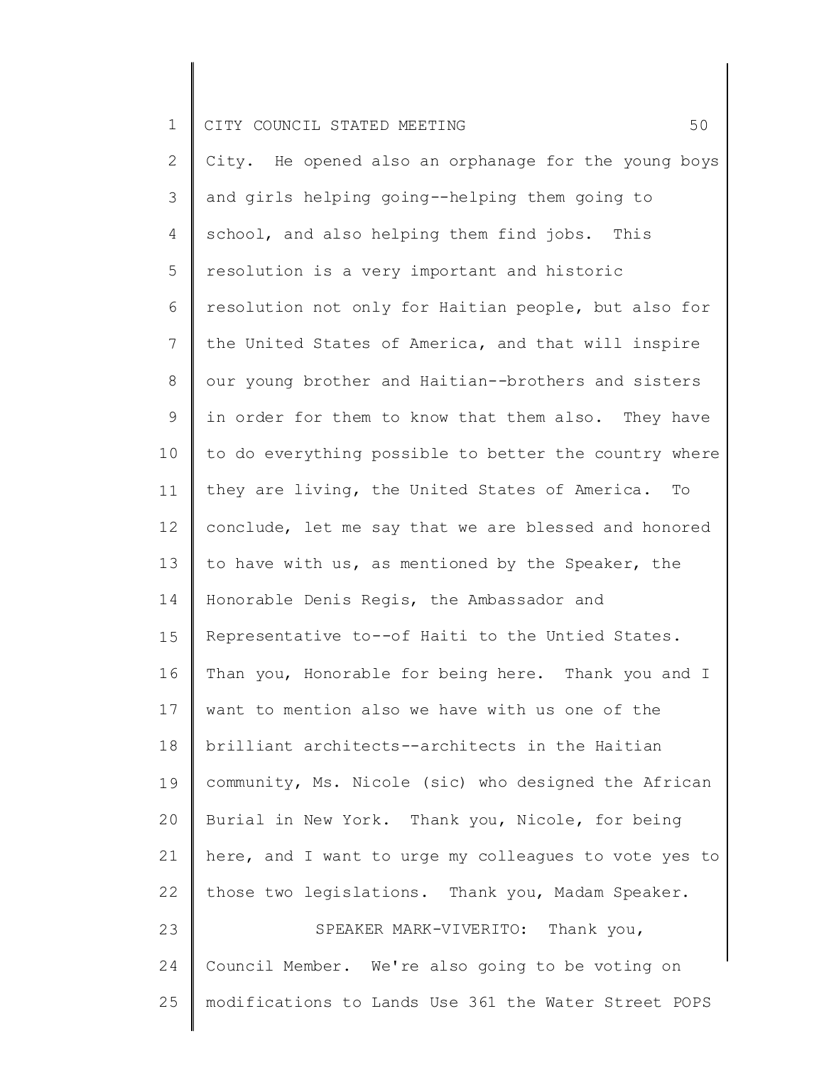City. He opened also an orphanage for the young boys and girls helping going--helping them going to school, and also helping them find jobs. This resolution is a very important and historic resolution not only for Haitian people, but also for the United States of America, and that will inspire our young brother and Haitian--brothers and sisters in order for them to know that them also. They have to do everything possible to better the country where they are living, the United States of America. To conclude, let me say that we are blessed and honored to have with us, as mentioned by the Speaker, the Honorable Denis Regis, the Ambassador and Representative to--of Haiti to the Untied States. Than you, Honorable for being here. Thank you and I want to mention also we have with us one of the brilliant architects--architects in the Haitian community, Ms. Nicole (sic) who designed the African Burial in New York. Thank you, Nicole, for being here, and I want to urge my colleagues to vote yes to those two legislations. Thank you, Madam Speaker.

SPEAKER MARK-VIVERITO: Thank you, Council Member. We're also going to be voting on modifications to Lands Use 361 the Water Street POPS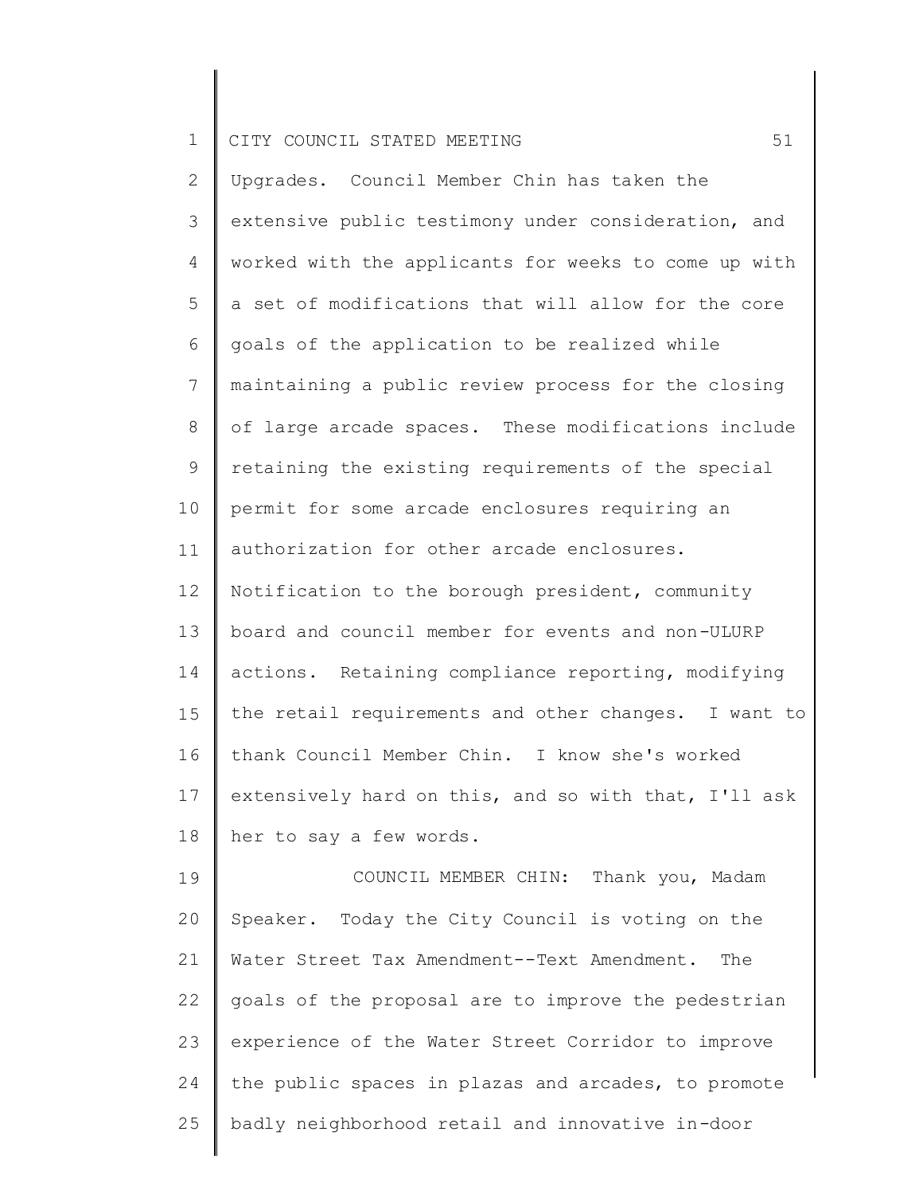Upgrades. Council Member Chin has taken the extensive public testimony under consideration, and worked with the applicants for weeks to come up with a set of modifications that will allow for the core goals of the application to be realized while maintaining a public review process for the closing of large arcade spaces. These modifications include retaining the existing requirements of the special permit for some arcade enclosures requiring an authorization for other arcade enclosures. Notification to the borough president, community board and council member for events and non-ULURP actions. Retaining compliance reporting, modifying the retail requirements and other changes. I want to thank Council Member Chin. I know she's worked extensively hard on this, and so with that, I'll ask her to say a few words.

COUNCIL MEMBER CHIN: Thank you, Madam Speaker. Today the City Council is voting on the Water Street Tax Amendment--Text Amendment. The goals of the proposal are to improve the pedestrian experience of the Water Street Corridor to improve the public spaces in plazas and arcades, to promote badly neighborhood retail and innovative in-door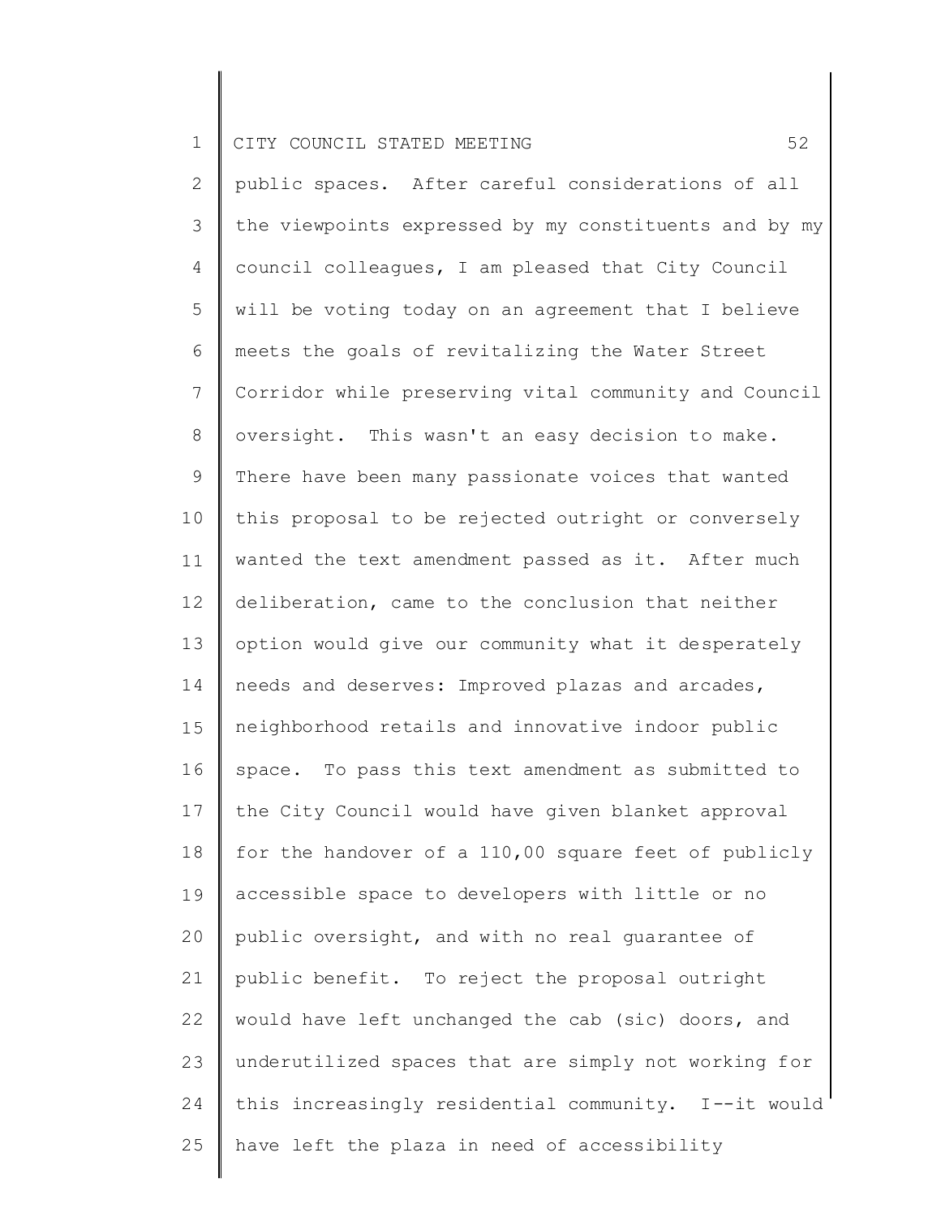public spaces. After careful considerations of all the viewpoints expressed by my constituents and by my council colleagues, I am pleased that City Council will be voting today on an agreement that I believe meets the goals of revitalizing the Water Street Corridor while preserving vital community and Council oversight. This wasn't an easy decision to make. There have been many passionate voices that wanted this proposal to be rejected outright or conversely wanted the text amendment passed as it. After much deliberation, came to the conclusion that neither option would give our community what it desperately needs and deserves: Improved plazas and arcades, neighborhood retails and innovative indoor public space. To pass this text amendment as submitted to the City Council would have given blanket approval for the handover of a 110,00 square feet of publicly accessible space to developers with little or no public oversight, and with no real guarantee of public benefit. To reject the proposal outright would have left unchanged the cab (sic) doors, and underutilized spaces that are simply not working for this increasingly residential community. I--it would have left the plaza in need of accessibility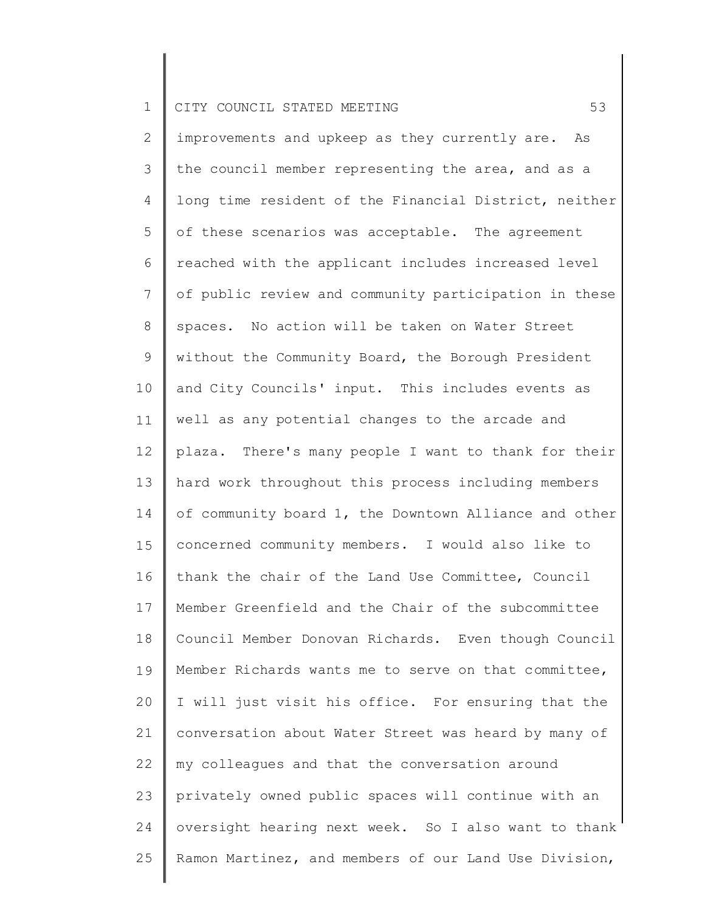improvements and upkeep as they currently are. As the council member representing the area, and as a long time resident of the Financial District, neither of these scenarios was acceptable. The agreement reached with the applicant includes increased level of public review and community participation in these spaces. No action will be taken on Water Street without the Community Board, the Borough President and City Councils' input. This includes events as well as any potential changes to the arcade and plaza. There's many people I want to thank for their hard work throughout this process including members of community board 1, the Downtown Alliance and other concerned community members. I would also like to thank the chair of the Land Use Committee, Council Member Greenfield and the Chair of the subcommittee Council Member Donovan Richards. Even though Council Member Richards wants me to serve on that committee, I will just visit his office. For ensuring that the conversation about Water Street was heard by many of my colleagues and that the conversation around privately owned public spaces will continue with an oversight hearing next week. So I also want to thank Ramon Martinez, and members of our Land Use Division,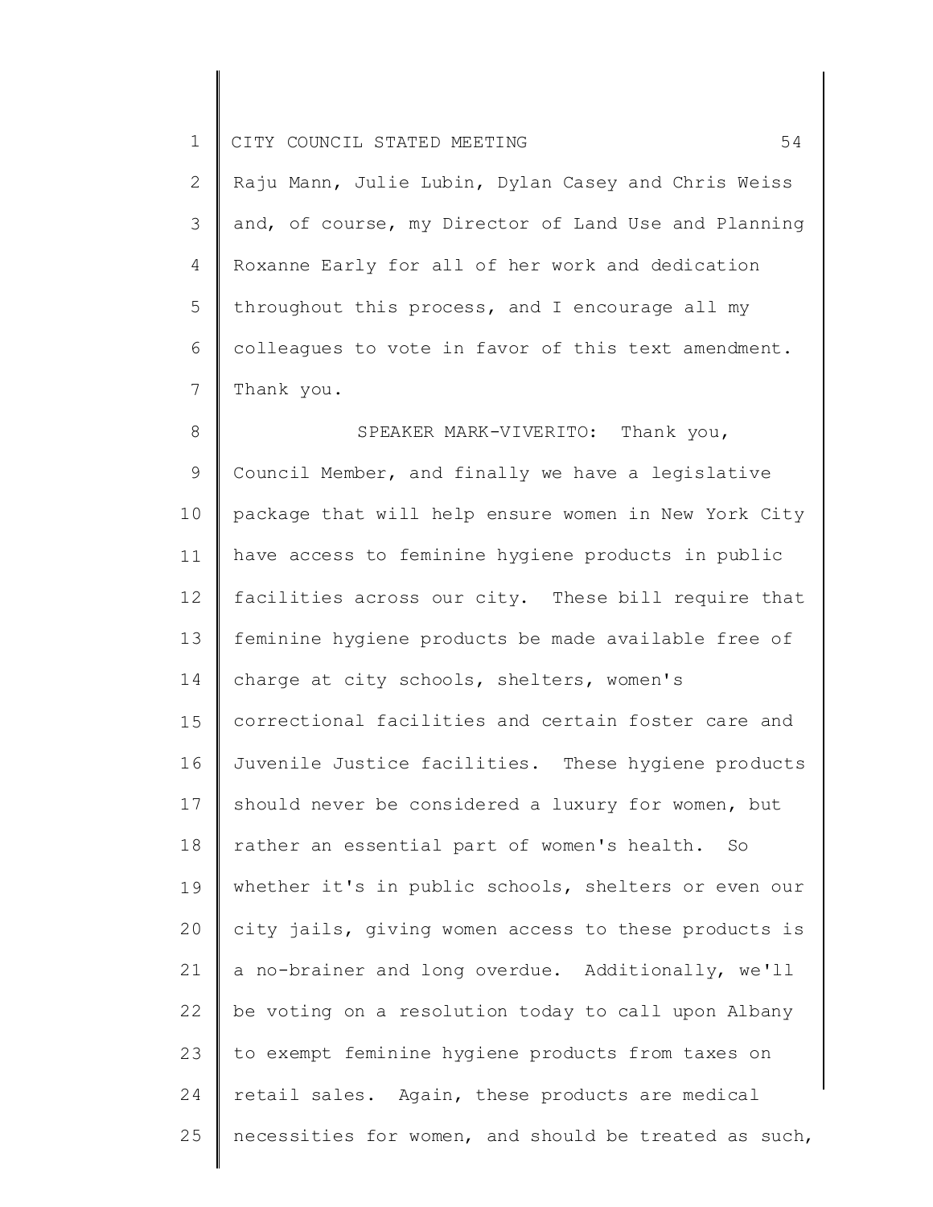Raju Mann, Julie Lubin, Dylan Casey and Chris Weiss and, of course, my Director of Land Use and Planning Roxanne Early for all of her work and dedication throughout this process, and I encourage all my colleagues to vote in favor of this text amendment. Thank you.

SPEAKER MARK-VIVERITO: Thank you, Council Member, and finally we have a legislative package that will help ensure women in New York City have access to feminine hygiene products in public facilities across our city. These bill require that feminine hygiene products be made available free of charge at city schools, shelters, women's correctional facilities and certain foster care and Juvenile Justice facilities. These hygiene products should never be considered a luxury for women, but rather an essential part of women's health. So whether it's in public schools, shelters or even our city jails, giving women access to these products is a no-brainer and long overdue. Additionally, we'll be voting on a resolution today to call upon Albany to exempt feminine hygiene products from taxes on retail sales. Again, these products are medical necessities for women, and should be treated as such,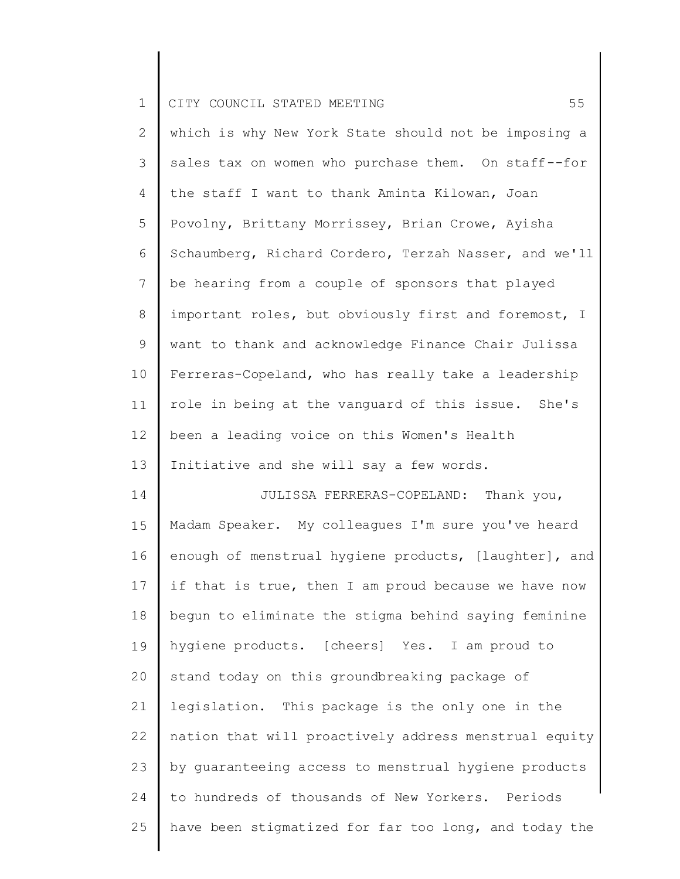which is why New York State should not be imposing a sales tax on women who purchase them. On staff--for the staff I want to thank Aminta Kilowan, Joan Povolny, Brittany Morrissey, Brian Crowe, Ayisha Schaumberg, Richard Cordero, Terzah Nasser, and we'll be hearing from a couple of sponsors that played important roles, but obviously first and foremost, I want to thank and acknowledge Finance Chair Julissa Ferreras-Copeland, who has really take a leadership role in being at the vanguard of this issue. She's been a leading voice on this Women's Health Initiative and she will say a few words.

JULISSA FERRERAS-COPELAND: Thank you, Madam Speaker. My colleagues I'm sure you've heard enough of menstrual hygiene products, [laughter], and if that is true, then I am proud because we have now begun to eliminate the stigma behind saying feminine hygiene products. [cheers] Yes. I am proud to stand today on this groundbreaking package of legislation. This package is the only one in the nation that will proactively address menstrual equity by guaranteeing access to menstrual hygiene products to hundreds of thousands of New Yorkers. Periods have been stigmatized for far too long, and today the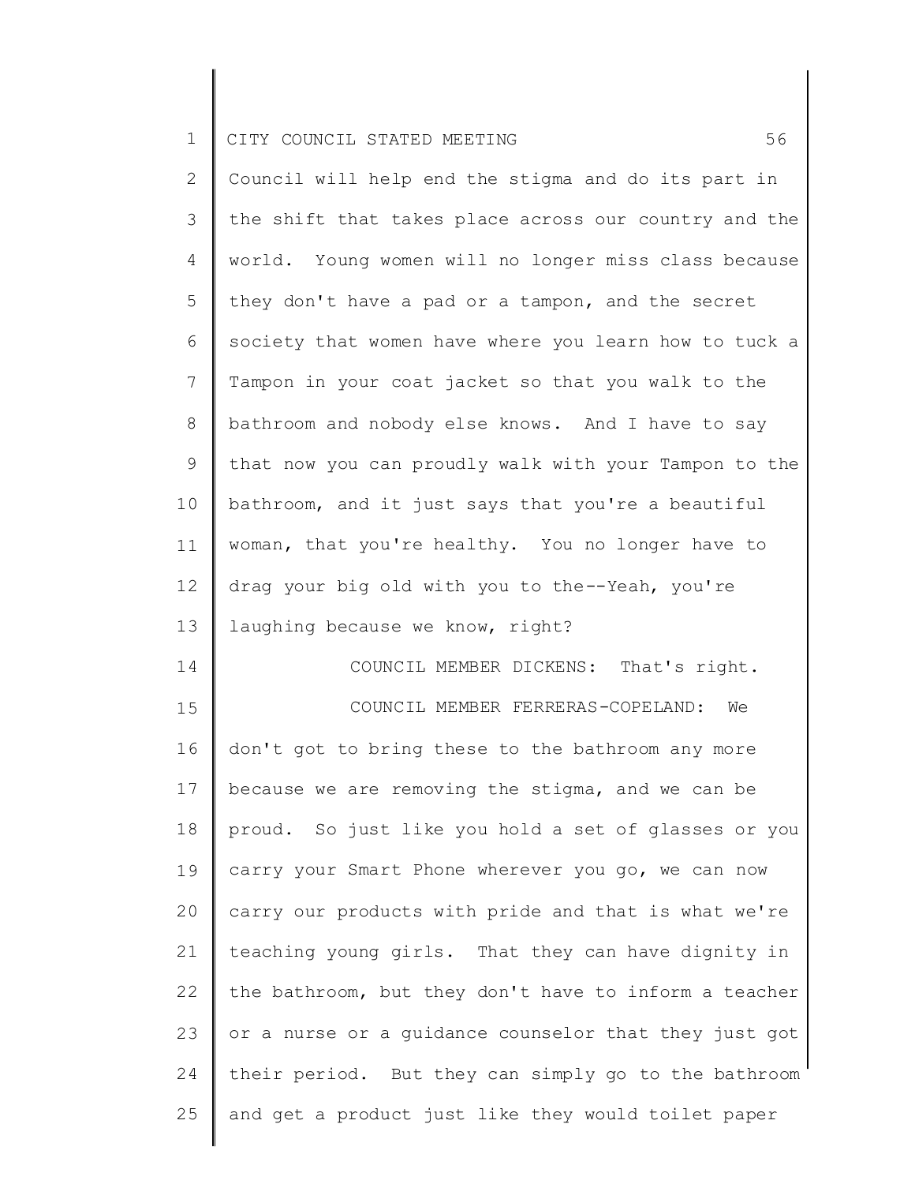Council will help end the stigma and do its part in the shift that takes place across our country and the world. Young women will no longer miss class because they don't have a pad or a tampon, and the secret society that women have where you learn how to tuck a Tampon in your coat jacket so that you walk to the bathroom and nobody else knows. And I have to say that now you can proudly walk with your Tampon to the bathroom, and it just says that you're a beautiful woman, that you're healthy. You no longer have to drag your big old with you to the--Yeah, you're laughing because we know, right?

COUNCIL MEMBER DICKENS: That's right.

COUNCIL MEMBER FERRERAS-COPELAND: We don't got to bring these to the bathroom any more because we are removing the stigma, and we can be proud. So just like you hold a set of glasses or you carry your Smart Phone wherever you go, we can now carry our products with pride and that is what we're teaching young girls. That they can have dignity in the bathroom, but they don't have to inform a teacher or a nurse or a guidance counselor that they just got their period. But they can simply go to the bathroom and get a product just like they would toilet paper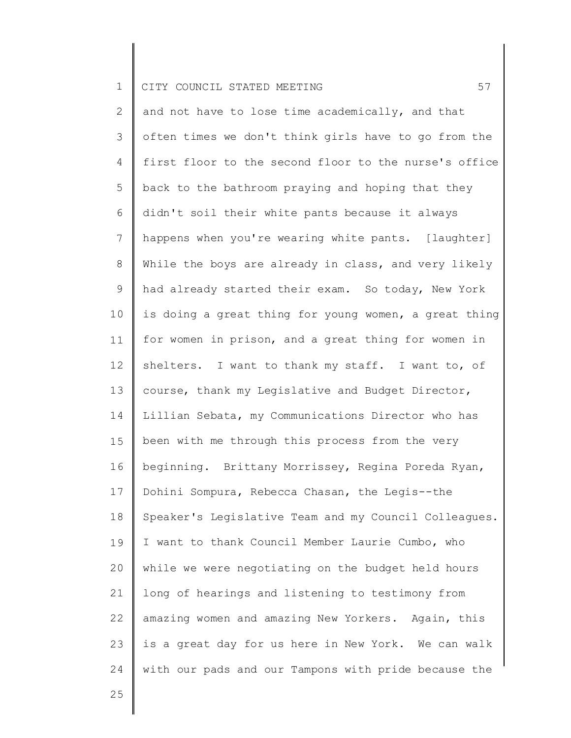and not have to lose time academically, and that often times we don't think girls have to go from the first floor to the second floor to the nurse's office back to the bathroom praying and hoping that they didn't soil their white pants because it always happens when you're wearing white pants. [laughter] While the boys are already in class, and very likely had already started their exam. So today, New York is doing a great thing for young women, a great thing for women in prison, and a great thing for women in shelters. I want to thank my staff. I want to, of course, thank my Legislative and Budget Director, Lillian Sebata, my Communications Director who has been with me through this process from the very beginning. Brittany Morrissey, Regina Poreda Ryan, Dohini Sompura, Rebecca Chasan, the Legis--the Speaker's Legislative Team and my Council Colleagues. I want to thank Council Member Laurie Cumbo, who while we were negotiating on the budget held hours long of hearings and listening to testimony from amazing women and amazing New Yorkers. Again, this is a great day for us here in New York. We can walk with our pads and our Tampons with pride because the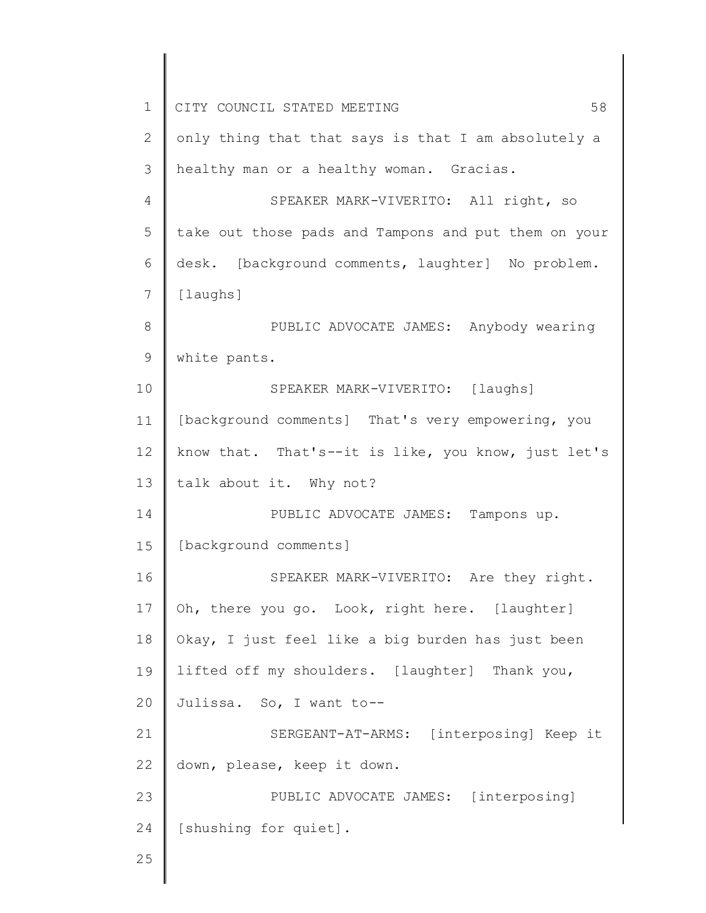only thing that that says is that I am absolutely a healthy man or a healthy woman. Gracias.

SPEAKER MARK-VIVERITO: All right, so take out those pads and Tampons and put them on your desk. [background comments, laughter] No problem. [laughs]

PUBLIC ADVOCATE JAMES: Anybody wearing white pants.

SPEAKER MARK-VIVERITO: [laughs] [background comments] That's very empowering, you know that. That's--it is like, you know, just let's talk about it. Why not?

PUBLIC ADVOCATE JAMES: Tampons up. [background comments]

SPEAKER MARK-VIVERITO: Are they right. Oh, there you go. Look, right here. [laughter] Okay, I just feel like a big burden has just been lifted off my shoulders. [laughter] Thank you, Julissa. So, I want to--

SERGEANT-AT-ARMS: [interposing] Keep it down, please, keep it down.

PUBLIC ADVOCATE JAMES: [interposing] [shushing for quiet].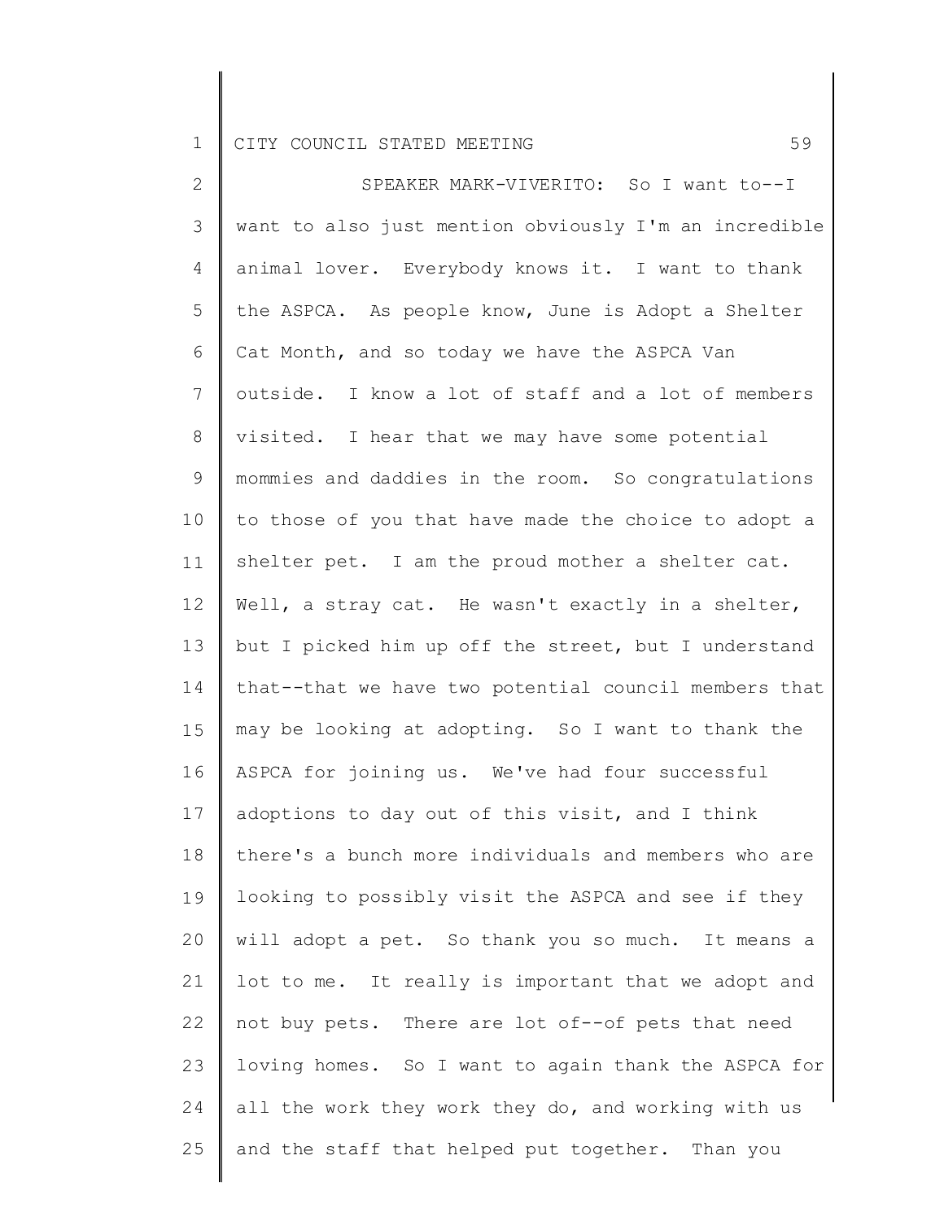SPEAKER MARK-VIVERITO: So I want to--I want to also just mention obviously I'm an incredible animal lover. Everybody knows it. I want to thank the ASPCA. As people know, June is Adopt a Shelter Cat Month, and so today we have the ASPCA Van outside. I know a lot of staff and a lot of members visited. I hear that we may have some potential mommies and daddies in the room. So congratulations to those of you that have made the choice to adopt a shelter pet. I am the proud mother a shelter cat. Well, a stray cat. He wasn't exactly in a shelter, but I picked him up off the street, but I understand that--that we have two potential council members that may be looking at adopting. So I want to thank the ASPCA for joining us. We've had four successful adoptions to day out of this visit, and I think there's a bunch more individuals and members who are looking to possibly visit the ASPCA and see if they will adopt a pet. So thank you so much. It means a lot to me. It really is important that we adopt and not buy pets. There are lot of--of pets that need loving homes. So I want to again thank the ASPCA for all the work they work they do, and working with us and the staff that helped put together. Than you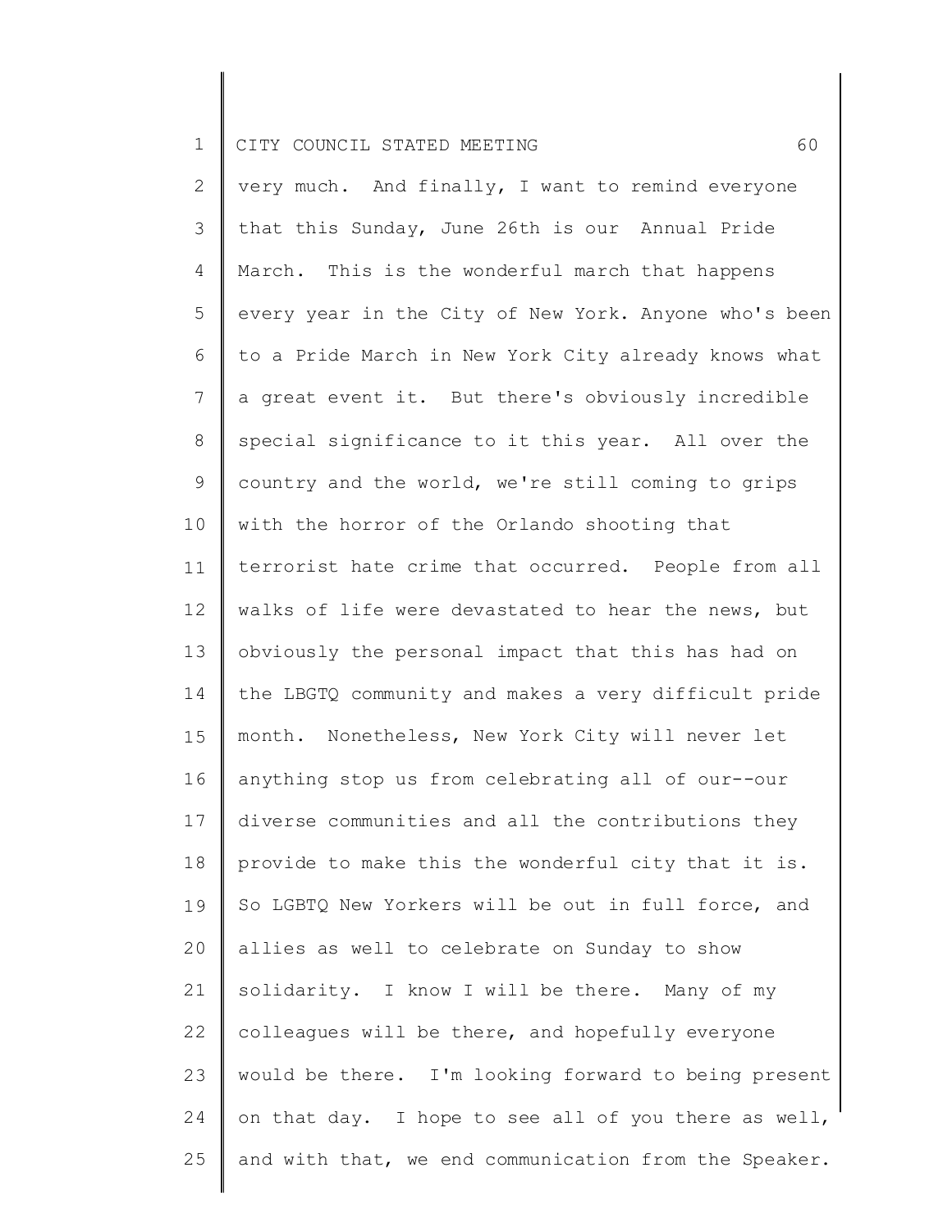very much. And finally, I want to remind everyone that this Sunday, June 26th is our Annual Pride March. This is the wonderful march that happens every year in the City of New York. Anyone who's been to a Pride March in New York City already knows what a great event it. But there's obviously incredible special significance to it this year. All over the country and the world, we're still coming to grips with the horror of the Orlando shooting that terrorist hate crime that occurred. People from all walks of life were devastated to hear the news, but obviously the personal impact that this has had on the LBGTQ community and makes a very difficult pride month. Nonetheless, New York City will never let anything stop us from celebrating all of our--our diverse communities and all the contributions they provide to make this the wonderful city that it is. So LGBTQ New Yorkers will be out in full force, and allies as well to celebrate on Sunday to show solidarity. I know I will be there. Many of my colleagues will be there, and hopefully everyone would be there. I'm looking forward to being present on that day. I hope to see all of you there as well, and with that, we end communication from the Speaker.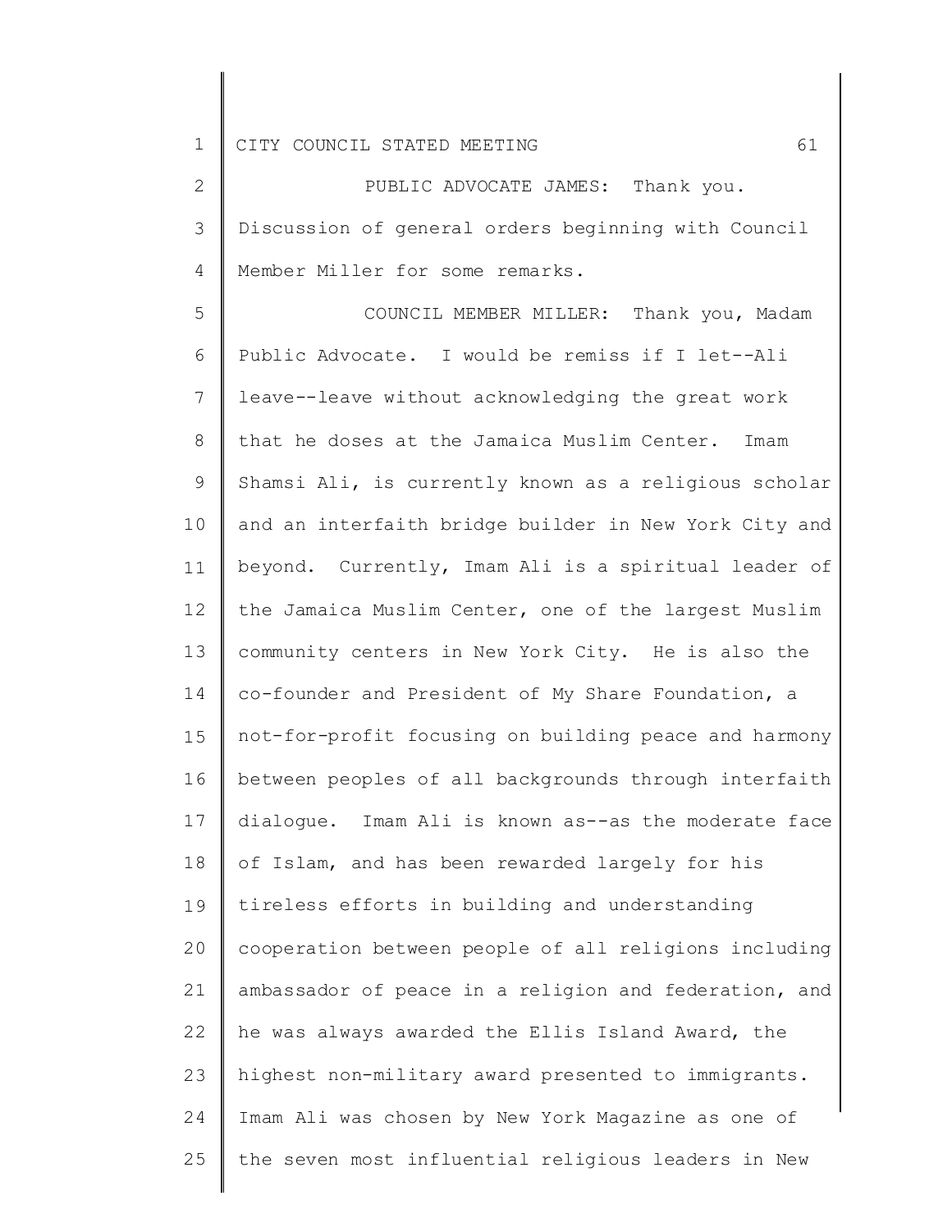PUBLIC ADVOCATE JAMES: Thank you. Discussion of general orders beginning with Council Member Miller for some remarks.

COUNCIL MEMBER MILLER: Thank you, Madam Public Advocate. I would be remiss if I let--Ali leave--leave without acknowledging the great work that he doses at the Jamaica Muslim Center. Imam Shamsi Ali, is currently known as a religious scholar and an interfaith bridge builder in New York City and beyond. Currently, Imam Ali is a spiritual leader of the Jamaica Muslim Center, one of the largest Muslim community centers in New York City. He is also the co-founder and President of My Share Foundation, a not-for-profit focusing on building peace and harmony between peoples of all backgrounds through interfaith dialogue. Imam Ali is known as--as the moderate face of Islam, and has been rewarded largely for his tireless efforts in building and understanding cooperation between people of all religions including ambassador of peace in a religion and federation, and he was always awarded the Ellis Island Award, the highest non-military award presented to immigrants. Imam Ali was chosen by New York Magazine as one of the seven most influential religious leaders in New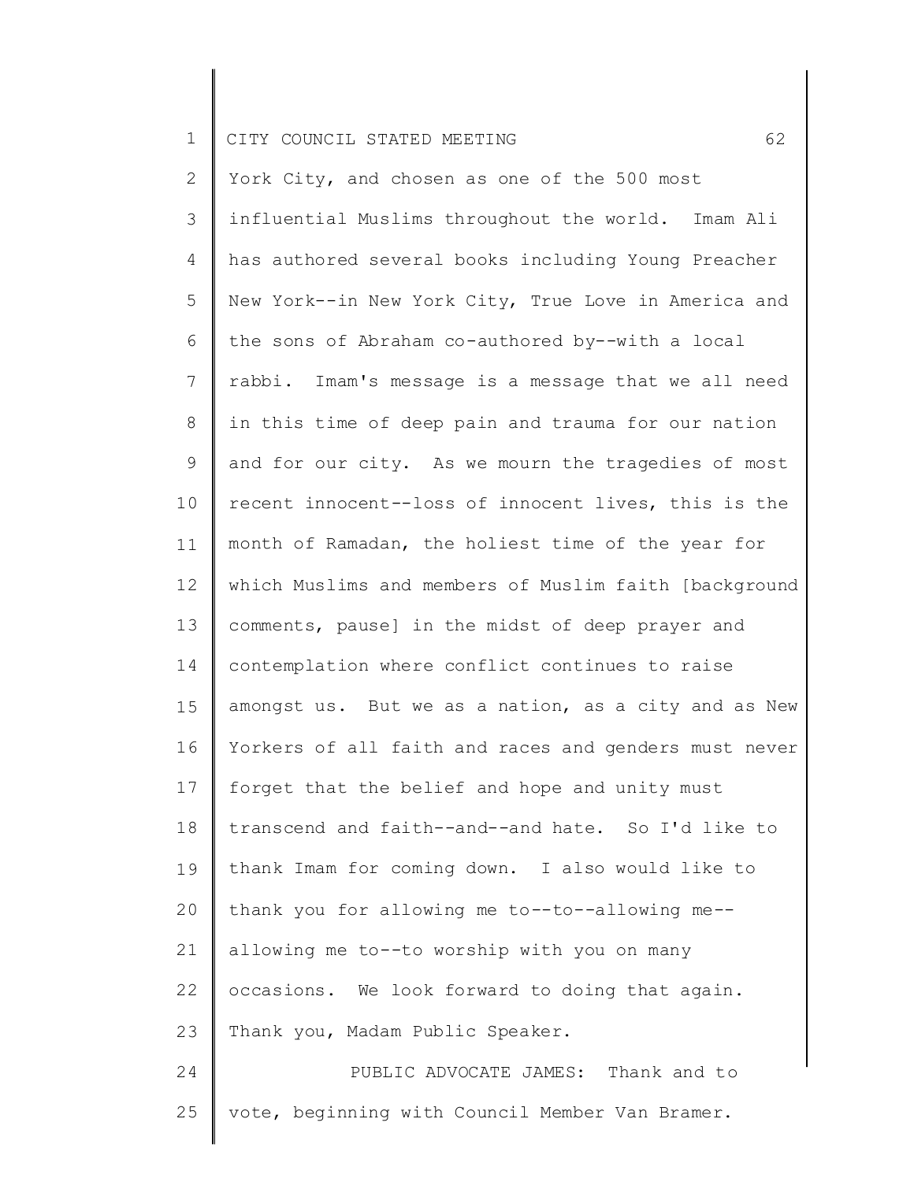York City, and chosen as one of the 500 most influential Muslims throughout the world. Imam Ali has authored several books including Young Preacher New York--in New York City, True Love in America and the sons of Abraham co-authored by--with a local rabbi. Imam's message is a message that we all need in this time of deep pain and trauma for our nation and for our city. As we mourn the tragedies of most recent innocent--loss of innocent lives, this is the month of Ramadan, the holiest time of the year for which Muslims and members of Muslim faith [background comments, pause] in the midst of deep prayer and contemplation where conflict continues to raise amongst us. But we as a nation, as a city and as New Yorkers of all faith and races and genders must never forget that the belief and hope and unity must transcend and faith--and--and hate. So I'd like to thank Imam for coming down. I also would like to thank you for allowing me to--to--allowing me--allowing me to--to worship with you on many occasions. We look forward to doing that again. Thank you, Madam Public Speaker.

PUBLIC ADVOCATE JAMES: Thank and to vote, beginning with Council Member Van Bramer.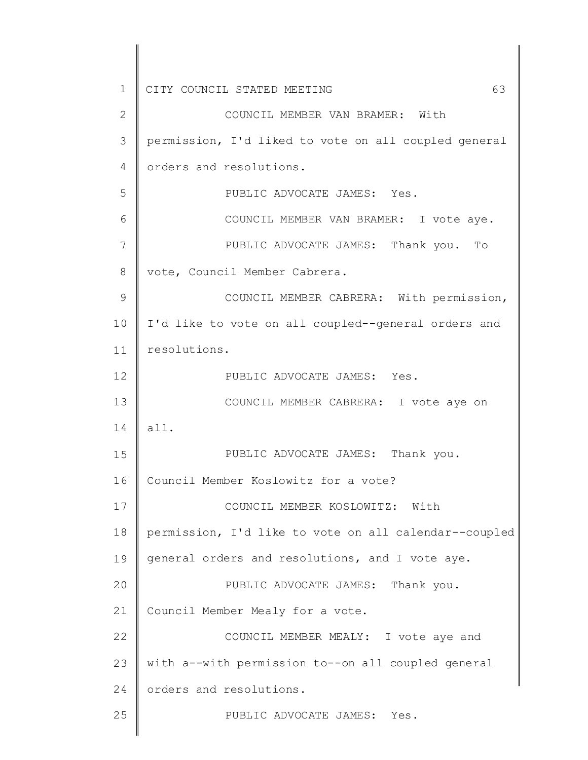COUNCIL MEMBER VAN BRAMER: With permission, I'd liked to vote on all coupled general orders and resolutions.

PUBLIC ADVOCATE JAMES: Yes.

COUNCIL MEMBER VAN BRAMER: I vote aye.

PUBLIC ADVOCATE JAMES: Thank you. To vote, Council Member Cabrera.

COUNCIL MEMBER CABRERA: With permission, I'd like to vote on all coupled--general orders and resolutions.

PUBLIC ADVOCATE JAMES: Yes.

COUNCIL MEMBER CABRERA: I vote aye on all.

PUBLIC ADVOCATE JAMES: Thank you. Council Member Koslowitz for a vote?

COUNCIL MEMBER KOSLOWITZ: With permission, I'd like to vote on all calendar--coupled general orders and resolutions, and I vote aye.

PUBLIC ADVOCATE JAMES: Thank you. Council Member Mealy for a vote.

COUNCIL MEMBER MEALY: I vote aye and with a--with permission to--on all coupled general orders and resolutions.

PUBLIC ADVOCATE JAMES: Yes.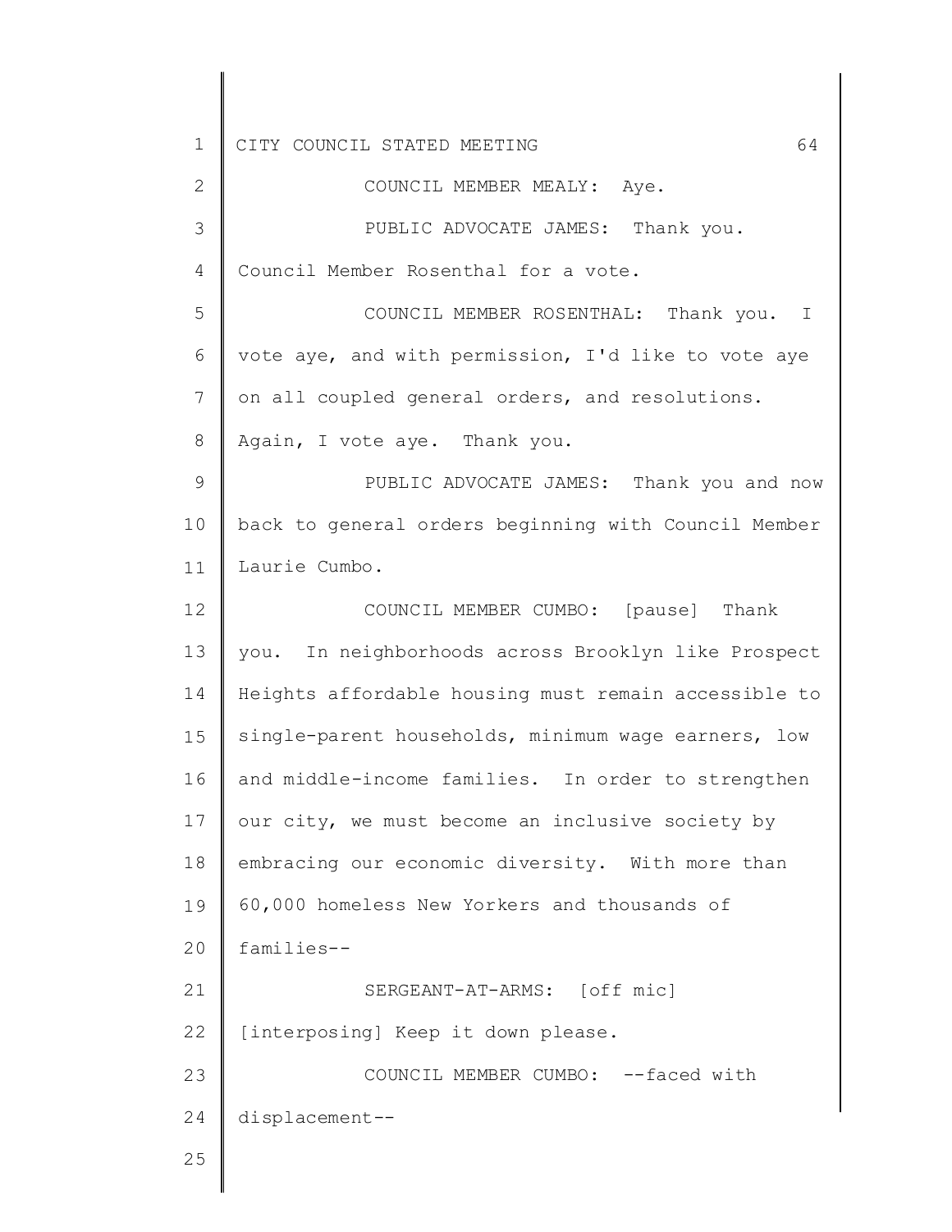COUNCIL MEMBER MEALY: Aye.

PUBLIC ADVOCATE JAMES: Thank you. Council Member Rosenthal for a vote.

COUNCIL MEMBER ROSENTHAL: Thank you. I vote aye, and with permission, I'd like to vote aye on all coupled general orders, and resolutions. Again, I vote aye. Thank you.

PUBLIC ADVOCATE JAMES: Thank you and now back to general orders beginning with Council Member Laurie Cumbo.

COUNCIL MEMBER CUMBO: [pause] Thank you. In neighborhoods across Brooklyn like Prospect Heights affordable housing must remain accessible to single-parent households, minimum wage earners, low and middle-income families. In order to strengthen our city, we must become an inclusive society by embracing our economic diversity. With more than 60,000 homeless New Yorkers and thousands of families--

SERGEANT-AT-ARMS: [off mic] [interposing] Keep it down please.

COUNCIL MEMBER CUMBO: --faced with displacement--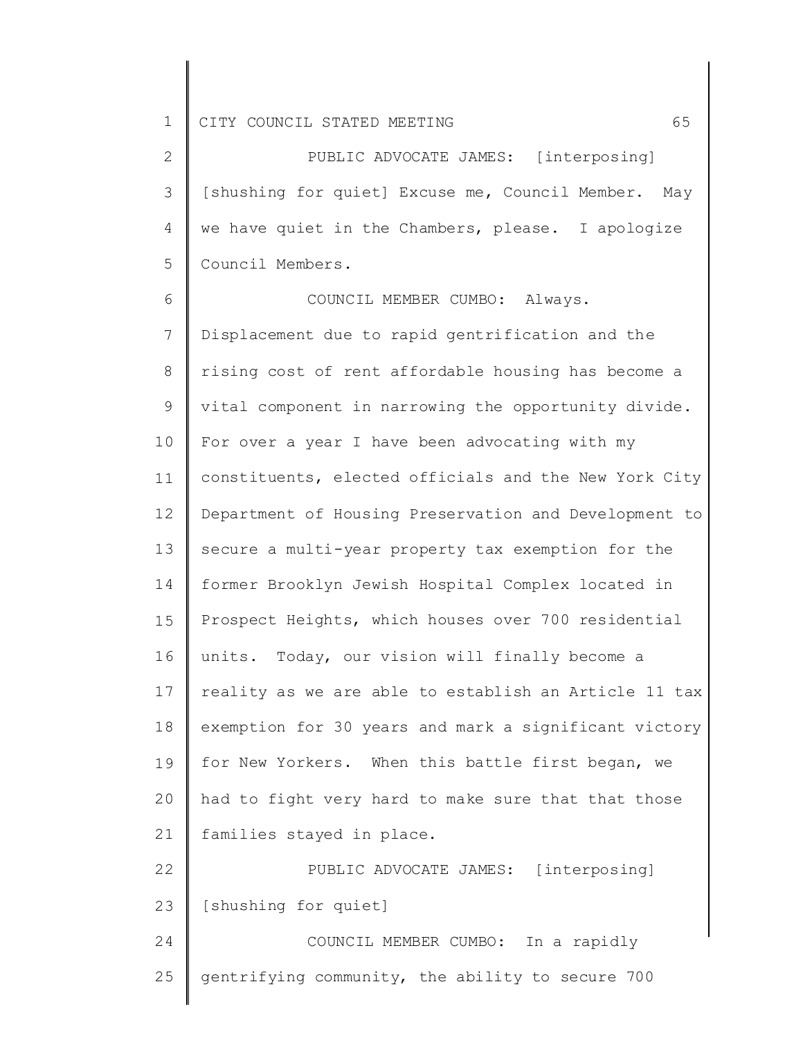PUBLIC ADVOCATE JAMES: [interposing] [shushing for quiet] Excuse me, Council Member. May we have quiet in the Chambers, please. I apologize Council Members.

COUNCIL MEMBER CUMBO: Always. Displacement due to rapid gentrification and the rising cost of rent affordable housing has become a vital component in narrowing the opportunity divide. For over a year I have been advocating with my constituents, elected officials and the New York City Department of Housing Preservation and Development to secure a multi-year property tax exemption for the former Brooklyn Jewish Hospital Complex located in Prospect Heights, which houses over 700 residential units. Today, our vision will finally become a reality as we are able to establish an Article 11 tax exemption for 30 years and mark a significant victory for New Yorkers. When this battle first began, we had to fight very hard to make sure that that those families stayed in place.

PUBLIC ADVOCATE JAMES: [interposing] [shushing for quiet]

COUNCIL MEMBER CUMBO: In a rapidly gentrifying community, the ability to secure 700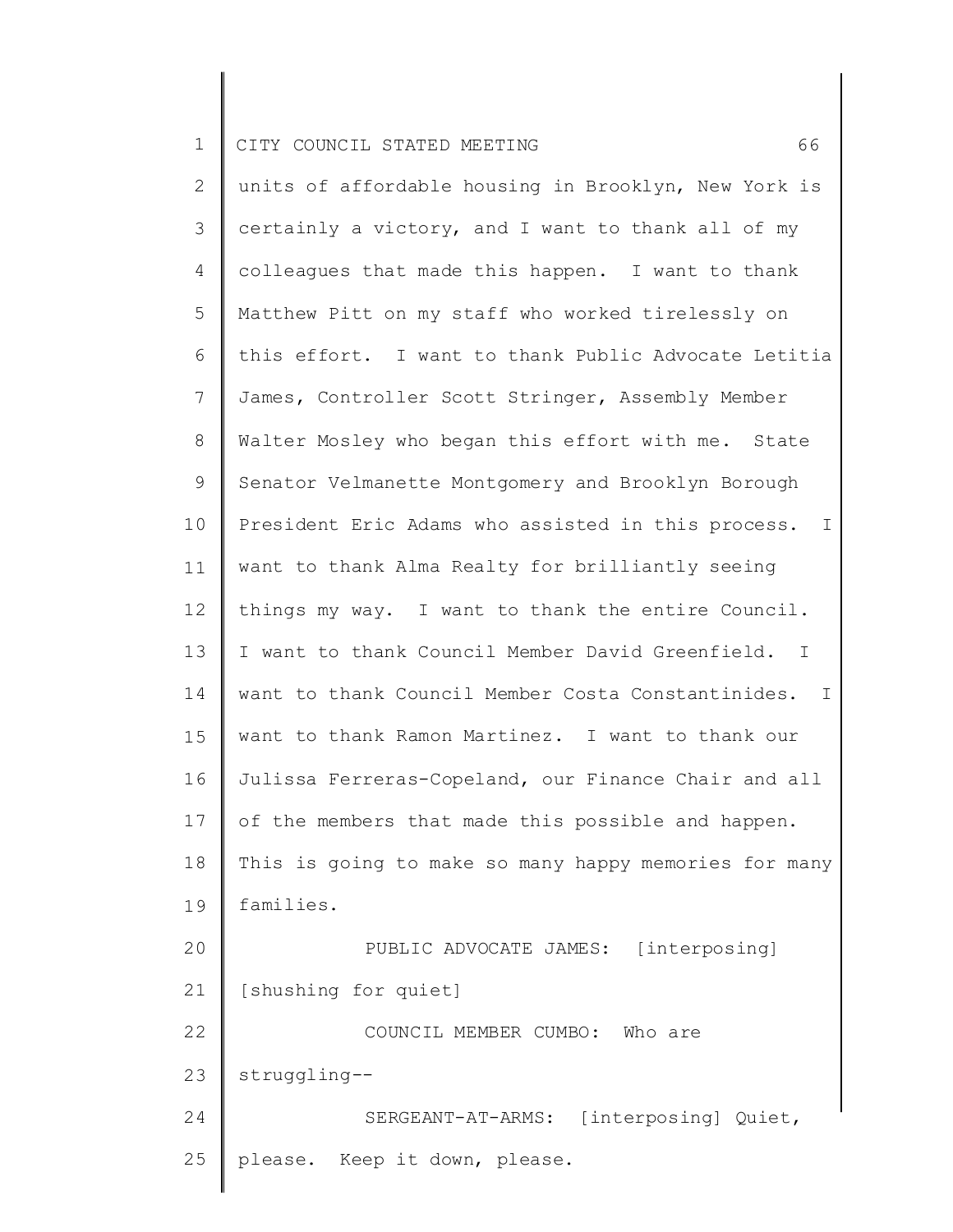units of affordable housing in Brooklyn, New York is certainly a victory, and I want to thank all of my colleagues that made this happen. I want to thank Matthew Pitt on my staff who worked tirelessly on this effort. I want to thank Public Advocate Letitia James, Controller Scott Stringer, Assembly Member Walter Mosley who began this effort with me. State Senator Velmanette Montgomery and Brooklyn Borough President Eric Adams who assisted in this process. I want to thank Alma Realty for brilliantly seeing things my way. I want to thank the entire Council. I want to thank Council Member David Greenfield. I want to thank Council Member Costa Constantinides. I want to thank Ramon Martinez. I want to thank our Julissa Ferreras-Copeland, our Finance Chair and all of the members that made this possible and happen. This is going to make so many happy memories for many families.

PUBLIC ADVOCATE JAMES: [interposing] [shushing for quiet]

COUNCIL MEMBER CUMBO: Who are struggling--

SERGEANT-AT-ARMS: [interposing] Quiet, please. Keep it down, please.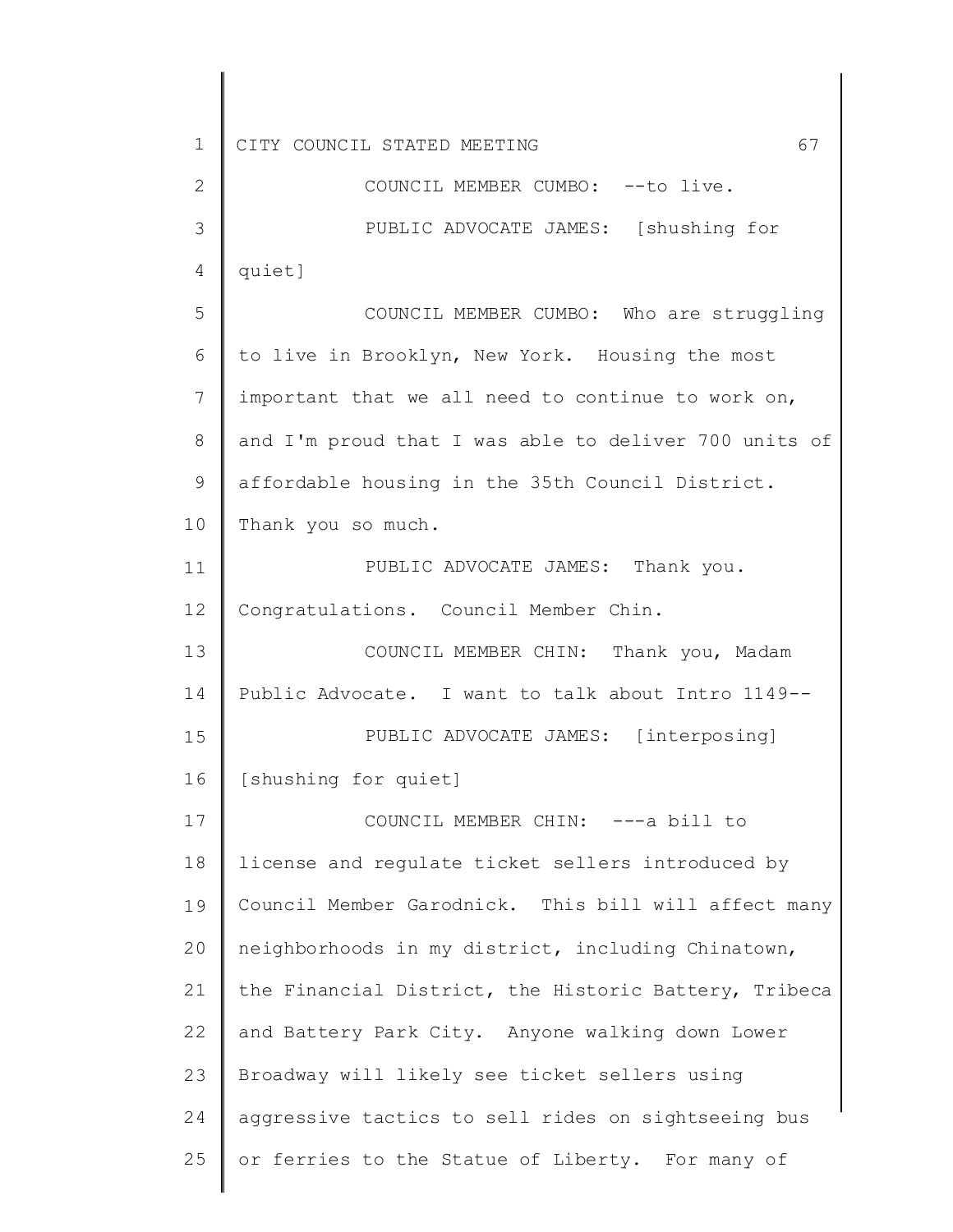COUNCIL MEMBER CUMBO: --to live.

PUBLIC ADVOCATE JAMES: [shushing for quiet]

COUNCIL MEMBER CUMBO: Who are struggling to live in Brooklyn, New York. Housing the most important that we all need to continue to work on, and I'm proud that I was able to deliver 700 units of affordable housing in the 35th Council District. Thank you so much.

PUBLIC ADVOCATE JAMES: Thank you. Congratulations. Council Member Chin.

COUNCIL MEMBER CHIN: Thank you, Madam Public Advocate. I want to talk about Intro 1149--

PUBLIC ADVOCATE JAMES: [interposing] [shushing for quiet]

COUNCIL MEMBER CHIN: ---a bill to license and regulate ticket sellers introduced by Council Member Garodnick. This bill will affect many neighborhoods in my district, including Chinatown, the Financial District, the Historic Battery, Tribeca and Battery Park City. Anyone walking down Lower Broadway will likely see ticket sellers using aggressive tactics to sell rides on sightseeing bus or ferries to the Statue of Liberty. For many of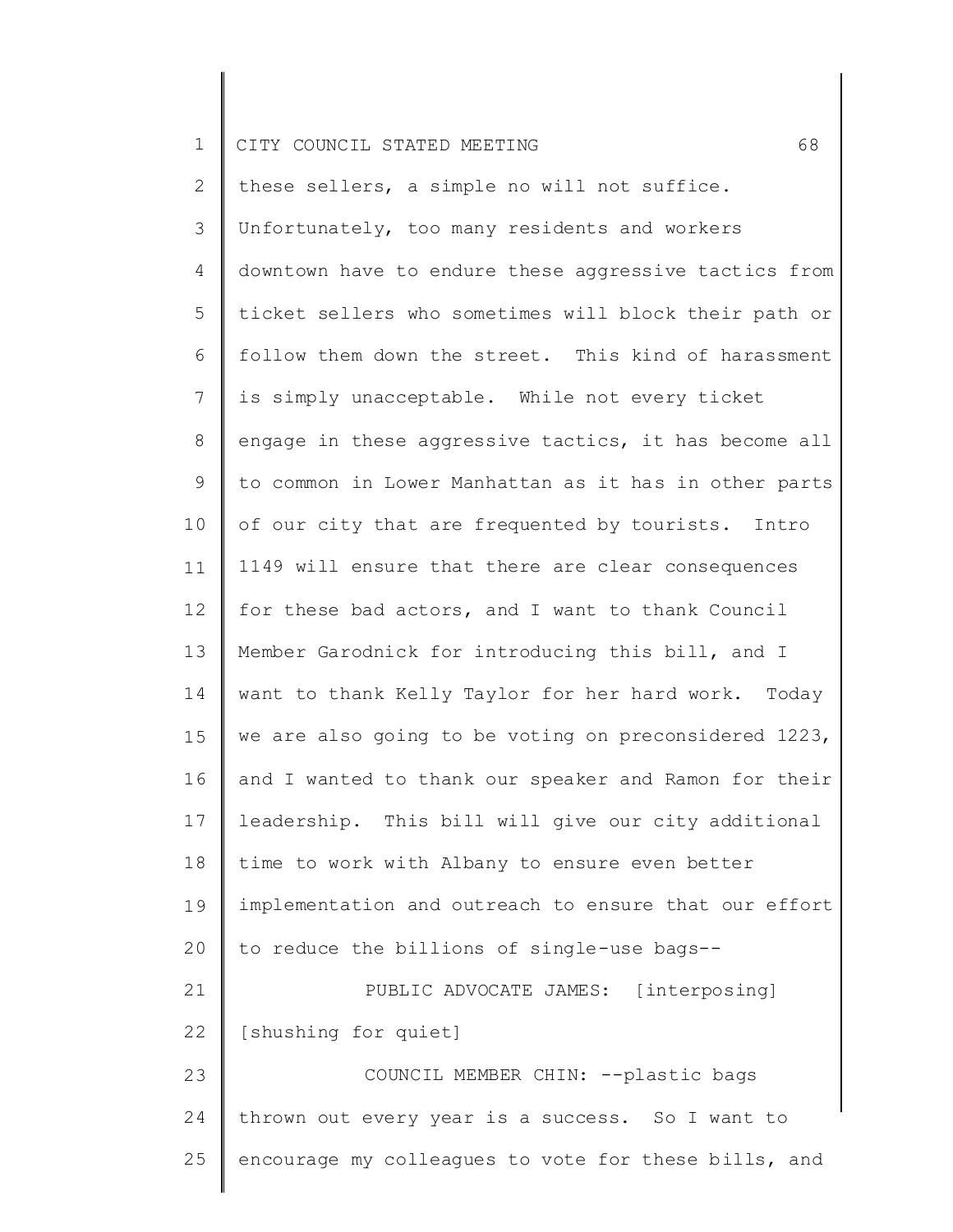these sellers, a simple no will not suffice. Unfortunately, too many residents and workers downtown have to endure these aggressive tactics from ticket sellers who sometimes will block their path or follow them down the street. This kind of harassment is simply unacceptable. While not every ticket engage in these aggressive tactics, it has become all to common in Lower Manhattan as it has in other parts of our city that are frequented by tourists. Intro 1149 will ensure that there are clear consequences for these bad actors, and I want to thank Council Member Garodnick for introducing this bill, and I want to thank Kelly Taylor for her hard work. Today we are also going to be voting on preconsidered 1223, and I wanted to thank our speaker and Ramon for their leadership. This bill will give our city additional time to work with Albany to ensure even better implementation and outreach to ensure that our effort to reduce the billions of single-use bags--

PUBLIC ADVOCATE JAMES: [interposing] [shushing for quiet]

COUNCIL MEMBER CHIN: --plastic bags thrown out every year is a success. So I want to encourage my colleagues to vote for these bills, and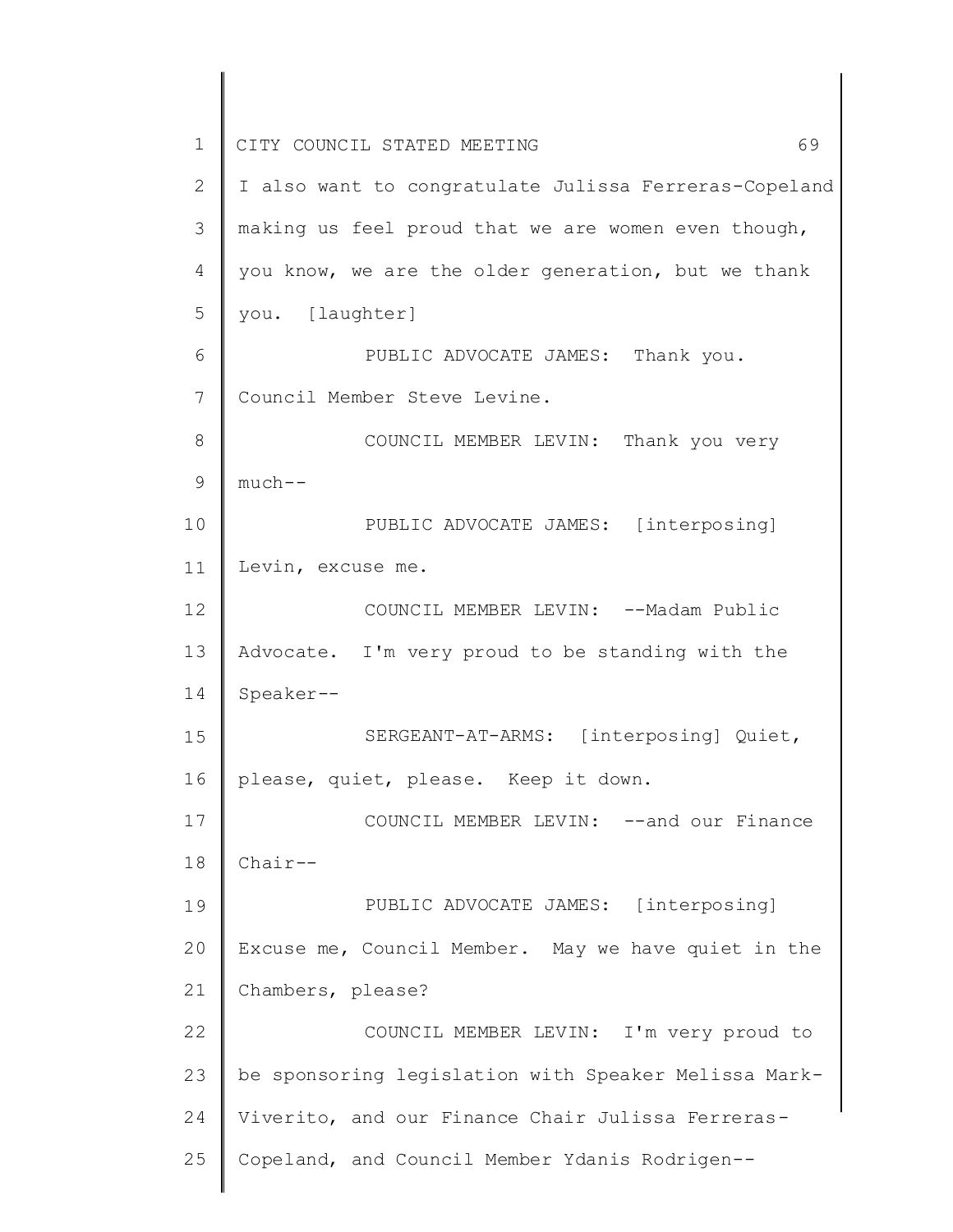I also want to congratulate Julissa Ferreras-Copeland making us feel proud that we are women even though, you know, we are the older generation, but we thank you. [laughter]

PUBLIC ADVOCATE JAMES: Thank you. Council Member Steve Levine.

COUNCIL MEMBER LEVIN: Thank you very much--

PUBLIC ADVOCATE JAMES: [interposing] Levin, excuse me.

COUNCIL MEMBER LEVIN: --Madam Public Advocate. I'm very proud to be standing with the Speaker--

SERGEANT-AT-ARMS: [interposing] Quiet, please, quiet, please. Keep it down.

COUNCIL MEMBER LEVIN: --and our Finance Chair--

PUBLIC ADVOCATE JAMES: [interposing] Excuse me, Council Member. May we have quiet in the Chambers, please?

COUNCIL MEMBER LEVIN: I'm very proud to be sponsoring legislation with Speaker Melissa Mark-Viverito, and our Finance Chair Julissa Ferreras-Copeland, and Council Member Ydanis Rodrigen--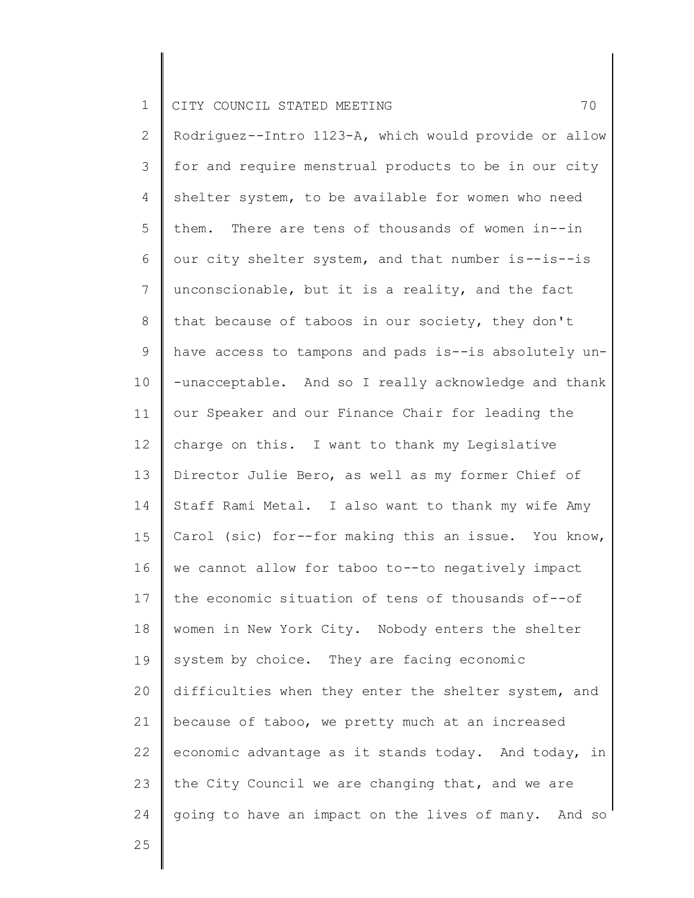Rodriguez--Intro 1123-A, which would provide or allow for and require menstrual products to be in our city shelter system, to be available for women who need them. There are tens of thousands of women in--in our city shelter system, and that number is--is--is unconscionable, but it is a reality, and the fact that because of taboos in our society, they don't have access to tampons and pads is--is absolutely un--unacceptable. And so I really acknowledge and thank our Speaker and our Finance Chair for leading the charge on this. I want to thank my Legislative Director Julie Bero, as well as my former Chief of Staff Rami Metal. I also want to thank my wife Amy Carol (sic) for--for making this an issue. You know, we cannot allow for taboo to--to negatively impact the economic situation of tens of thousands of--of women in New York City. Nobody enters the shelter system by choice. They are facing economic difficulties when they enter the shelter system, and because of taboo, we pretty much at an increased economic advantage as it stands today. And today, in the City Council we are changing that, and we are going to have an impact on the lives of many. And so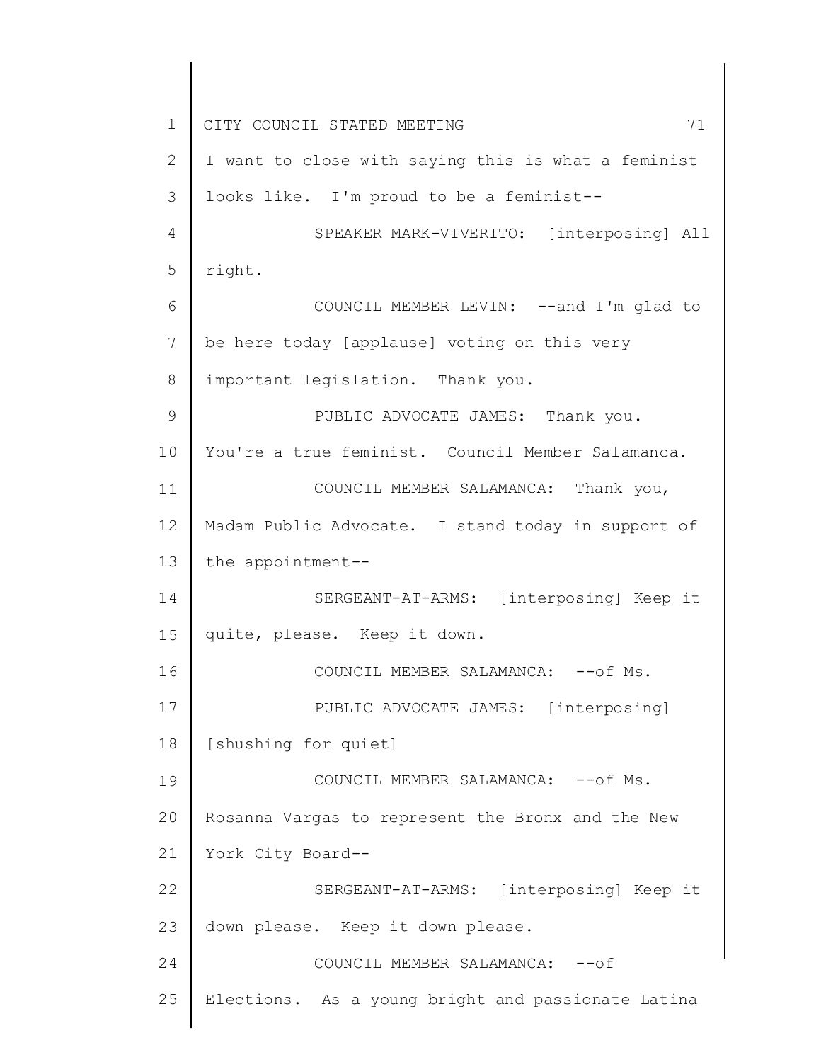I want to close with saying this is what a feminist looks like. I'm proud to be a feminist--

SPEAKER MARK-VIVERITO: [interposing] All right.

COUNCIL MEMBER LEVIN: --and I'm glad to be here today [applause] voting on this very important legislation. Thank you.

PUBLIC ADVOCATE JAMES: Thank you. You're a true feminist. Council Member Salamanca.

COUNCIL MEMBER SALAMANCA: Thank you, Madam Public Advocate. I stand today in support of the appointment--

SERGEANT-AT-ARMS: [interposing] Keep it quite, please. Keep it down.

COUNCIL MEMBER SALAMANCA: --of Ms.

PUBLIC ADVOCATE JAMES: [interposing] [shushing for quiet]

COUNCIL MEMBER SALAMANCA: --of Ms. Rosanna Vargas to represent the Bronx and the New York City Board--

SERGEANT-AT-ARMS: [interposing] Keep it down please. Keep it down please.

COUNCIL MEMBER SALAMANCA: --of Elections. As a young bright and passionate Latina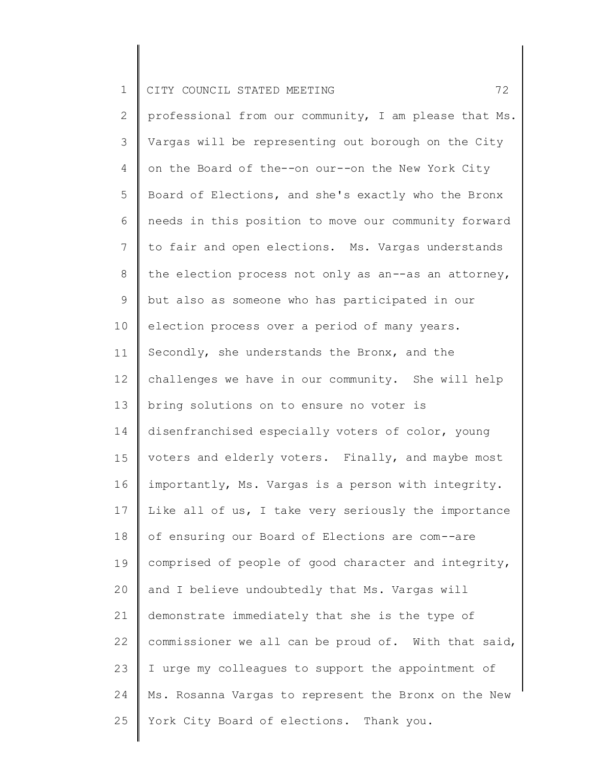professional from our community, I am please that Ms. Vargas will be representing out borough on the City on the Board of the--on our--on the New York City Board of Elections, and she's exactly who the Bronx needs in this position to move our community forward to fair and open elections. Ms. Vargas understands the election process not only as an--as an attorney, but also as someone who has participated in our election process over a period of many years. Secondly, she understands the Bronx, and the challenges we have in our community. She will help bring solutions on to ensure no voter is disenfranchised especially voters of color, young voters and elderly voters. Finally, and maybe most importantly, Ms. Vargas is a person with integrity. Like all of us, I take very seriously the importance of ensuring our Board of Elections are com--are comprised of people of good character and integrity, and I believe undoubtedly that Ms. Vargas will demonstrate immediately that she is the type of commissioner we all can be proud of. With that said, I urge my colleagues to support the appointment of Ms. Rosanna Vargas to represent the Bronx on the New York City Board of elections. Thank you.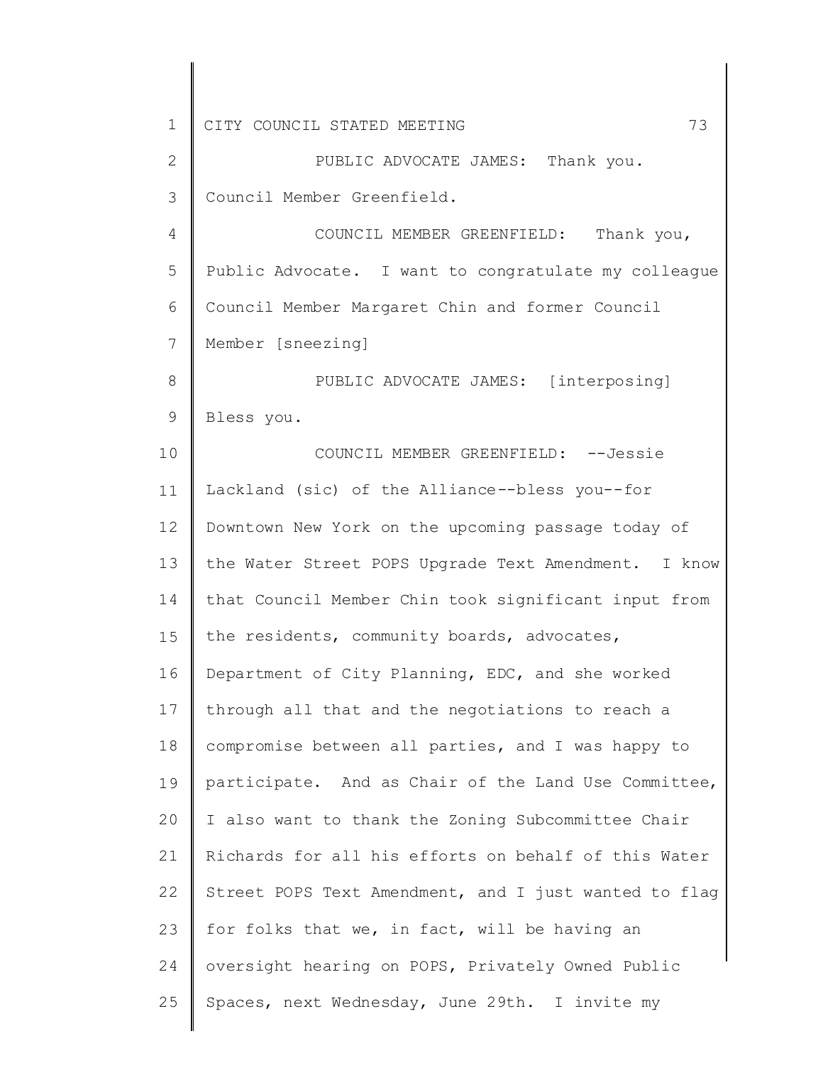PUBLIC ADVOCATE JAMES: Thank you. Council Member Greenfield.

COUNCIL MEMBER GREENFIELD: Thank you, Public Advocate. I want to congratulate my colleague Council Member Margaret Chin and former Council Member [sneezing]

PUBLIC ADVOCATE JAMES: [interposing] Bless you.

COUNCIL MEMBER GREENFIELD: --Jessie Lackland (sic) of the Alliance--bless you--for Downtown New York on the upcoming passage today of the Water Street POPS Upgrade Text Amendment. I know that Council Member Chin took significant input from the residents, community boards, advocates, Department of City Planning, EDC, and she worked through all that and the negotiations to reach a compromise between all parties, and I was happy to participate. And as Chair of the Land Use Committee, I also want to thank the Zoning Subcommittee Chair Richards for all his efforts on behalf of this Water Street POPS Text Amendment, and I just wanted to flag for folks that we, in fact, will be having an oversight hearing on POPS, Privately Owned Public Spaces, next Wednesday, June 29th. I invite my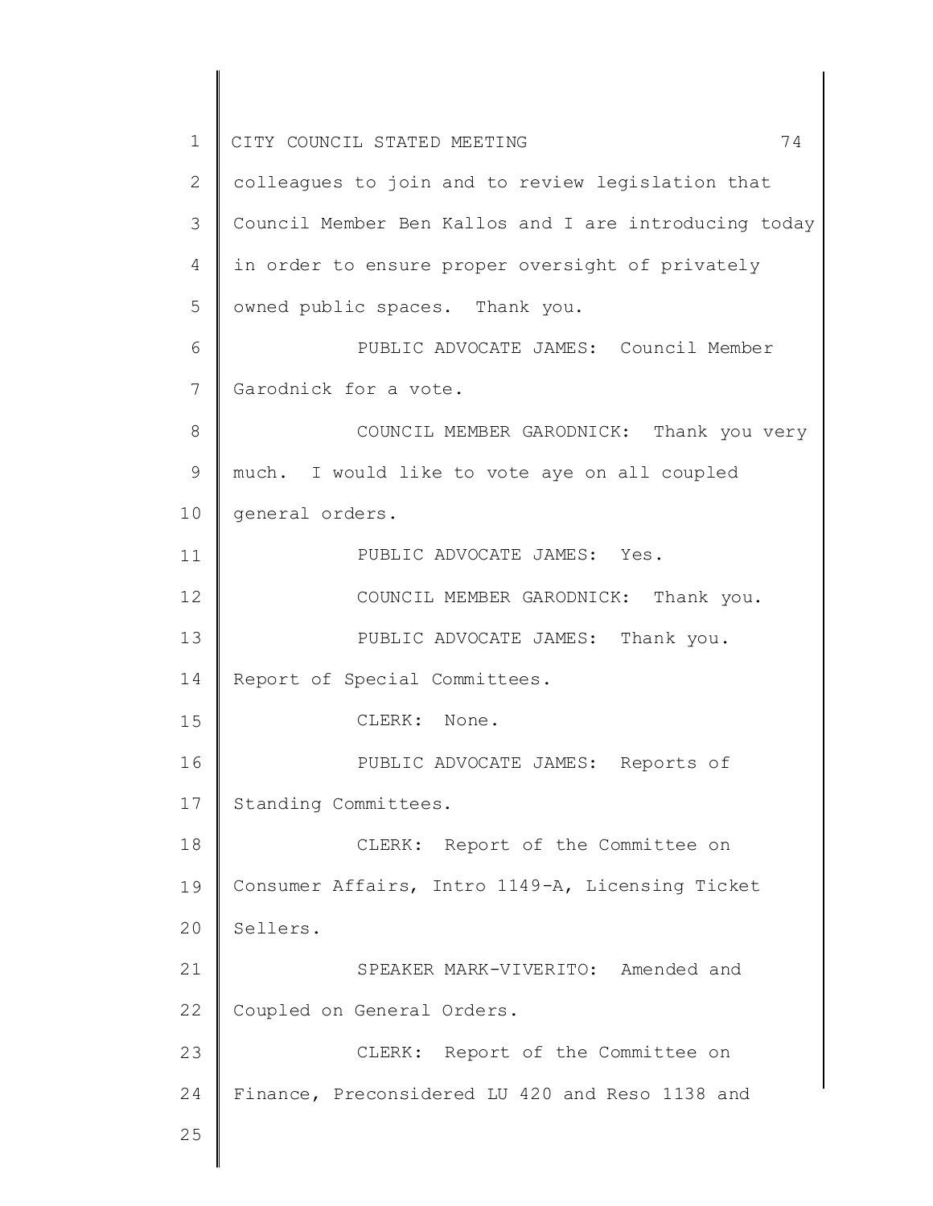colleagues to join and to review legislation that Council Member Ben Kallos and I are introducing today in order to ensure proper oversight of privately owned public spaces. Thank you.

PUBLIC ADVOCATE JAMES: Council Member Garodnick for a vote.

COUNCIL MEMBER GARODNICK: Thank you very much. I would like to vote aye on all coupled general orders.

PUBLIC ADVOCATE JAMES: Yes.

COUNCIL MEMBER GARODNICK: Thank you.

PUBLIC ADVOCATE JAMES: Thank you. Report of Special Committees.

CLERK: None.

PUBLIC ADVOCATE JAMES: Reports of Standing Committees.

CLERK: Report of the Committee on Consumer Affairs, Intro 1149-A, Licensing Ticket Sellers.

SPEAKER MARK-VIVERITO: Amended and Coupled on General Orders.

CLERK: Report of the Committee on Finance, Preconsidered LU 420 and Reso 1138 and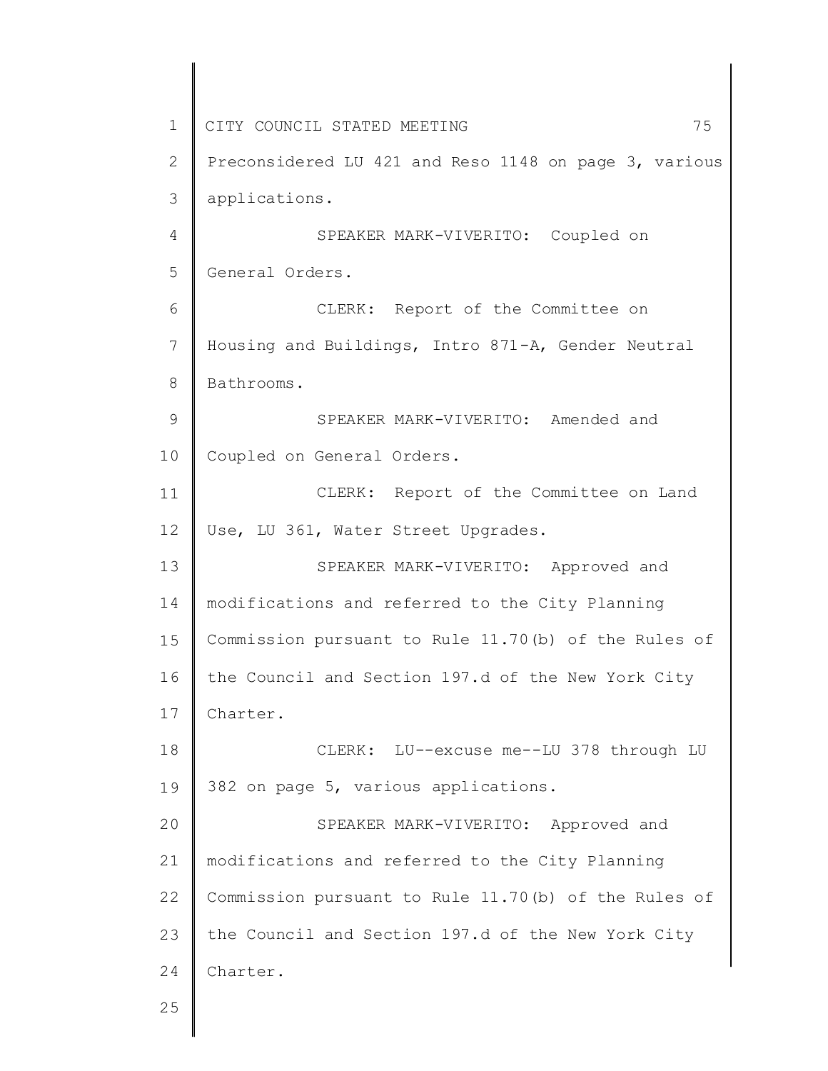Preconsidered LU 421 and Reso 1148 on page 3, various applications.

SPEAKER MARK-VIVERITO: Coupled on General Orders.

CLERK: Report of the Committee on Housing and Buildings, Intro 871-A, Gender Neutral Bathrooms.

SPEAKER MARK-VIVERITO: Amended and Coupled on General Orders.

CLERK: Report of the Committee on Land Use, LU 361, Water Street Upgrades.

SPEAKER MARK-VIVERITO: Approved and modifications and referred to the City Planning Commission pursuant to Rule 11.70(b) of the Rules of the Council and Section 197.d of the New York City Charter.

CLERK: LU--excuse me--LU 378 through LU 382 on page 5, various applications.

SPEAKER MARK-VIVERITO: Approved and modifications and referred to the City Planning Commission pursuant to Rule 11.70(b) of the Rules of the Council and Section 197.d of the New York City Charter.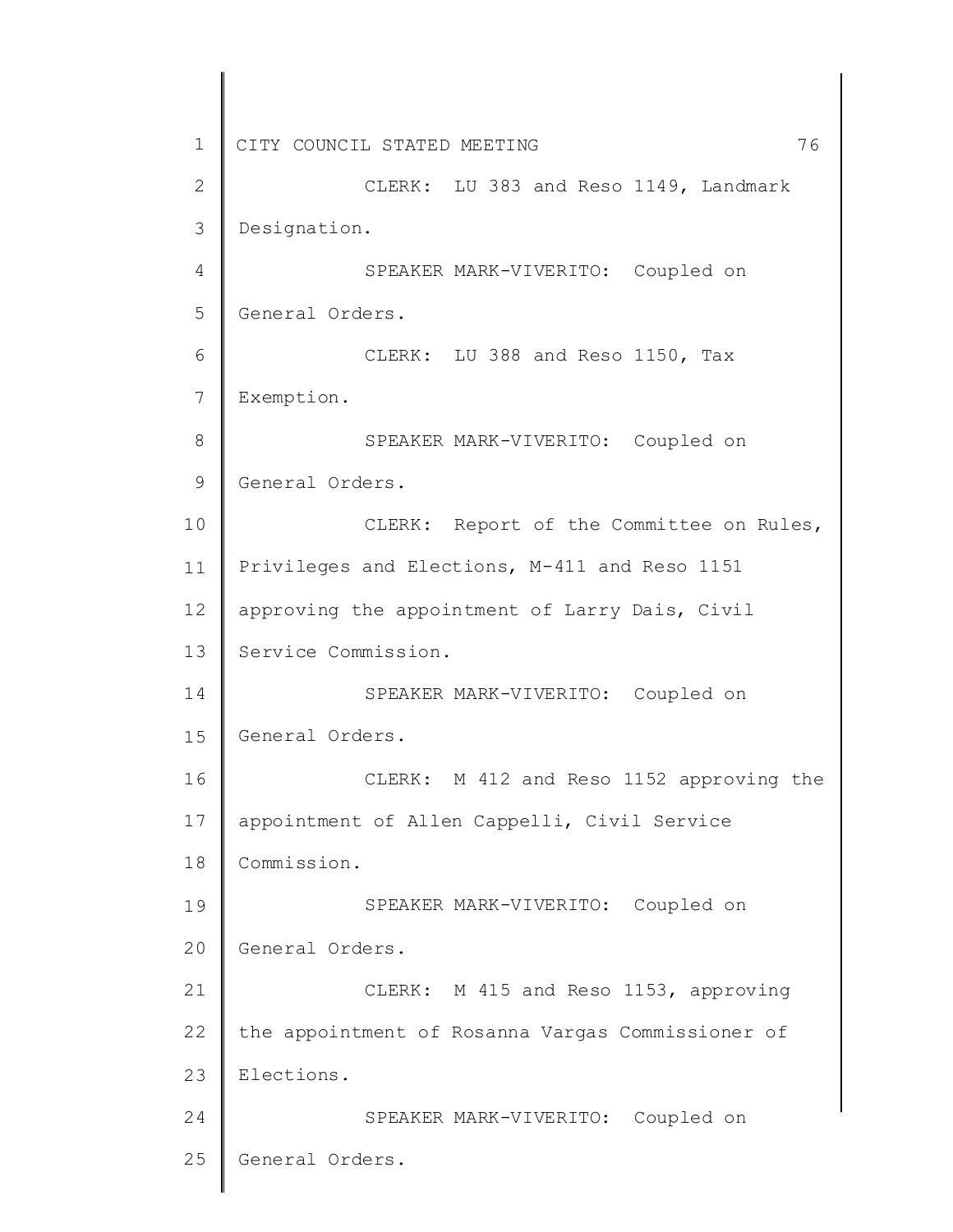CLERK: LU 383 and Reso 1149, Landmark Designation.

SPEAKER MARK-VIVERITO: Coupled on General Orders.

CLERK: LU 388 and Reso 1150, Tax Exemption.

SPEAKER MARK-VIVERITO: Coupled on General Orders.

CLERK: Report of the Committee on Rules, Privileges and Elections, M-411 and Reso 1151 approving the appointment of Larry Dais, Civil Service Commission.

SPEAKER MARK-VIVERITO: Coupled on General Orders.

CLERK: M 412 and Reso 1152 approving the appointment of Allen Cappelli, Civil Service Commission.

SPEAKER MARK-VIVERITO: Coupled on General Orders.

CLERK: M 415 and Reso 1153, approving the appointment of Rosanna Vargas Commissioner of Elections.

SPEAKER MARK-VIVERITO: Coupled on General Orders.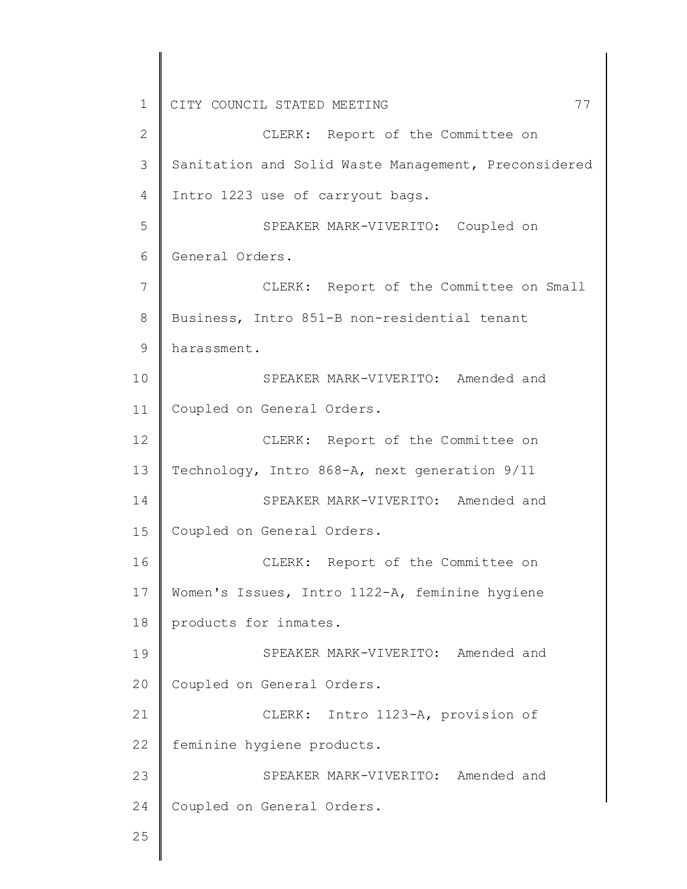CLERK: Report of the Committee on Sanitation and Solid Waste Management, Preconsidered Intro 1223 use of carryout bags.

SPEAKER MARK-VIVERITO: Coupled on General Orders.

CLERK: Report of the Committee on Small Business, Intro 851-B non-residential tenant harassment.

SPEAKER MARK-VIVERITO: Amended and Coupled on General Orders.

CLERK: Report of the Committee on Technology, Intro 868-A, next generation 9/11

SPEAKER MARK-VIVERITO: Amended and Coupled on General Orders.

CLERK: Report of the Committee on Women's Issues, Intro 1122-A, feminine hygiene products for inmates.

SPEAKER MARK-VIVERITO: Amended and Coupled on General Orders.

CLERK: Intro 1123-A, provision of feminine hygiene products.

SPEAKER MARK-VIVERITO: Amended and Coupled on General Orders.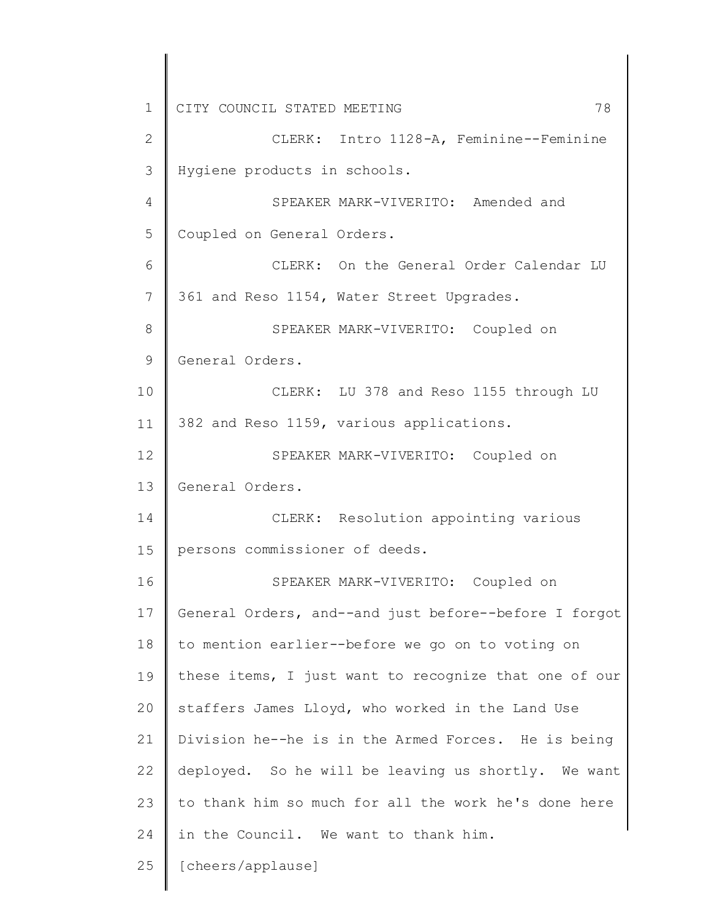CLERK: Intro 1128-A, Feminine--Feminine Hygiene products in schools.

SPEAKER MARK-VIVERITO: Amended and Coupled on General Orders.

CLERK: On the General Order Calendar LU 361 and Reso 1154, Water Street Upgrades.

SPEAKER MARK-VIVERITO: Coupled on General Orders.

CLERK: LU 378 and Reso 1155 through LU 382 and Reso 1159, various applications.

SPEAKER MARK-VIVERITO: Coupled on General Orders.

CLERK: Resolution appointing various persons commissioner of deeds.

SPEAKER MARK-VIVERITO: Coupled on General Orders, and--and just before--before I forgot to mention earlier--before we go on to voting on these items, I just want to recognize that one of our staffers James Lloyd, who worked in the Land Use Division he--he is in the Armed Forces. He is being deployed. So he will be leaving us shortly. We want to thank him so much for all the work he's done here in the Council. We want to thank him.

[cheers/applause]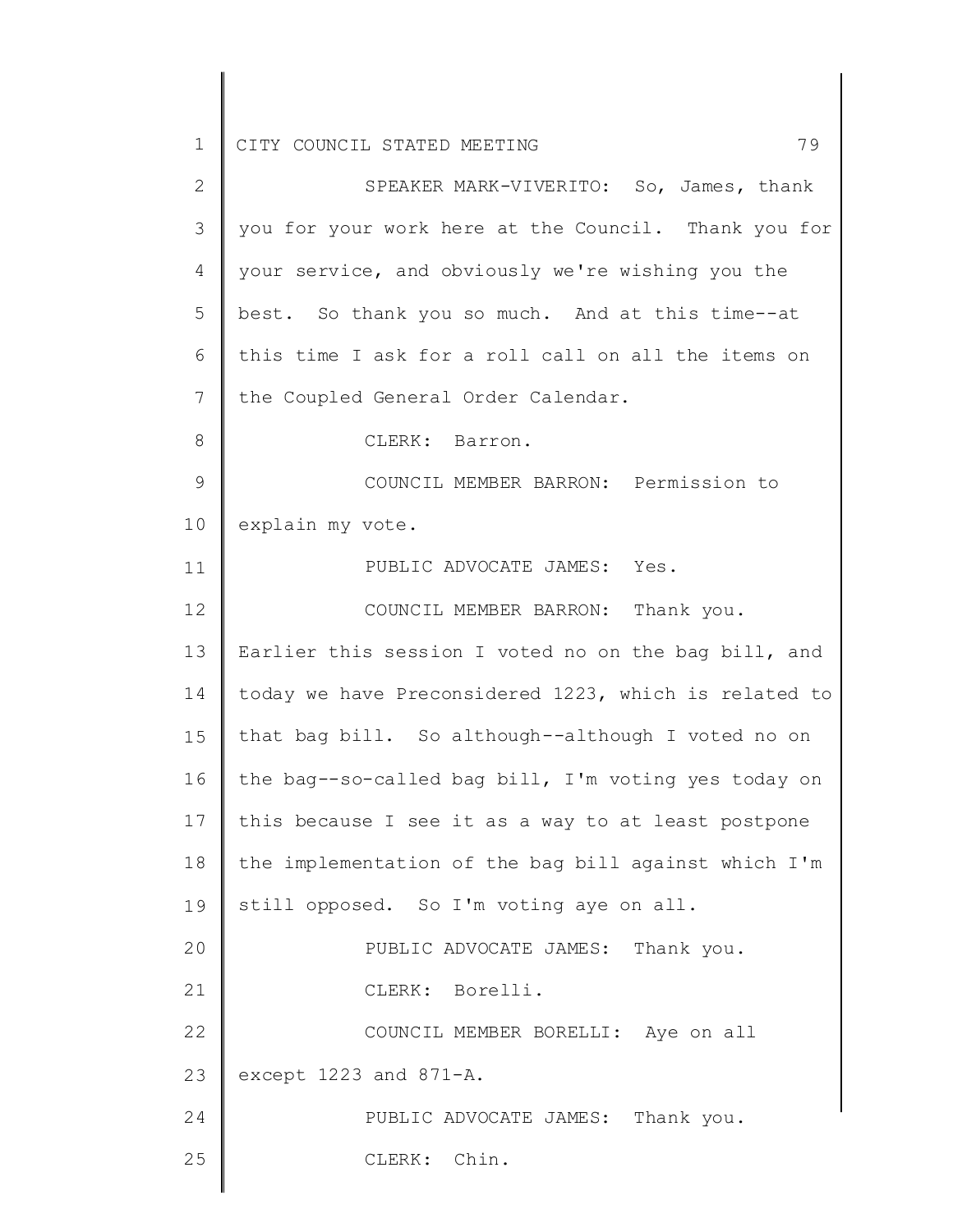SPEAKER MARK-VIVERITO: So, James, thank you for your work here at the Council. Thank you for your service, and obviously we're wishing you the best. So thank you so much. And at this time--at this time I ask for a roll call on all the items on the Coupled General Order Calendar.

CLERK: Barron.

COUNCIL MEMBER BARRON: Permission to explain my vote.

PUBLIC ADVOCATE JAMES: Yes.

COUNCIL MEMBER BARRON: Thank you. Earlier this session I voted no on the bag bill, and today we have Preconsidered 1223, which is related to that bag bill. So although--although I voted no on the bag--so-called bag bill, I'm voting yes today on this because I see it as a way to at least postpone the implementation of the bag bill against which I'm still opposed. So I'm voting aye on all.

PUBLIC ADVOCATE JAMES: Thank you.

CLERK: Borelli.

COUNCIL MEMBER BORELLI: Aye on all except 1223 and 871-A.

PUBLIC ADVOCATE JAMES: Thank you.

CLERK: Chin.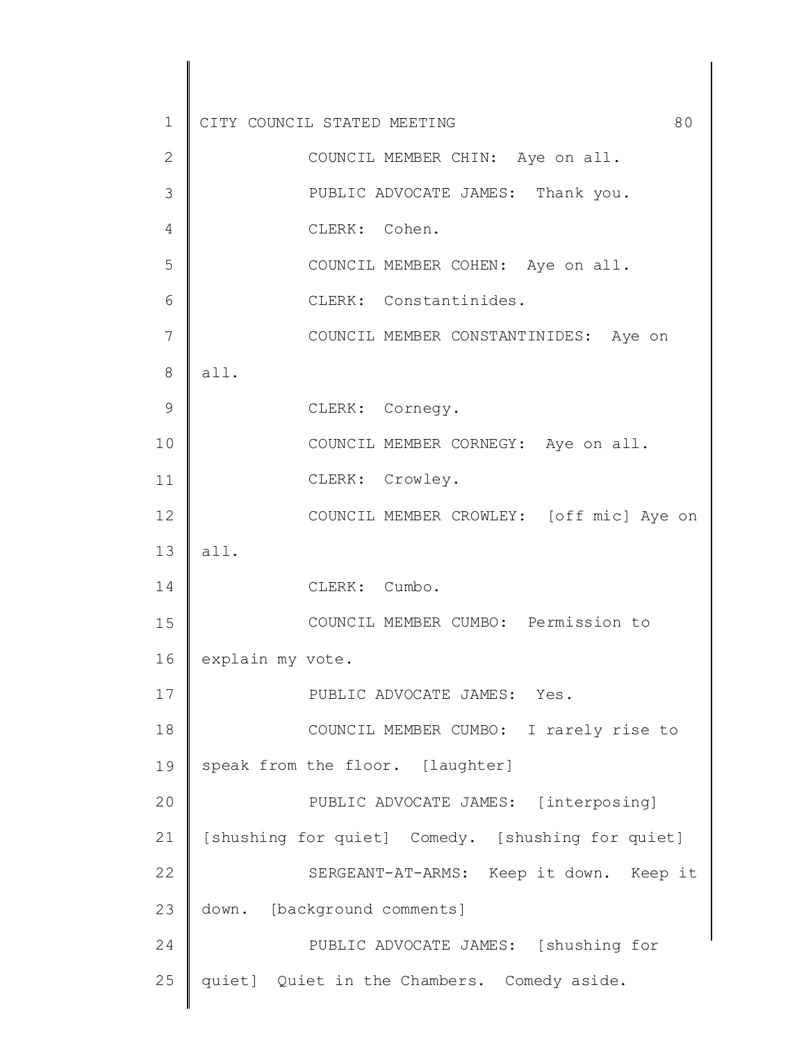COUNCIL MEMBER CHIN: Aye on all.

PUBLIC ADVOCATE JAMES: Thank you.

CLERK: Cohen.

COUNCIL MEMBER COHEN: Aye on all.

CLERK: Constantinides.

COUNCIL MEMBER CONSTANTINIDES: Aye on all.

CLERK: Cornegy.

COUNCIL MEMBER CORNEGY: Aye on all.

CLERK: Crowley.

COUNCIL MEMBER CROWLEY: [off mic] Aye on all.

CLERK: Cumbo.

COUNCIL MEMBER CUMBO: Permission to explain my vote.

PUBLIC ADVOCATE JAMES: Yes.

COUNCIL MEMBER CUMBO: I rarely rise to speak from the floor. [laughter]

PUBLIC ADVOCATE JAMES: [interposing] [shushing for quiet] Comedy. [shushing for quiet]

SERGEANT-AT-ARMS: Keep it down. Keep it down. [background comments]

PUBLIC ADVOCATE JAMES: [shushing for quiet] Quiet in the Chambers. Comedy aside.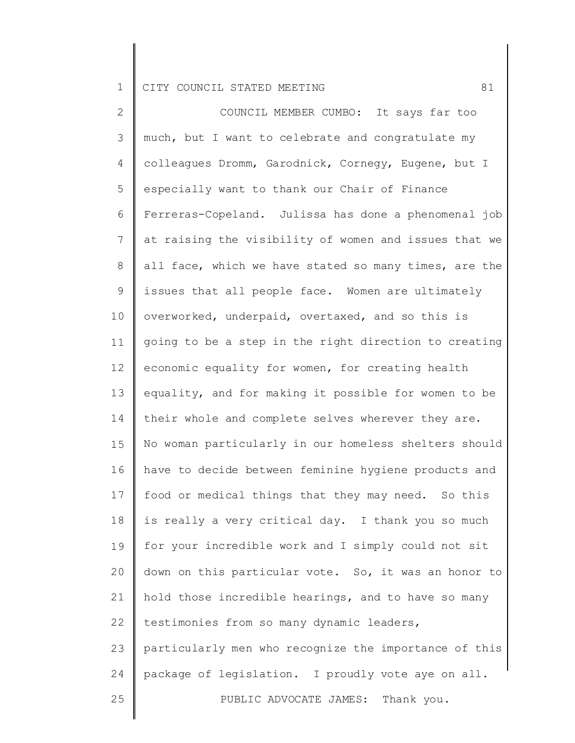COUNCIL MEMBER CUMBO: It says far too much, but I want to celebrate and congratulate my colleagues Dromm, Garodnick, Cornegy, Eugene, but I especially want to thank our Chair of Finance Ferreras-Copeland. Julissa has done a phenomenal job at raising the visibility of women and issues that we all face, which we have stated so many times, are the issues that all people face. Women are ultimately overworked, underpaid, overtaxed, and so this is going to be a step in the right direction to creating economic equality for women, for creating health equality, and for making it possible for women to be their whole and complete selves wherever they are. No woman particularly in our homeless shelters should have to decide between feminine hygiene products and food or medical things that they may need. So this is really a very critical day. I thank you so much for your incredible work and I simply could not sit down on this particular vote. So, it was an honor to hold those incredible hearings, and to have so many testimonies from so many dynamic leaders, particularly men who recognize the importance of this package of legislation. I proudly vote aye on all.

PUBLIC ADVOCATE JAMES: Thank you.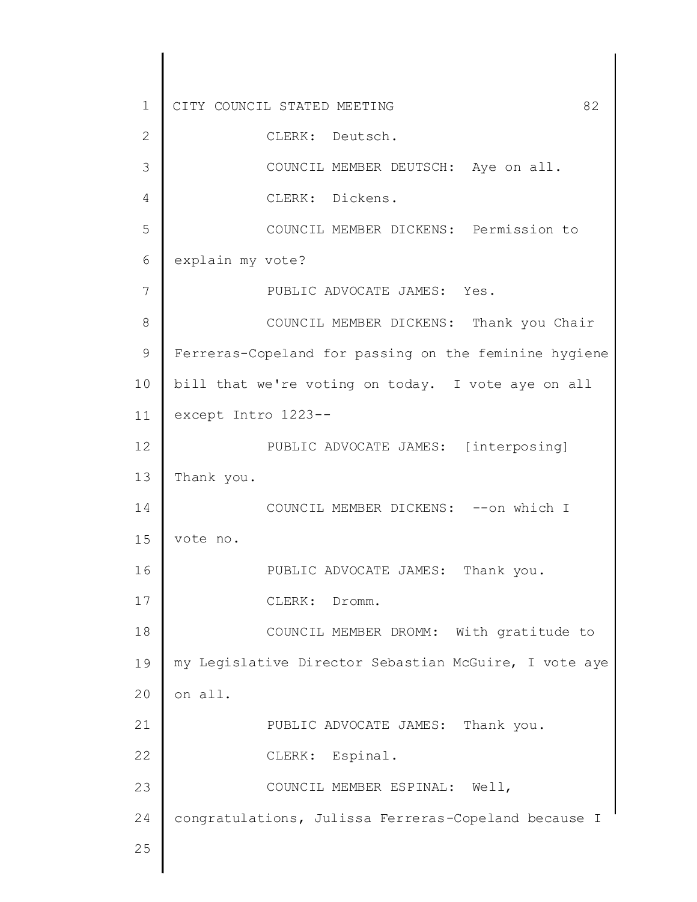CLERK: Deutsch.

COUNCIL MEMBER DEUTSCH: Aye on all.

CLERK: Dickens.

COUNCIL MEMBER DICKENS: Permission to explain my vote?

PUBLIC ADVOCATE JAMES: Yes.

COUNCIL MEMBER DICKENS: Thank you Chair Ferreras-Copeland for passing on the feminine hygiene bill that we're voting on today. I vote aye on all except Intro 1223--

PUBLIC ADVOCATE JAMES: [interposing] Thank you.

COUNCIL MEMBER DICKENS: --on which I vote no.

PUBLIC ADVOCATE JAMES: Thank you.

CLERK: Dromm.

COUNCIL MEMBER DROMM: With gratitude to my Legislative Director Sebastian McGuire, I vote aye on all.

PUBLIC ADVOCATE JAMES: Thank you.

CLERK: Espinal.

COUNCIL MEMBER ESPINAL: Well, congratulations, Julissa Ferreras-Copeland because I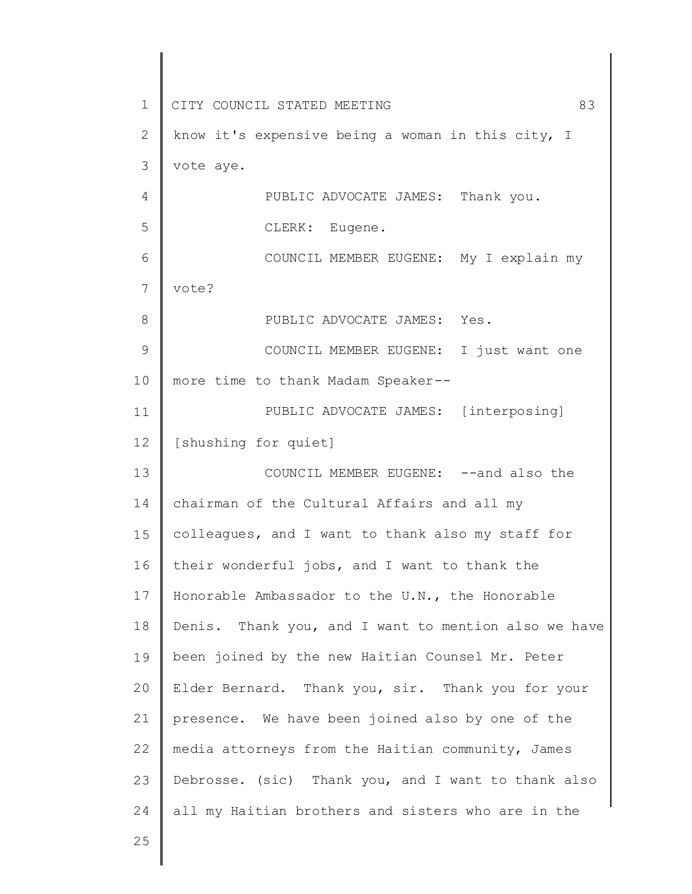know it's expensive being a woman in this city, I vote aye.

PUBLIC ADVOCATE JAMES: Thank you.

CLERK: Eugene.

COUNCIL MEMBER EUGENE: My I explain my vote?

PUBLIC ADVOCATE JAMES: Yes.

COUNCIL MEMBER EUGENE: I just want one more time to thank Madam Speaker--

PUBLIC ADVOCATE JAMES: [interposing] [shushing for quiet]

COUNCIL MEMBER EUGENE: --and also the chairman of the Cultural Affairs and all my colleagues, and I want to thank also my staff for their wonderful jobs, and I want to thank the Honorable Ambassador to the U.N., the Honorable Denis. Thank you, and I want to mention also we have been joined by the new Haitian Counsel Mr. Peter Elder Bernard. Thank you, sir. Thank you for your presence. We have been joined also by one of the media attorneys from the Haitian community, James Debrosse. (sic) Thank you, and I want to thank also all my Haitian brothers and sisters who are in the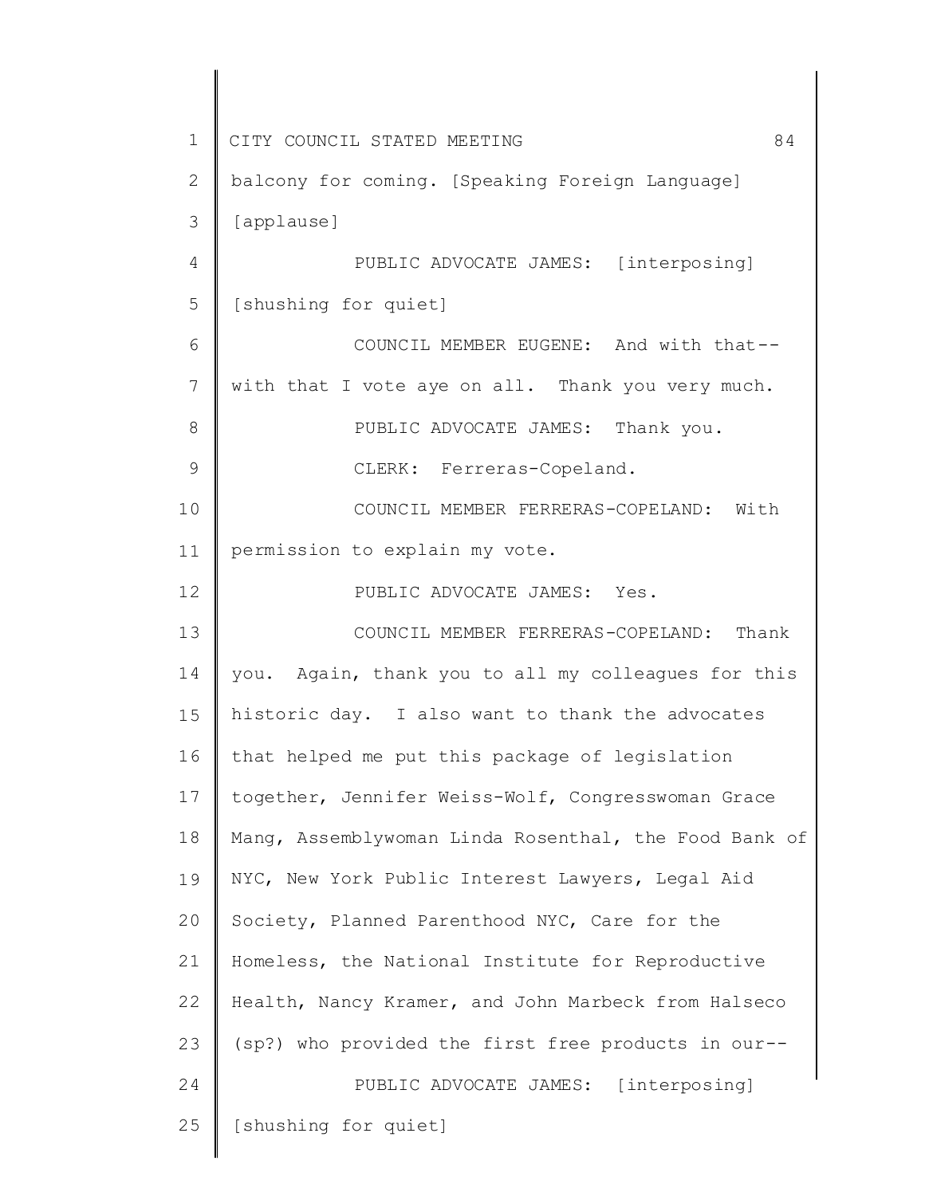balcony for coming. [Speaking Foreign Language] [applause]

PUBLIC ADVOCATE JAMES: [interposing] [shushing for quiet]

COUNCIL MEMBER EUGENE: And with that-- with that I vote aye on all. Thank you very much.

PUBLIC ADVOCATE JAMES: Thank you.

CLERK: Ferreras-Copeland.

COUNCIL MEMBER FERRERAS-COPELAND: With permission to explain my vote.

PUBLIC ADVOCATE JAMES: Yes.

COUNCIL MEMBER FERRERAS-COPELAND: Thank you. Again, thank you to all my colleagues for this historic day. I also want to thank the advocates that helped me put this package of legislation together, Jennifer Weiss-Wolf, Congresswoman Grace Mang, Assemblywoman Linda Rosenthal, the Food Bank of NYC, New York Public Interest Lawyers, Legal Aid Society, Planned Parenthood NYC, Care for the Homeless, the National Institute for Reproductive Health, Nancy Kramer, and John Marbeck from Halseco (sp?) who provided the first free products in our--

PUBLIC ADVOCATE JAMES: [interposing] [shushing for quiet]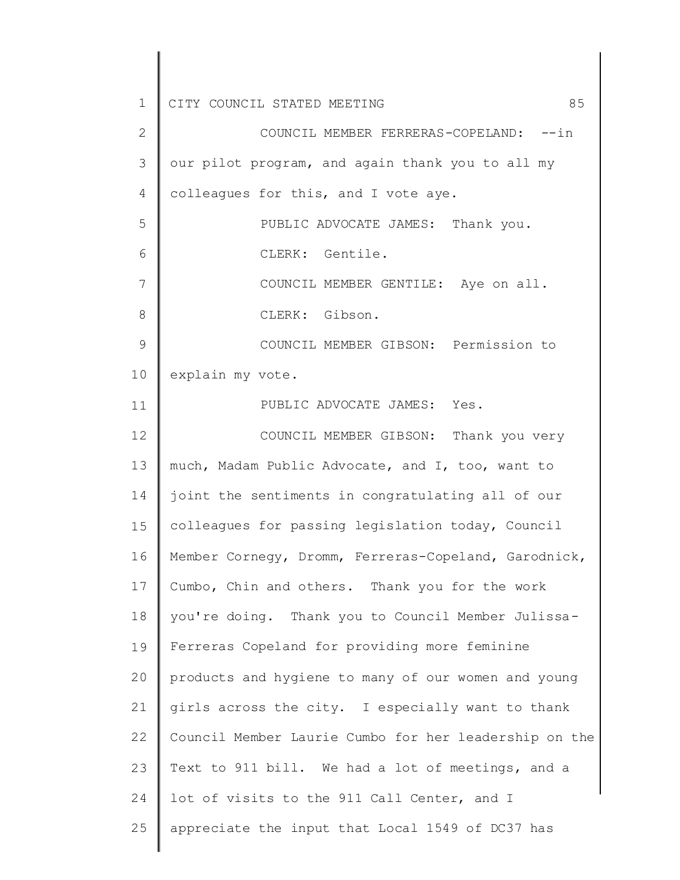COUNCIL MEMBER FERRERAS-COPELAND: --in our pilot program, and again thank you to all my colleagues for this, and I vote aye.

PUBLIC ADVOCATE JAMES: Thank you.

CLERK: Gentile.

COUNCIL MEMBER GENTILE: Aye on all.

CLERK: Gibson.

COUNCIL MEMBER GIBSON: Permission to explain my vote.

PUBLIC ADVOCATE JAMES: Yes.

COUNCIL MEMBER GIBSON: Thank you very much, Madam Public Advocate, and I, too, want to joint the sentiments in congratulating all of our colleagues for passing legislation today, Council Member Cornegy, Dromm, Ferreras-Copeland, Garodnick, Cumbo, Chin and others. Thank you for the work you're doing. Thank you to Council Member Julissa-Ferreras Copeland for providing more feminine products and hygiene to many of our women and young girls across the city. I especially want to thank Council Member Laurie Cumbo for her leadership on the Text to 911 bill. We had a lot of meetings, and a lot of visits to the 911 Call Center, and I appreciate the input that Local 1549 of DC37 has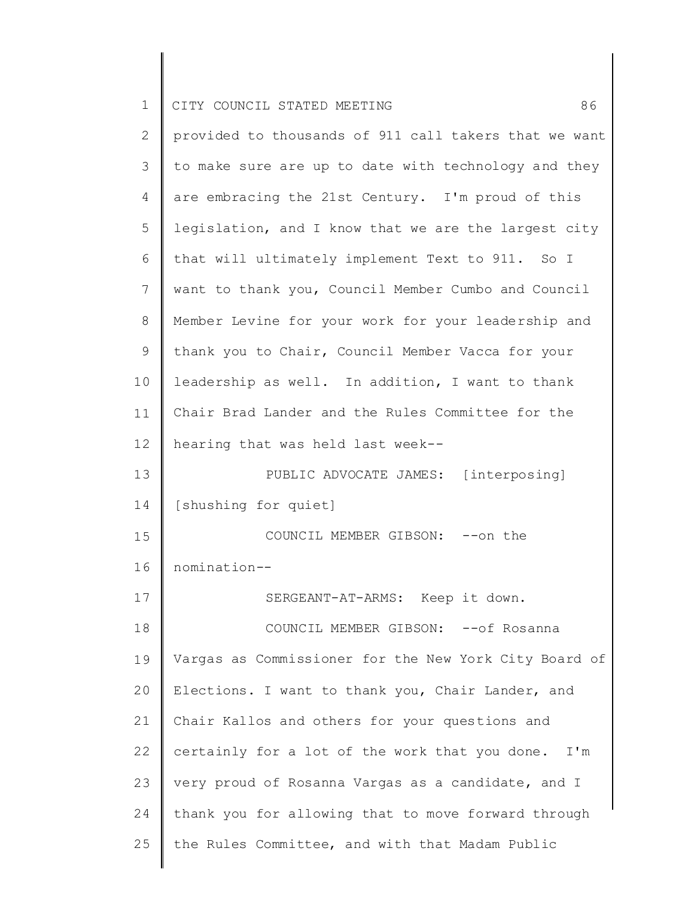provided to thousands of 911 call takers that we want to make sure are up to date with technology and they are embracing the 21st Century. I'm proud of this legislation, and I know that we are the largest city that will ultimately implement Text to 911. So I want to thank you, Council Member Cumbo and Council Member Levine for your work for your leadership and thank you to Chair, Council Member Vacca for your leadership as well. In addition, I want to thank Chair Brad Lander and the Rules Committee for the hearing that was held last week--

PUBLIC ADVOCATE JAMES: [interposing] [shushing for quiet]

COUNCIL MEMBER GIBSON: --on the nomination--

SERGEANT-AT-ARMS: Keep it down.

COUNCIL MEMBER GIBSON: --of Rosanna Vargas as Commissioner for the New York City Board of Elections. I want to thank you, Chair Lander, and Chair Kallos and others for your questions and certainly for a lot of the work that you done. I'm very proud of Rosanna Vargas as a candidate, and I thank you for allowing that to move forward through the Rules Committee, and with that Madam Public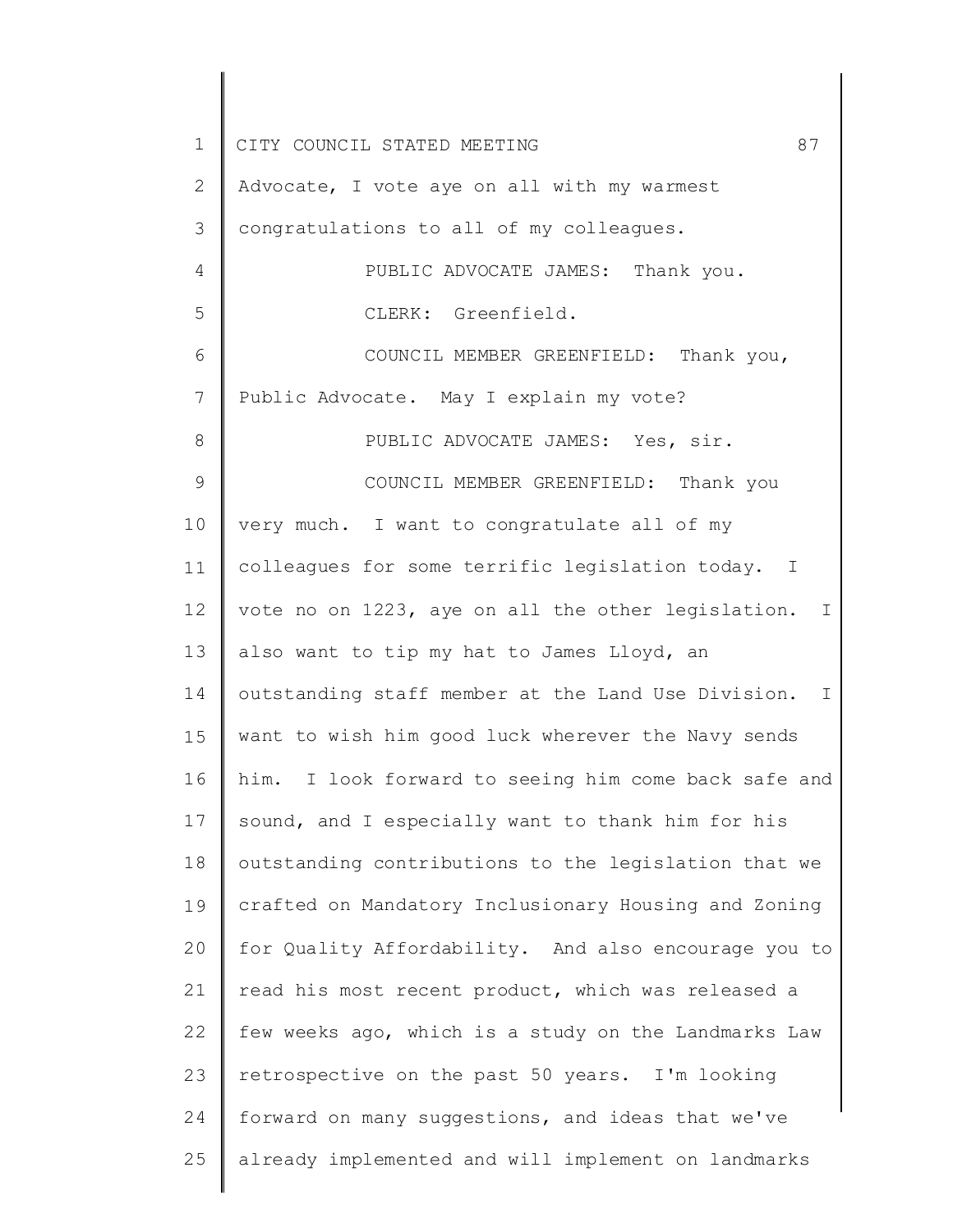Advocate, I vote aye on all with my warmest congratulations to all of my colleagues.

PUBLIC ADVOCATE JAMES: Thank you.

CLERK: Greenfield.

COUNCIL MEMBER GREENFIELD: Thank you, Public Advocate. May I explain my vote?

PUBLIC ADVOCATE JAMES: Yes, sir.

COUNCIL MEMBER GREENFIELD: Thank you very much. I want to congratulate all of my colleagues for some terrific legislation today. I vote no on 1223, aye on all the other legislation. I also want to tip my hat to James Lloyd, an outstanding staff member at the Land Use Division. I want to wish him good luck wherever the Navy sends him. I look forward to seeing him come back safe and sound, and I especially want to thank him for his outstanding contributions to the legislation that we crafted on Mandatory Inclusionary Housing and Zoning for Quality Affordability. And also encourage you to read his most recent product, which was released a few weeks ago, which is a study on the Landmarks Law retrospective on the past 50 years. I'm looking forward on many suggestions, and ideas that we've already implemented and will implement on landmarks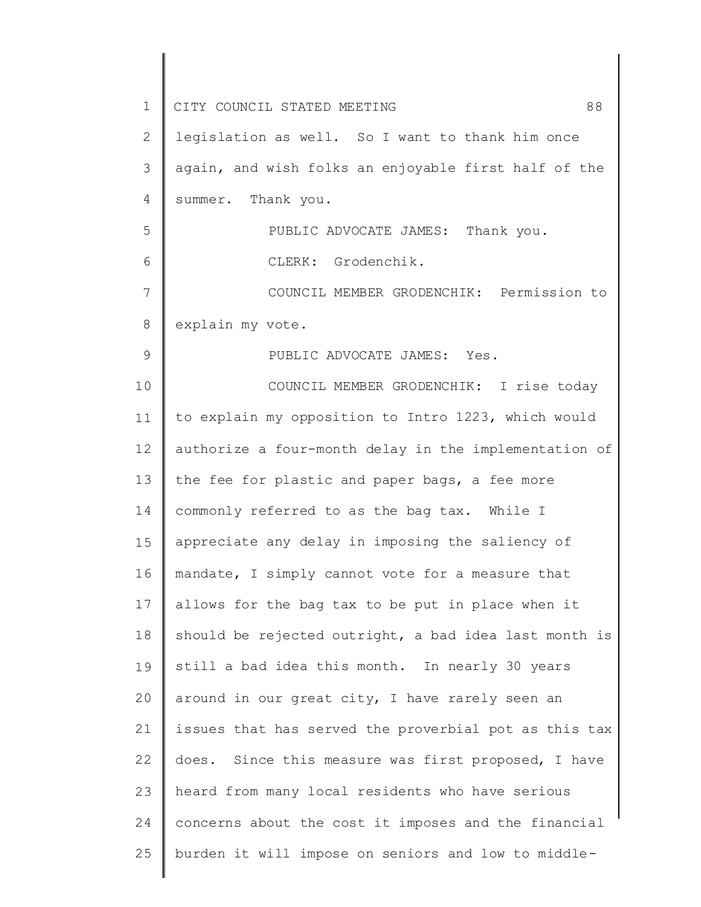legislation as well. So I want to thank him once again, and wish folks an enjoyable first half of the summer. Thank you.

PUBLIC ADVOCATE JAMES: Thank you.

CLERK: Grodenchik.

COUNCIL MEMBER GRODENCHIK: Permission to explain my vote.

PUBLIC ADVOCATE JAMES: Yes.

COUNCIL MEMBER GRODENCHIK: I rise today to explain my opposition to Intro 1223, which would authorize a four-month delay in the implementation of the fee for plastic and paper bags, a fee more commonly referred to as the bag tax. While I appreciate any delay in imposing the saliency of mandate, I simply cannot vote for a measure that allows for the bag tax to be put in place when it should be rejected outright, a bad idea last month is still a bad idea this month. In nearly 30 years around in our great city, I have rarely seen an issues that has served the proverbial pot as this tax does. Since this measure was first proposed, I have heard from many local residents who have serious concerns about the cost it imposes and the financial burden it will impose on seniors and low to middle-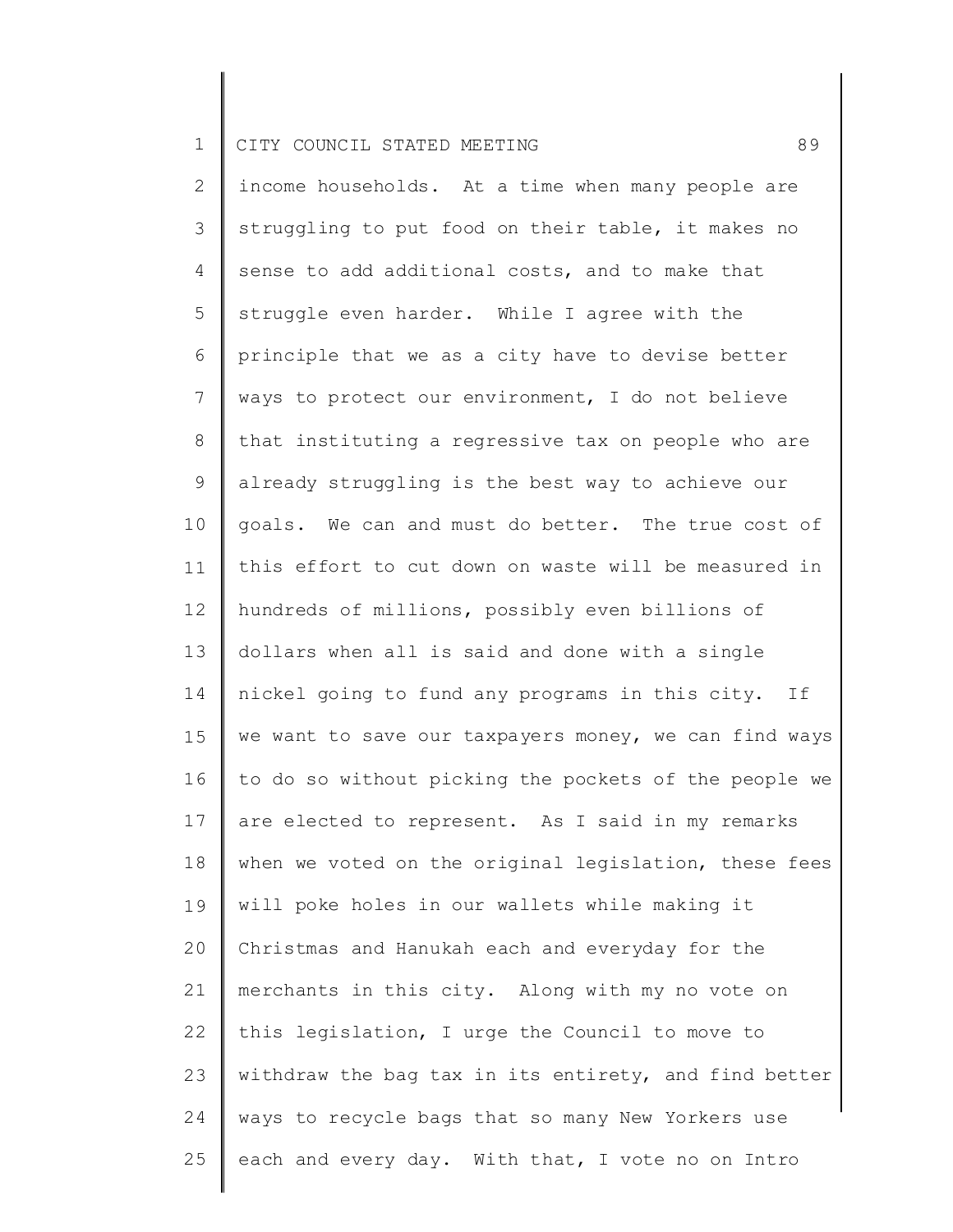income households. At a time when many people are struggling to put food on their table, it makes no sense to add additional costs, and to make that struggle even harder. While I agree with the principle that we as a city have to devise better ways to protect our environment, I do not believe that instituting a regressive tax on people who are already struggling is the best way to achieve our goals. We can and must do better. The true cost of this effort to cut down on waste will be measured in hundreds of millions, possibly even billions of dollars when all is said and done with a single nickel going to fund any programs in this city. If we want to save our taxpayers money, we can find ways to do so without picking the pockets of the people we are elected to represent. As I said in my remarks when we voted on the original legislation, these fees will poke holes in our wallets while making it Christmas and Hanukah each and everyday for the merchants in this city. Along with my no vote on this legislation, I urge the Council to move to withdraw the bag tax in its entirety, and find better ways to recycle bags that so many New Yorkers use each and every day. With that, I vote no on Intro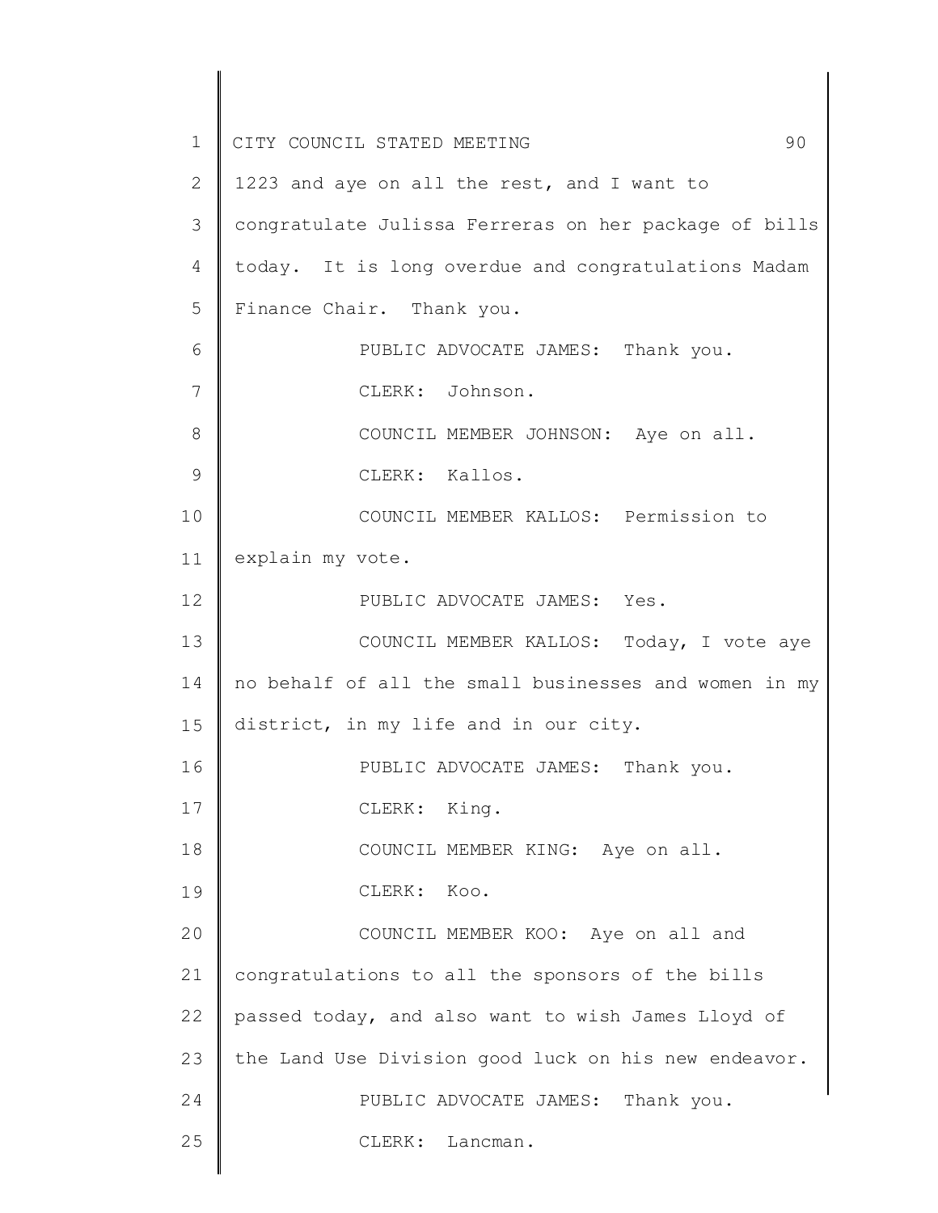1223 and aye on all the rest, and I want to congratulate Julissa Ferreras on her package of bills today. It is long overdue and congratulations Madam Finance Chair. Thank you.

PUBLIC ADVOCATE JAMES: Thank you.

CLERK: Johnson.

COUNCIL MEMBER JOHNSON: Aye on all.

CLERK: Kallos.

COUNCIL MEMBER KALLOS: Permission to explain my vote.

PUBLIC ADVOCATE JAMES: Yes.

COUNCIL MEMBER KALLOS: Today, I vote aye no behalf of all the small businesses and women in my district, in my life and in our city.

PUBLIC ADVOCATE JAMES: Thank you.

CLERK: King.

COUNCIL MEMBER KING: Aye on all.

CLERK: Koo.

COUNCIL MEMBER KOO: Aye on all and congratulations to all the sponsors of the bills passed today, and also want to wish James Lloyd of the Land Use Division good luck on his new endeavor.

PUBLIC ADVOCATE JAMES: Thank you.

CLERK: Lancman.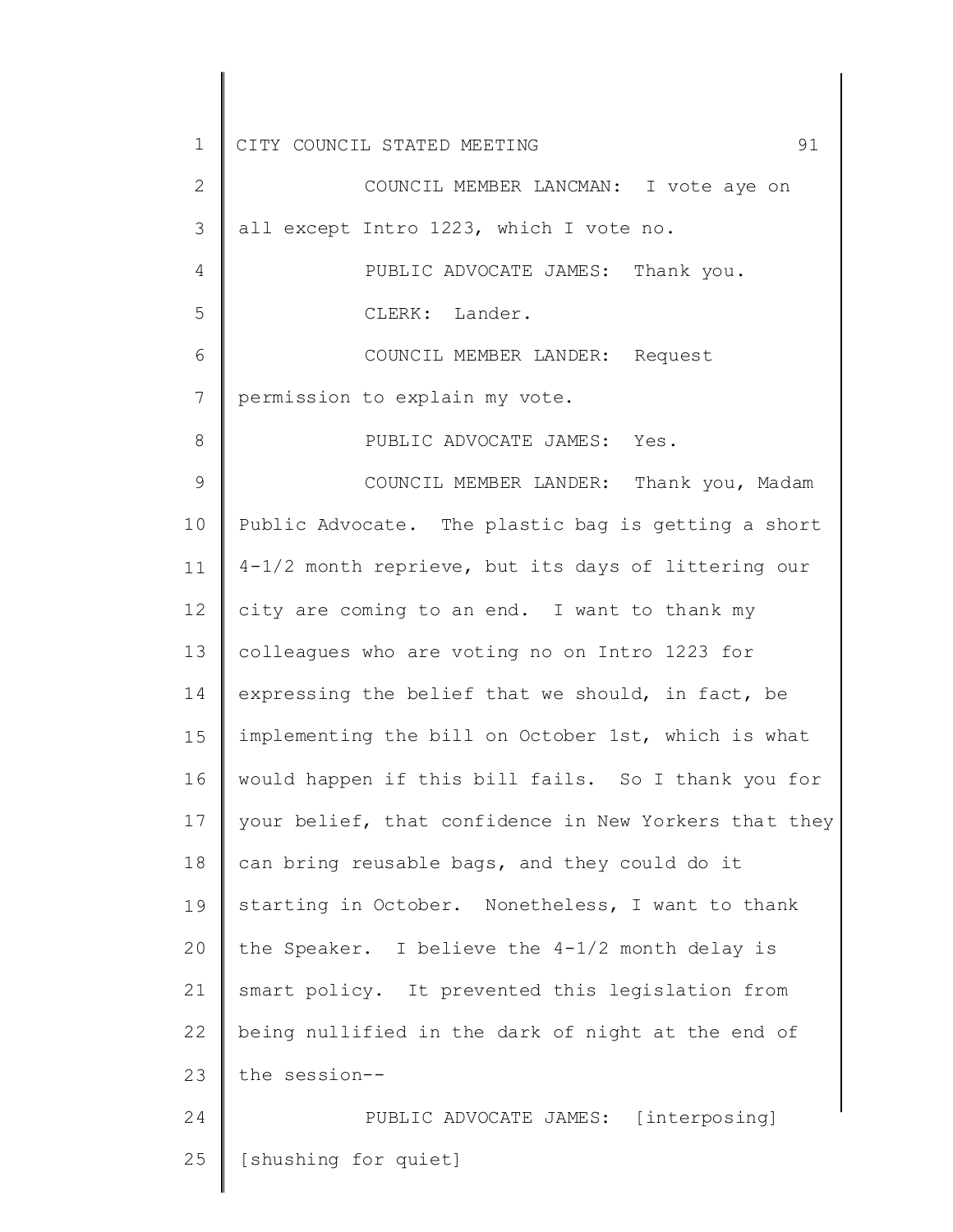COUNCIL MEMBER LANCMAN: I vote aye on all except Intro 1223, which I vote no.

PUBLIC ADVOCATE JAMES: Thank you.

CLERK: Lander.

COUNCIL MEMBER LANDER: Request permission to explain my vote.

PUBLIC ADVOCATE JAMES: Yes.

COUNCIL MEMBER LANDER: Thank you, Madam Public Advocate. The plastic bag is getting a short 4-1/2 month reprieve, but its days of littering our city are coming to an end. I want to thank my colleagues who are voting no on Intro 1223 for expressing the belief that we should, in fact, be implementing the bill on October 1st, which is what would happen if this bill fails. So I thank you for your belief, that confidence in New Yorkers that they can bring reusable bags, and they could do it starting in October. Nonetheless, I want to thank the Speaker. I believe the 4-1/2 month delay is smart policy. It prevented this legislation from being nullified in the dark of night at the end of the session--

PUBLIC ADVOCATE JAMES: [interposing] [shushing for quiet]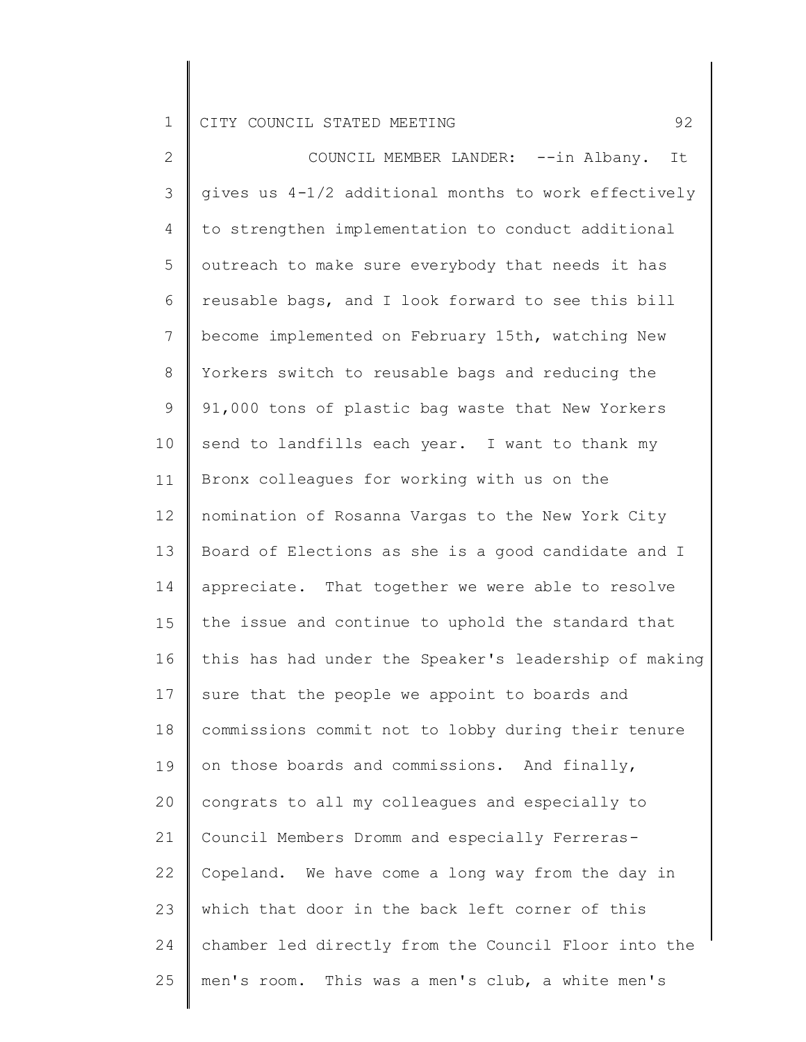COUNCIL MEMBER LANDER: --in Albany. It gives us 4-1/2 additional months to work effectively to strengthen implementation to conduct additional outreach to make sure everybody that needs it has reusable bags, and I look forward to see this bill become implemented on February 15th, watching New Yorkers switch to reusable bags and reducing the 91,000 tons of plastic bag waste that New Yorkers send to landfills each year. I want to thank my Bronx colleagues for working with us on the nomination of Rosanna Vargas to the New York City Board of Elections as she is a good candidate and I appreciate. That together we were able to resolve the issue and continue to uphold the standard that this has had under the Speaker's leadership of making sure that the people we appoint to boards and commissions commit not to lobby during their tenure on those boards and commissions. And finally, congrats to all my colleagues and especially to Council Members Dromm and especially Ferreras-Copeland. We have come a long way from the day in which that door in the back left corner of this chamber led directly from the Council Floor into the men's room. This was a men's club, a white men's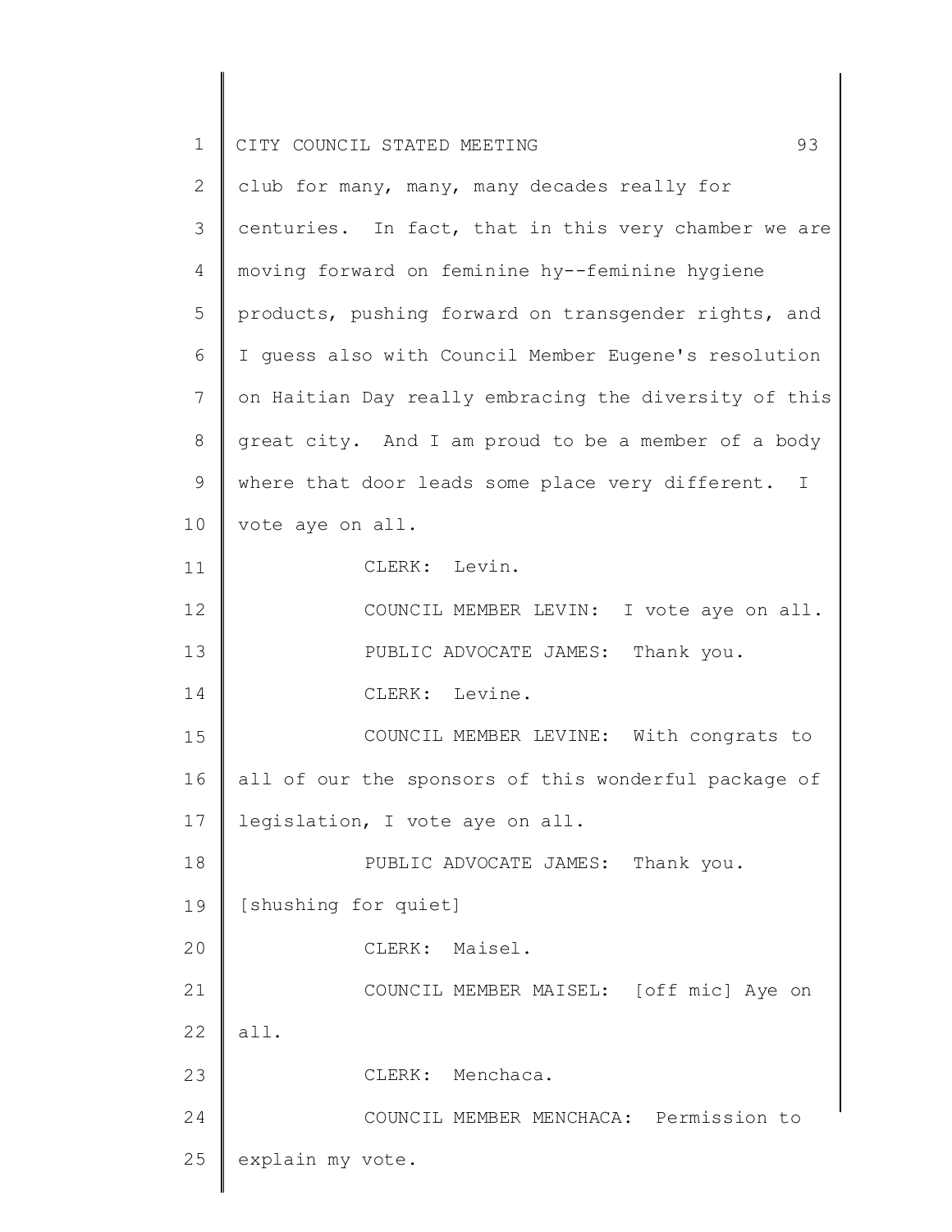club for many, many, many decades really for centuries. In fact, that in this very chamber we are moving forward on feminine hy--feminine hygiene products, pushing forward on transgender rights, and I guess also with Council Member Eugene's resolution on Haitian Day really embracing the diversity of this great city. And I am proud to be a member of a body where that door leads some place very different. I vote aye on all.

CLERK: Levin.

COUNCIL MEMBER LEVIN: I vote aye on all.

PUBLIC ADVOCATE JAMES: Thank you.

CLERK: Levine.

COUNCIL MEMBER LEVINE: With congrats to all of our the sponsors of this wonderful package of legislation, I vote aye on all.

PUBLIC ADVOCATE JAMES: Thank you.

[shushing for quiet]

CLERK: Maisel.

COUNCIL MEMBER MAISEL: [off mic] Aye on all.

CLERK: Menchaca.

COUNCIL MEMBER MENCHACA: Permission to explain my vote.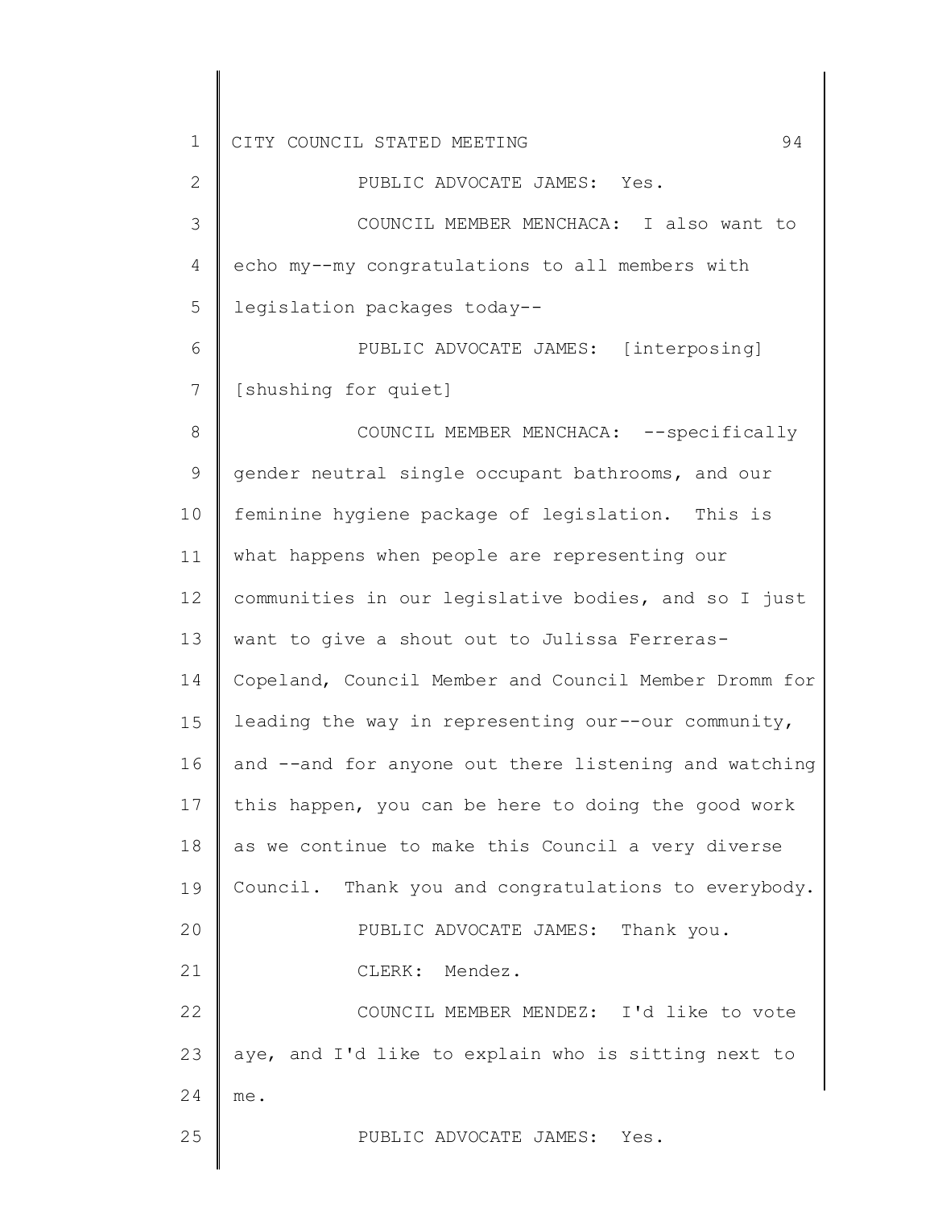PUBLIC ADVOCATE JAMES: Yes.

COUNCIL MEMBER MENCHACA: I also want to echo my--my congratulations to all members with legislation packages today--

PUBLIC ADVOCATE JAMES: [interposing] [shushing for quiet]

COUNCIL MEMBER MENCHACA: --specifically gender neutral single occupant bathrooms, and our feminine hygiene package of legislation. This is what happens when people are representing our communities in our legislative bodies, and so I just want to give a shout out to Julissa Ferreras-Copeland, Council Member and Council Member Dromm for leading the way in representing our--our community, and --and for anyone out there listening and watching this happen, you can be here to doing the good work as we continue to make this Council a very diverse Council. Thank you and congratulations to everybody.

PUBLIC ADVOCATE JAMES: Thank you.

CLERK: Mendez.

COUNCIL MEMBER MENDEZ: I'd like to vote aye, and I'd like to explain who is sitting next to me.

PUBLIC ADVOCATE JAMES: Yes.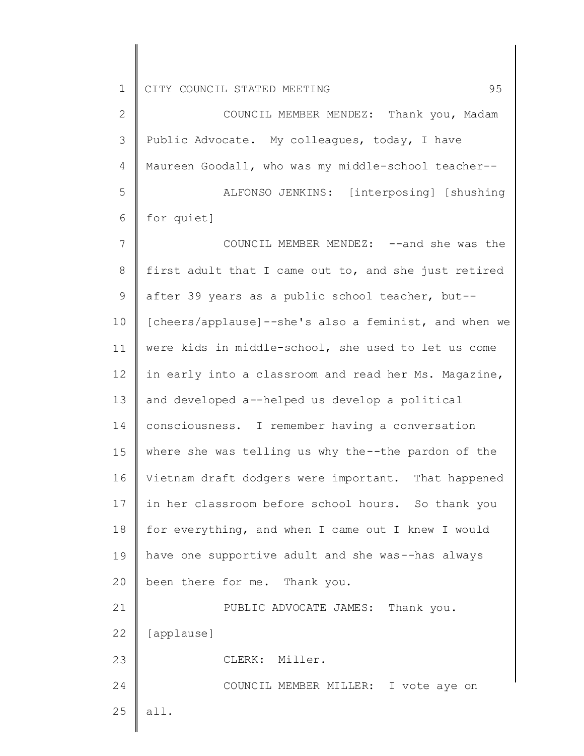COUNCIL MEMBER MENDEZ: Thank you, Madam Public Advocate. My colleagues, today, I have Maureen Goodall, who was my middle-school teacher--

ALFONSO JENKINS: [interposing] [shushing for quiet]

COUNCIL MEMBER MENDEZ: --and she was the first adult that I came out to, and she just retired after 39 years as a public school teacher, but-- [cheers/applause]--she's also a feminist, and when we were kids in middle-school, she used to let us come in early into a classroom and read her Ms. Magazine, and developed a--helped us develop a political consciousness. I remember having a conversation where she was telling us why the--the pardon of the Vietnam draft dodgers were important. That happened in her classroom before school hours. So thank you for everything, and when I came out I knew I would have one supportive adult and she was--has always been there for me. Thank you.

PUBLIC ADVOCATE JAMES: Thank you. [applause]

CLERK: Miller.

COUNCIL MEMBER MILLER: I vote aye on all.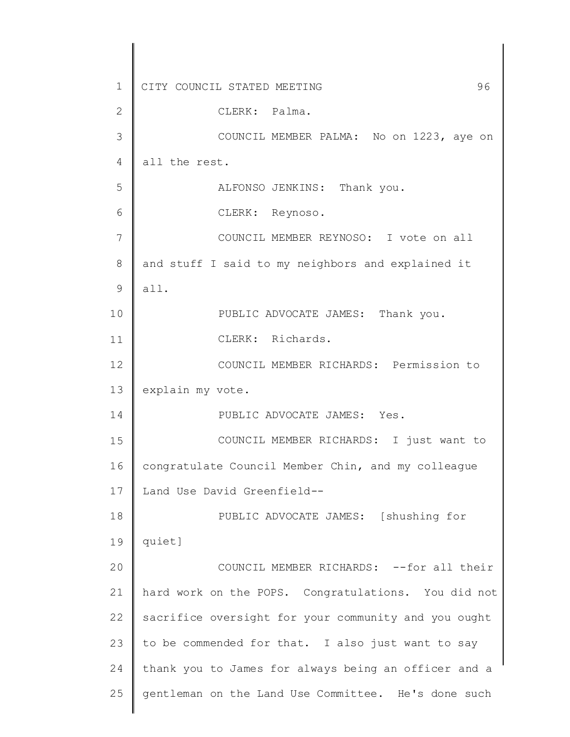CLERK: Palma.

COUNCIL MEMBER PALMA: No on 1223, aye on all the rest.

ALFONSO JENKINS: Thank you.

CLERK: Reynoso.

COUNCIL MEMBER REYNOSO: I vote on all and stuff I said to my neighbors and explained it all.

PUBLIC ADVOCATE JAMES: Thank you.

CLERK: Richards.

COUNCIL MEMBER RICHARDS: Permission to explain my vote.

PUBLIC ADVOCATE JAMES: Yes.

COUNCIL MEMBER RICHARDS: I just want to congratulate Council Member Chin, and my colleague Land Use David Greenfield--

PUBLIC ADVOCATE JAMES: [shushing for quiet]

COUNCIL MEMBER RICHARDS: --for all their hard work on the POPS. Congratulations. You did not sacrifice oversight for your community and you ought to be commended for that. I also just want to say thank you to James for always being an officer and a gentleman on the Land Use Committee. He's done such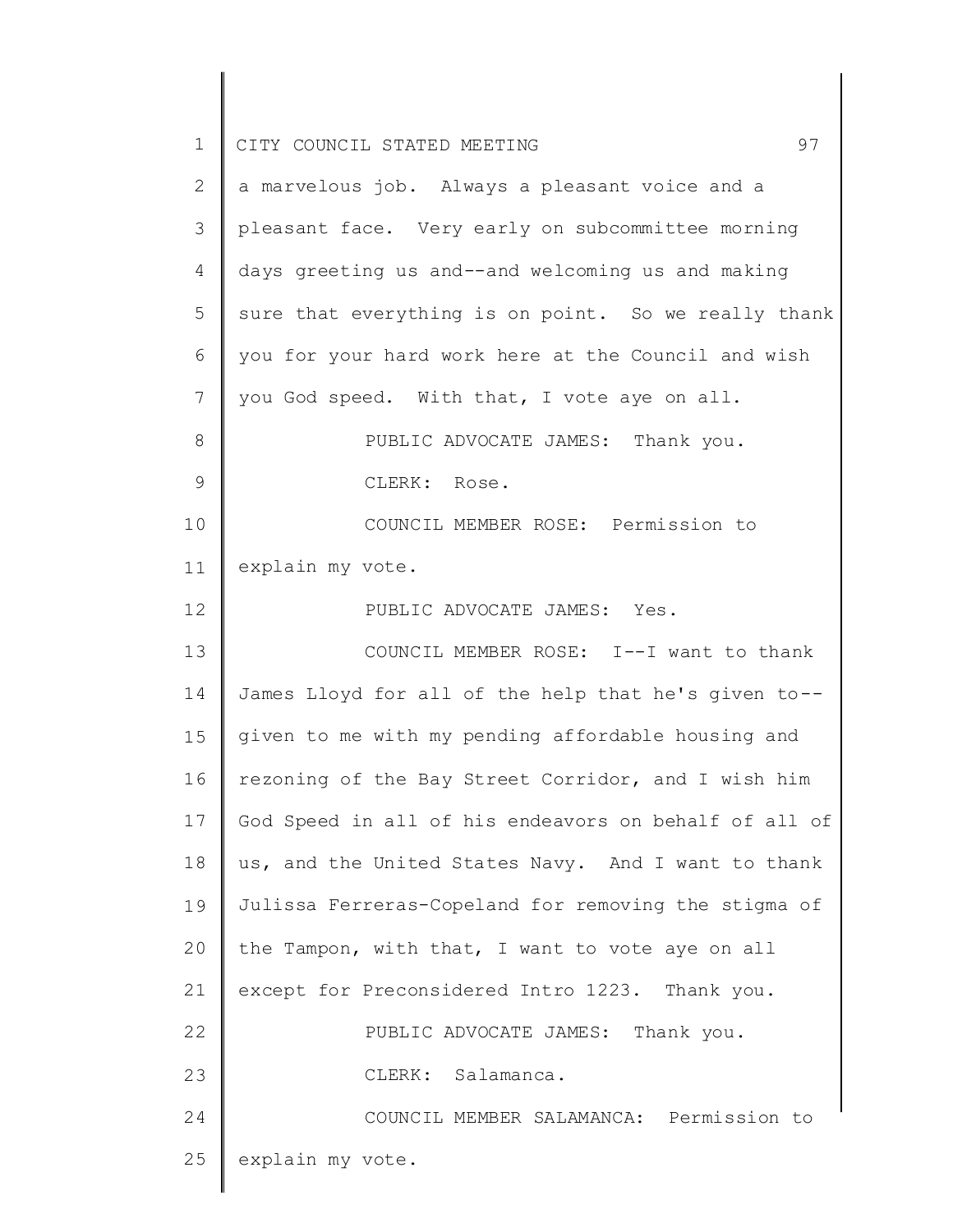a marvelous job. Always a pleasant voice and a pleasant face. Very early on subcommittee morning days greeting us and--and welcoming us and making sure that everything is on point. So we really thank you for your hard work here at the Council and wish you God speed. With that, I vote aye on all.

PUBLIC ADVOCATE JAMES: Thank you.

CLERK: Rose.

COUNCIL MEMBER ROSE: Permission to explain my vote.

PUBLIC ADVOCATE JAMES: Yes.

COUNCIL MEMBER ROSE: I--I want to thank James Lloyd for all of the help that he's given to--given to me with my pending affordable housing and rezoning of the Bay Street Corridor, and I wish him God Speed in all of his endeavors on behalf of all of us, and the United States Navy. And I want to thank Julissa Ferreras-Copeland for removing the stigma of the Tampon, with that, I want to vote aye on all except for Preconsidered Intro 1223. Thank you.

PUBLIC ADVOCATE JAMES: Thank you.

CLERK: Salamanca.

COUNCIL MEMBER SALAMANCA: Permission to explain my vote.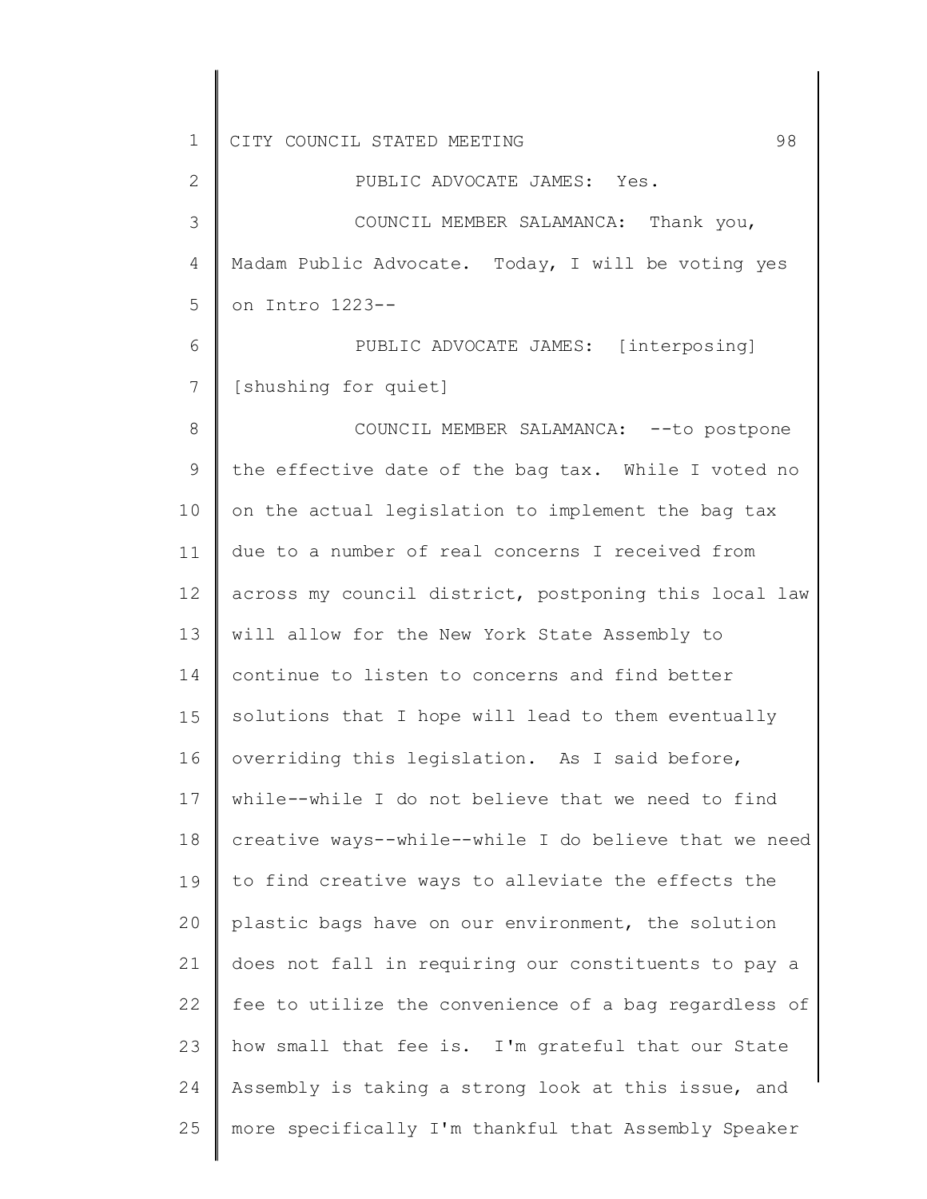PUBLIC ADVOCATE JAMES: Yes.

COUNCIL MEMBER SALAMANCA: Thank you, Madam Public Advocate. Today, I will be voting yes on Intro 1223--

PUBLIC ADVOCATE JAMES: [interposing] [shushing for quiet]

COUNCIL MEMBER SALAMANCA: --to postpone the effective date of the bag tax. While I voted no on the actual legislation to implement the bag tax due to a number of real concerns I received from across my council district, postponing this local law will allow for the New York State Assembly to continue to listen to concerns and find better solutions that I hope will lead to them eventually overriding this legislation. As I said before, while--while I do not believe that we need to find creative ways--while--while I do believe that we need to find creative ways to alleviate the effects the plastic bags have on our environment, the solution does not fall in requiring our constituents to pay a fee to utilize the convenience of a bag regardless of how small that fee is. I'm grateful that our State Assembly is taking a strong look at this issue, and more specifically I'm thankful that Assembly Speaker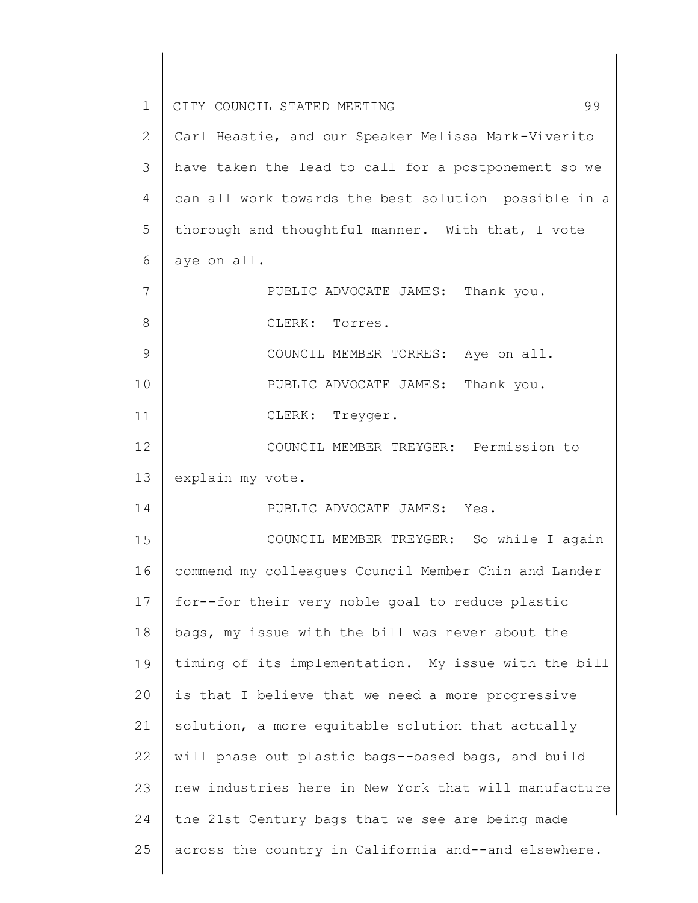Carl Heastie, and our Speaker Melissa Mark-Viverito have taken the lead to call for a postponement so we can all work towards the best solution possible in a thorough and thoughtful manner. With that, I vote aye on all.

PUBLIC ADVOCATE JAMES: Thank you.

CLERK: Torres.

COUNCIL MEMBER TORRES: Aye on all.

PUBLIC ADVOCATE JAMES: Thank you.

CLERK: Treyger.

COUNCIL MEMBER TREYGER: Permission to explain my vote.

PUBLIC ADVOCATE JAMES: Yes.

COUNCIL MEMBER TREYGER: So while I again commend my colleagues Council Member Chin and Lander for--for their very noble goal to reduce plastic bags, my issue with the bill was never about the timing of its implementation. My issue with the bill is that I believe that we need a more progressive solution, a more equitable solution that actually will phase out plastic bags--based bags, and build new industries here in New York that will manufacture the 21st Century bags that we see are being made across the country in California and--and elsewhere.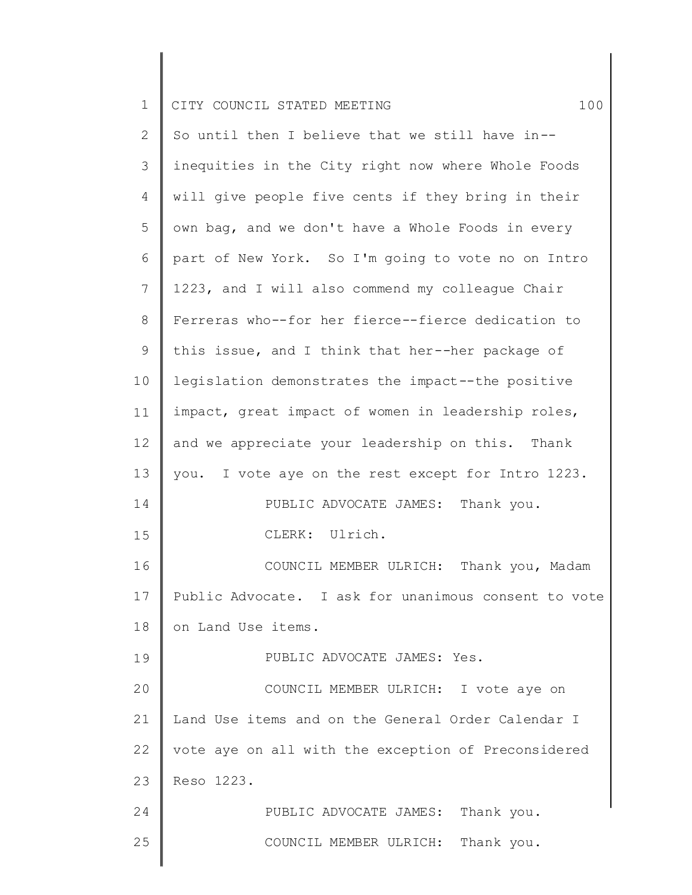So until then I believe that we still have in--inequities in the City right now where Whole Foods will give people five cents if they bring in their own bag, and we don't have a Whole Foods in every part of New York. So I'm going to vote no on Intro 1223, and I will also commend my colleague Chair Ferreras who--for her fierce--fierce dedication to this issue, and I think that her--her package of legislation demonstrates the impact--the positive impact, great impact of women in leadership roles, and we appreciate your leadership on this. Thank you. I vote aye on the rest except for Intro 1223.

PUBLIC ADVOCATE JAMES: Thank you.

CLERK: Ulrich.

COUNCIL MEMBER ULRICH: Thank you, Madam Public Advocate. I ask for unanimous consent to vote on Land Use items.

PUBLIC ADVOCATE JAMES: Yes.

COUNCIL MEMBER ULRICH: I vote aye on Land Use items and on the General Order Calendar I vote aye on all with the exception of Preconsidered Reso 1223.

PUBLIC ADVOCATE JAMES: Thank you.

COUNCIL MEMBER ULRICH: Thank you.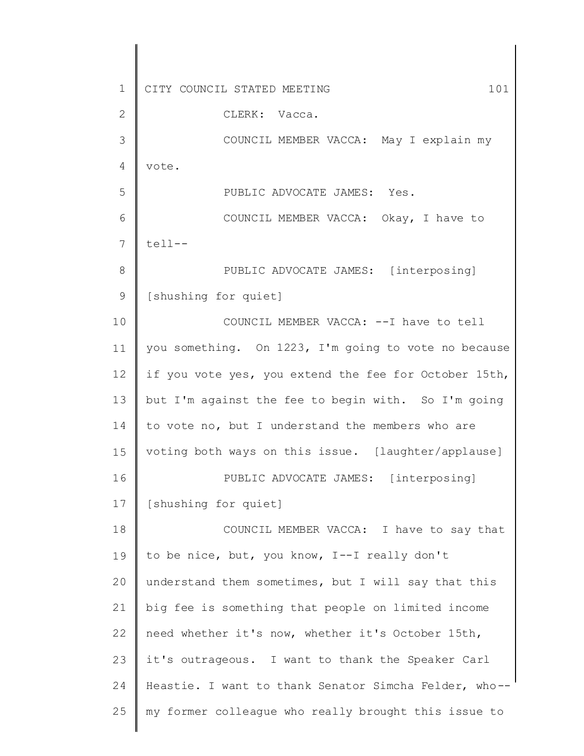CLERK: Vacca.

COUNCIL MEMBER VACCA: May I explain my vote.

PUBLIC ADVOCATE JAMES: Yes.

COUNCIL MEMBER VACCA: Okay, I have to tell--

PUBLIC ADVOCATE JAMES: [interposing] [shushing for quiet]

COUNCIL MEMBER VACCA: --I have to tell you something. On 1223, I'm going to vote no because if you vote yes, you extend the fee for October 15th, but I'm against the fee to begin with. So I'm going to vote no, but I understand the members who are voting both ways on this issue. [laughter/applause]

PUBLIC ADVOCATE JAMES: [interposing] [shushing for quiet]

COUNCIL MEMBER VACCA: I have to say that to be nice, but, you know, I--I really don't understand them sometimes, but I will say that this big fee is something that people on limited income need whether it's now, whether it's October 15th, it's outrageous. I want to thank the Speaker Carl Heastie. I want to thank Senator Simcha Felder, who--my former colleague who really brought this issue to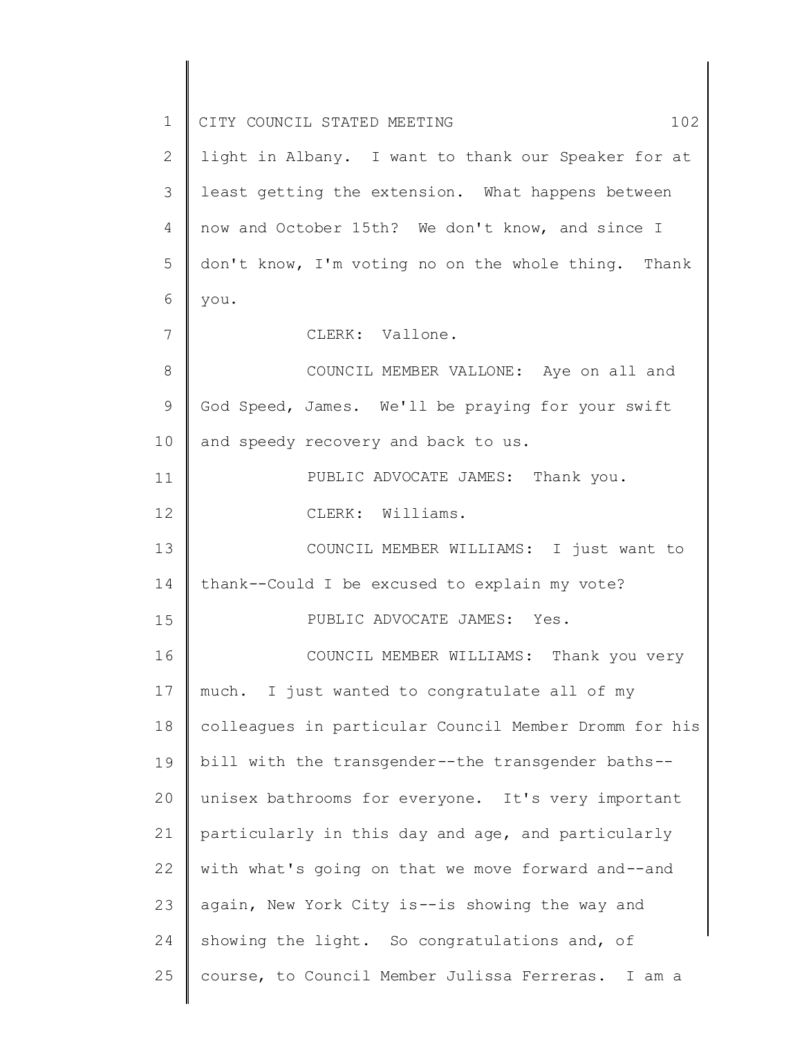light in Albany. I want to thank our Speaker for at least getting the extension. What happens between now and October 15th? We don't know, and since I don't know, I'm voting no on the whole thing. Thank you.

CLERK: Vallone.

COUNCIL MEMBER VALLONE: Aye on all and God Speed, James. We'll be praying for your swift and speedy recovery and back to us.

PUBLIC ADVOCATE JAMES: Thank you.

CLERK: Williams.

COUNCIL MEMBER WILLIAMS: I just want to thank--Could I be excused to explain my vote?

PUBLIC ADVOCATE JAMES: Yes.

COUNCIL MEMBER WILLIAMS: Thank you very much. I just wanted to congratulate all of my colleagues in particular Council Member Dromm for his bill with the transgender--the transgender baths--unisex bathrooms for everyone. It's very important particularly in this day and age, and particularly with what's going on that we move forward and--and again, New York City is--is showing the way and showing the light. So congratulations and, of course, to Council Member Julissa Ferreras. I am a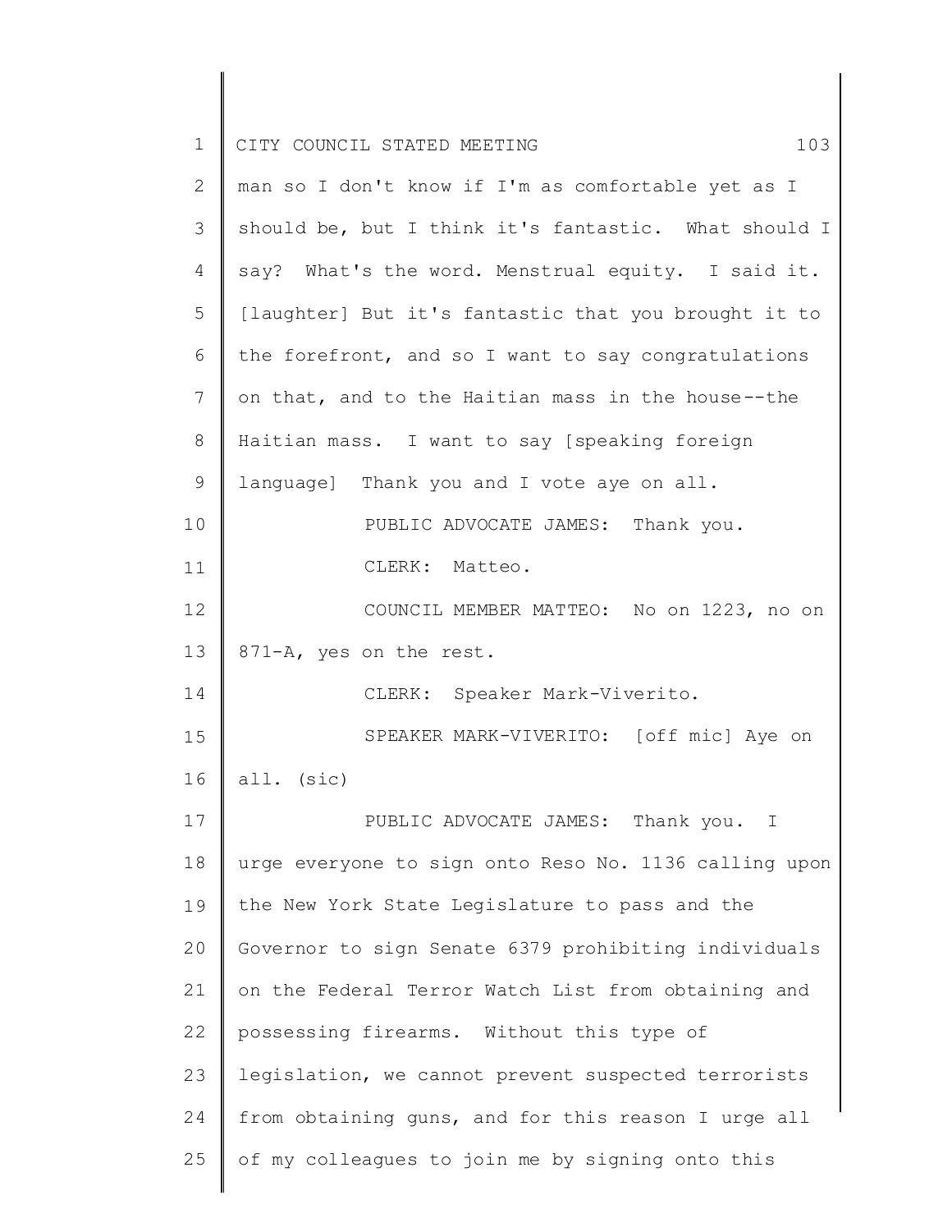man so I don't know if I'm as comfortable yet as I should be, but I think it's fantastic. What should I say? What's the word. Menstrual equity. I said it. [laughter] But it's fantastic that you brought it to the forefront, and so I want to say congratulations on that, and to the Haitian mass in the house--the Haitian mass. I want to say [speaking foreign language] Thank you and I vote aye on all.

PUBLIC ADVOCATE JAMES: Thank you.

CLERK: Matteo.

COUNCIL MEMBER MATTEO: No on 1223, no on 871-A, yes on the rest.

CLERK: Speaker Mark-Viverito.

SPEAKER MARK-VIVERITO: [off mic] Aye on all. (sic)

PUBLIC ADVOCATE JAMES: Thank you. I urge everyone to sign onto Reso No. 1136 calling upon the New York State Legislature to pass and the Governor to sign Senate 6379 prohibiting individuals on the Federal Terror Watch List from obtaining and possessing firearms. Without this type of legislation, we cannot prevent suspected terrorists from obtaining guns, and for this reason I urge all of my colleagues to join me by signing onto this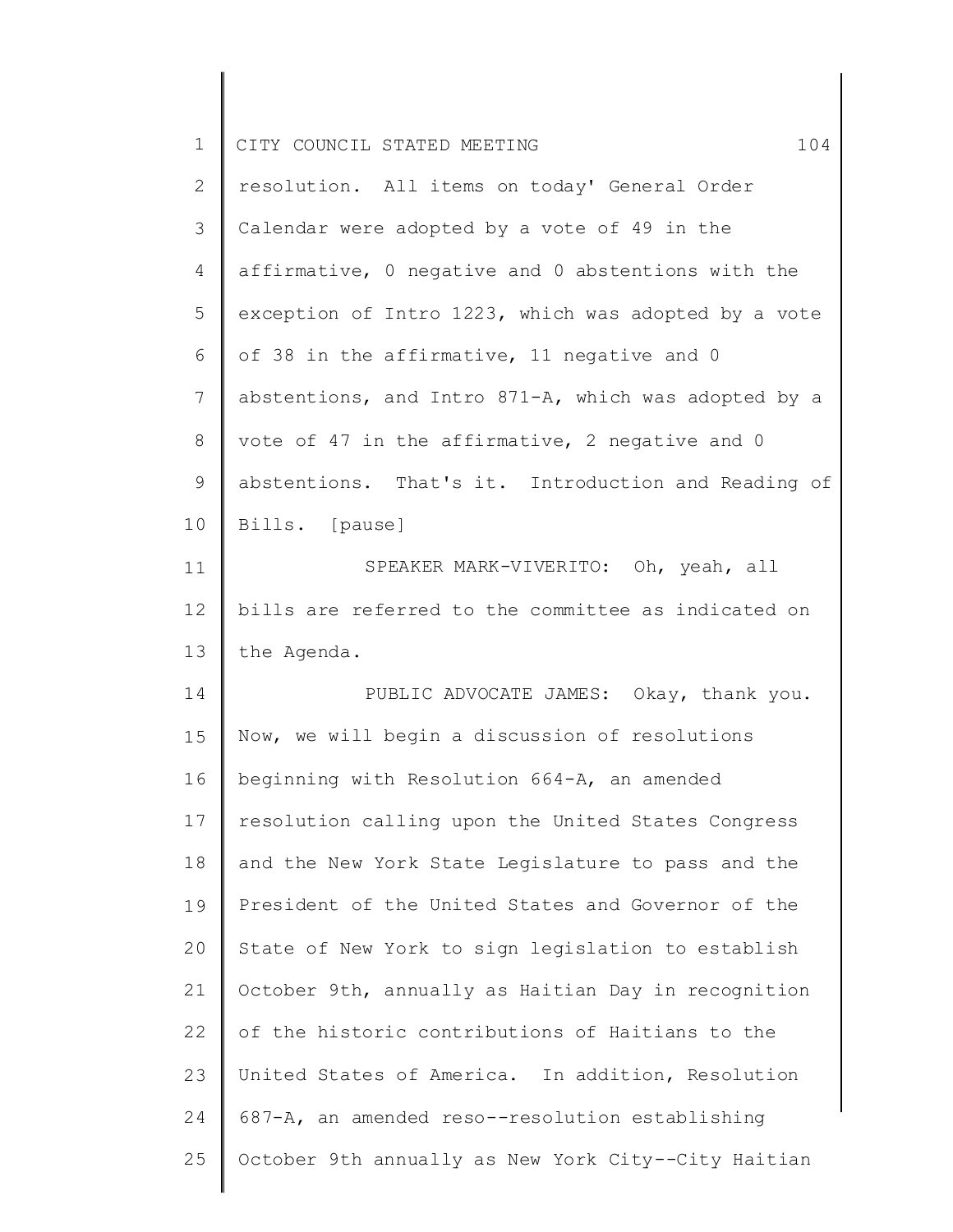resolution. All items on today' General Order Calendar were adopted by a vote of 49 in the affirmative, 0 negative and 0 abstentions with the exception of Intro 1223, which was adopted by a vote of 38 in the affirmative, 11 negative and 0 abstentions, and Intro 871-A, which was adopted by a vote of 47 in the affirmative, 2 negative and 0 abstentions. That's it. Introduction and Reading of Bills. [pause]

SPEAKER MARK-VIVERITO: Oh, yeah, all bills are referred to the committee as indicated on the Agenda.

PUBLIC ADVOCATE JAMES: Okay, thank you. Now, we will begin a discussion of resolutions beginning with Resolution 664-A, an amended resolution calling upon the United States Congress and the New York State Legislature to pass and the President of the United States and Governor of the State of New York to sign legislation to establish October 9th, annually as Haitian Day in recognition of the historic contributions of Haitians to the United States of America. In addition, Resolution 687-A, an amended reso--resolution establishing October 9th annually as New York City--City Haitian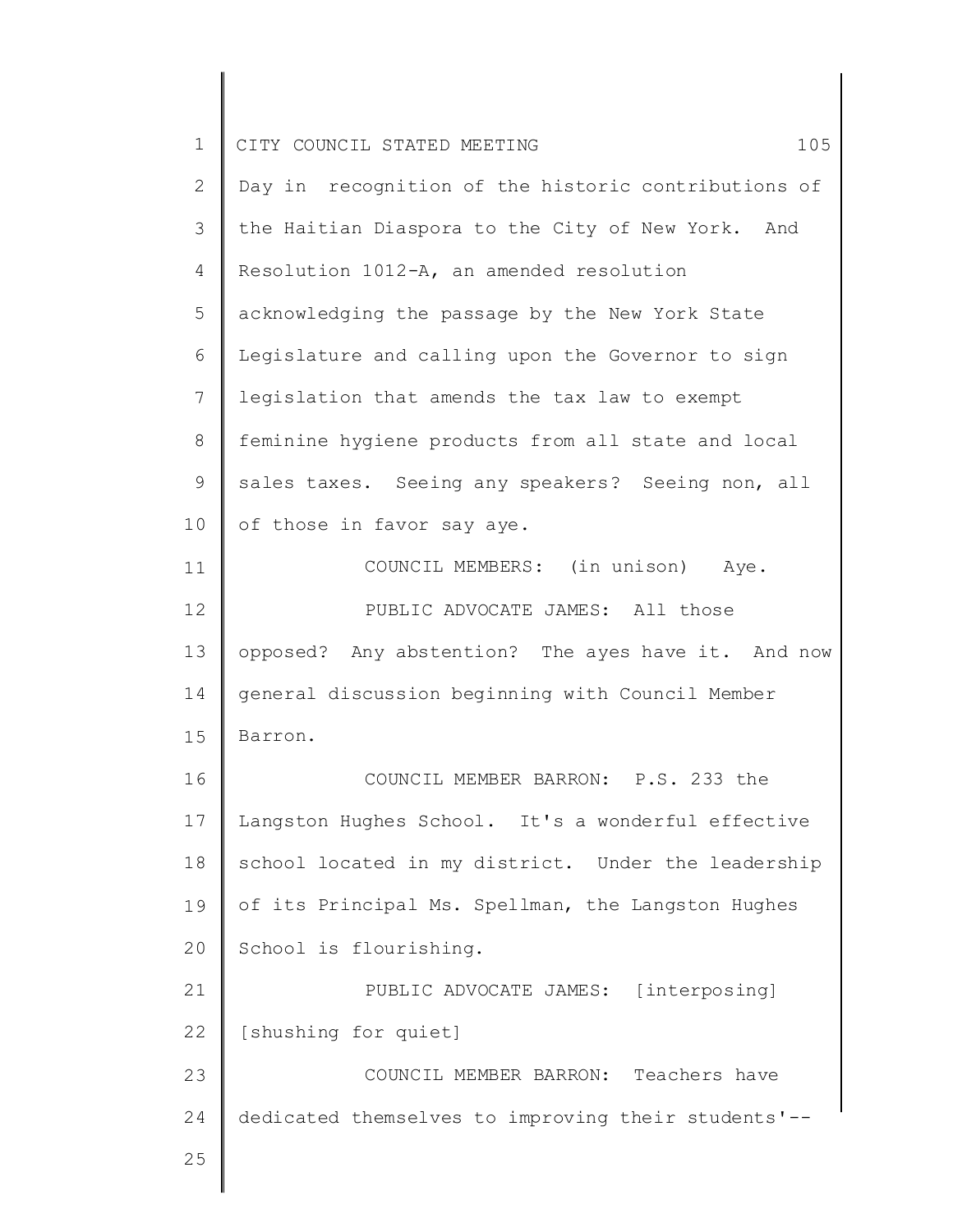Day in recognition of the historic contributions of the Haitian Diaspora to the City of New York. And Resolution 1012-A, an amended resolution acknowledging the passage by the New York State Legislature and calling upon the Governor to sign legislation that amends the tax law to exempt feminine hygiene products from all state and local sales taxes. Seeing any speakers? Seeing non, all of those in favor say aye.

COUNCIL MEMBERS: (in unison) Aye.

PUBLIC ADVOCATE JAMES: All those opposed? Any abstention? The ayes have it. And now general discussion beginning with Council Member Barron.

COUNCIL MEMBER BARRON: P.S. 233 the Langston Hughes School. It's a wonderful effective school located in my district. Under the leadership of its Principal Ms. Spellman, the Langston Hughes School is flourishing.

PUBLIC ADVOCATE JAMES: [interposing] [shushing for quiet]

COUNCIL MEMBER BARRON: Teachers have dedicated themselves to improving their students'--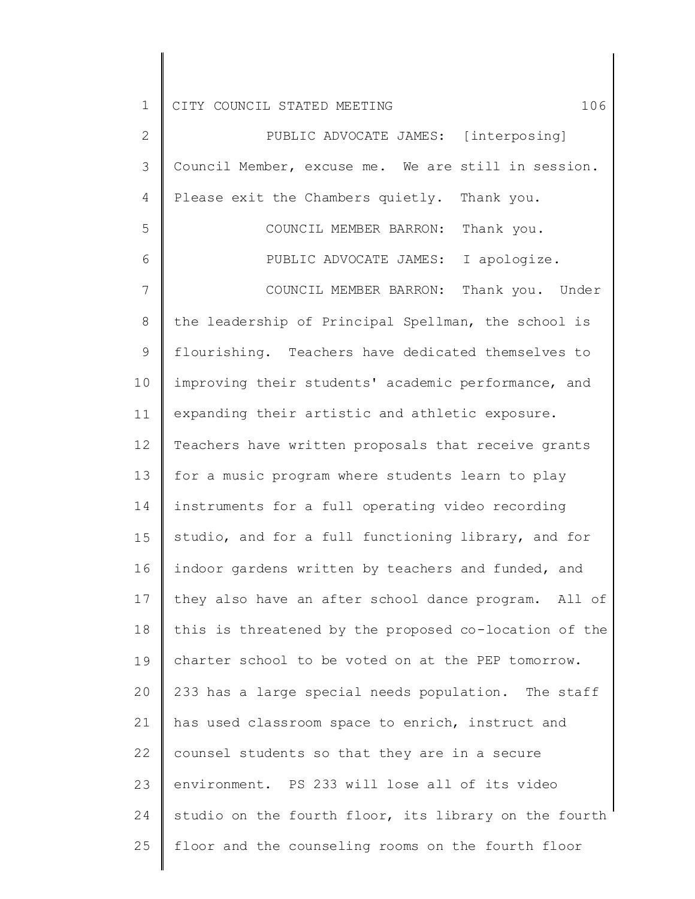PUBLIC ADVOCATE JAMES: [interposing] Council Member, excuse me. We are still in session. Please exit the Chambers quietly. Thank you.

COUNCIL MEMBER BARRON: Thank you.

PUBLIC ADVOCATE JAMES: I apologize.

COUNCIL MEMBER BARRON: Thank you. Under the leadership of Principal Spellman, the school is flourishing. Teachers have dedicated themselves to improving their students' academic performance, and expanding their artistic and athletic exposure. Teachers have written proposals that receive grants for a music program where students learn to play instruments for a full operating video recording studio, and for a full functioning library, and for indoor gardens written by teachers and funded, and they also have an after school dance program. All of this is threatened by the proposed co-location of the charter school to be voted on at the PEP tomorrow. 233 has a large special needs population. The staff has used classroom space to enrich, instruct and counsel students so that they are in a secure environment. PS 233 will lose all of its video studio on the fourth floor, its library on the fourth floor and the counseling rooms on the fourth floor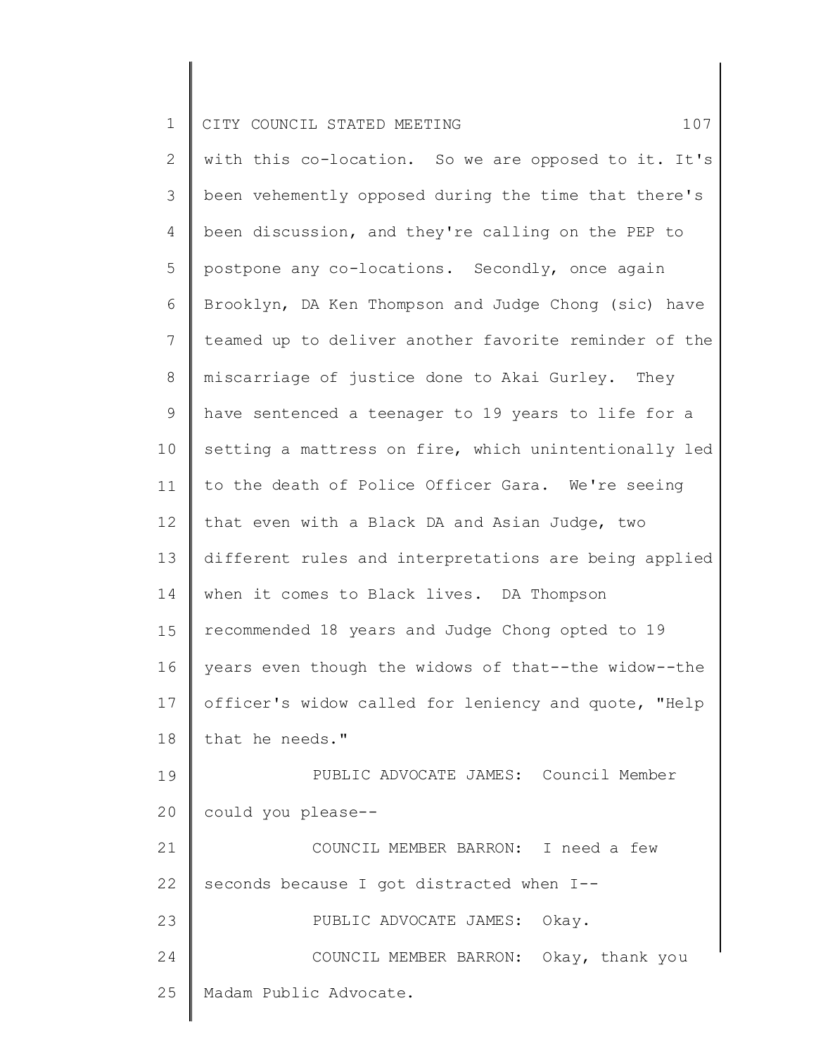with this co-location. So we are opposed to it. It's been vehemently opposed during the time that there's been discussion, and they're calling on the PEP to postpone any co-locations. Secondly, once again Brooklyn, DA Ken Thompson and Judge Chong (sic) have teamed up to deliver another favorite reminder of the miscarriage of justice done to Akai Gurley. They have sentenced a teenager to 19 years to life for a setting a mattress on fire, which unintentionally led to the death of Police Officer Gara. We're seeing that even with a Black DA and Asian Judge, two different rules and interpretations are being applied when it comes to Black lives. DA Thompson recommended 18 years and Judge Chong opted to 19 years even though the widows of that--the widow--the officer's widow called for leniency and quote, "Help that he needs."

PUBLIC ADVOCATE JAMES: Council Member could you please--

COUNCIL MEMBER BARRON: I need a few seconds because I got distracted when I--

PUBLIC ADVOCATE JAMES: Okay.

COUNCIL MEMBER BARRON: Okay, thank you Madam Public Advocate.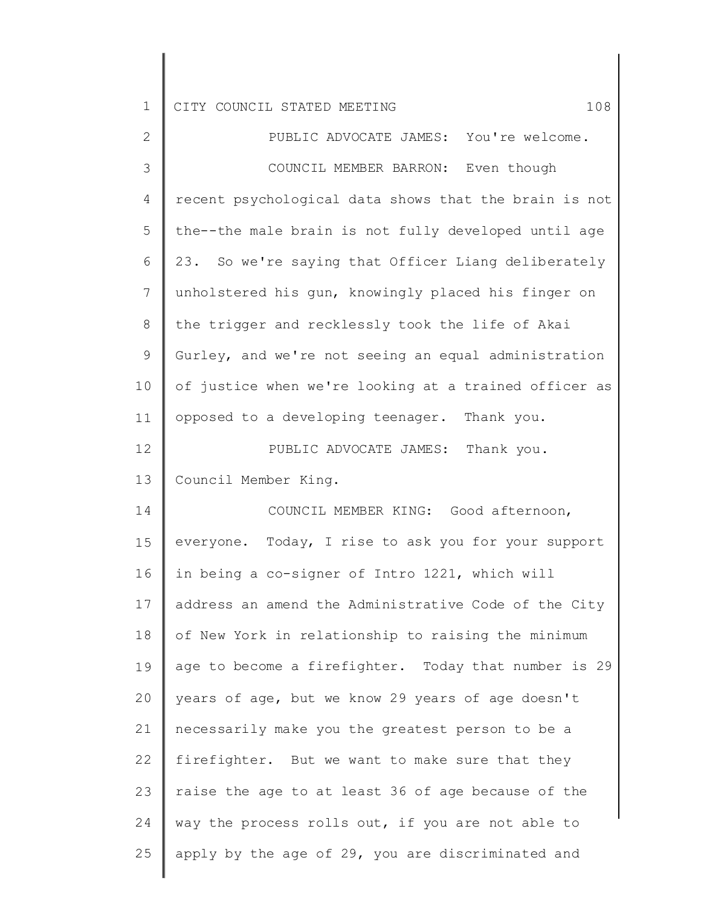PUBLIC ADVOCATE JAMES: You're welcome.

COUNCIL MEMBER BARRON: Even though recent psychological data shows that the brain is not the--the male brain is not fully developed until age 23. So we're saying that Officer Liang deliberately unholstered his gun, knowingly placed his finger on the trigger and recklessly took the life of Akai Gurley, and we're not seeing an equal administration of justice when we're looking at a trained officer as opposed to a developing teenager. Thank you.

PUBLIC ADVOCATE JAMES: Thank you. Council Member King.

COUNCIL MEMBER KING: Good afternoon, everyone. Today, I rise to ask you for your support in being a co-signer of Intro 1221, which will address an amend the Administrative Code of the City of New York in relationship to raising the minimum age to become a firefighter. Today that number is 29 years of age, but we know 29 years of age doesn't necessarily make you the greatest person to be a firefighter. But we want to make sure that they raise the age to at least 36 of age because of the way the process rolls out, if you are not able to apply by the age of 29, you are discriminated and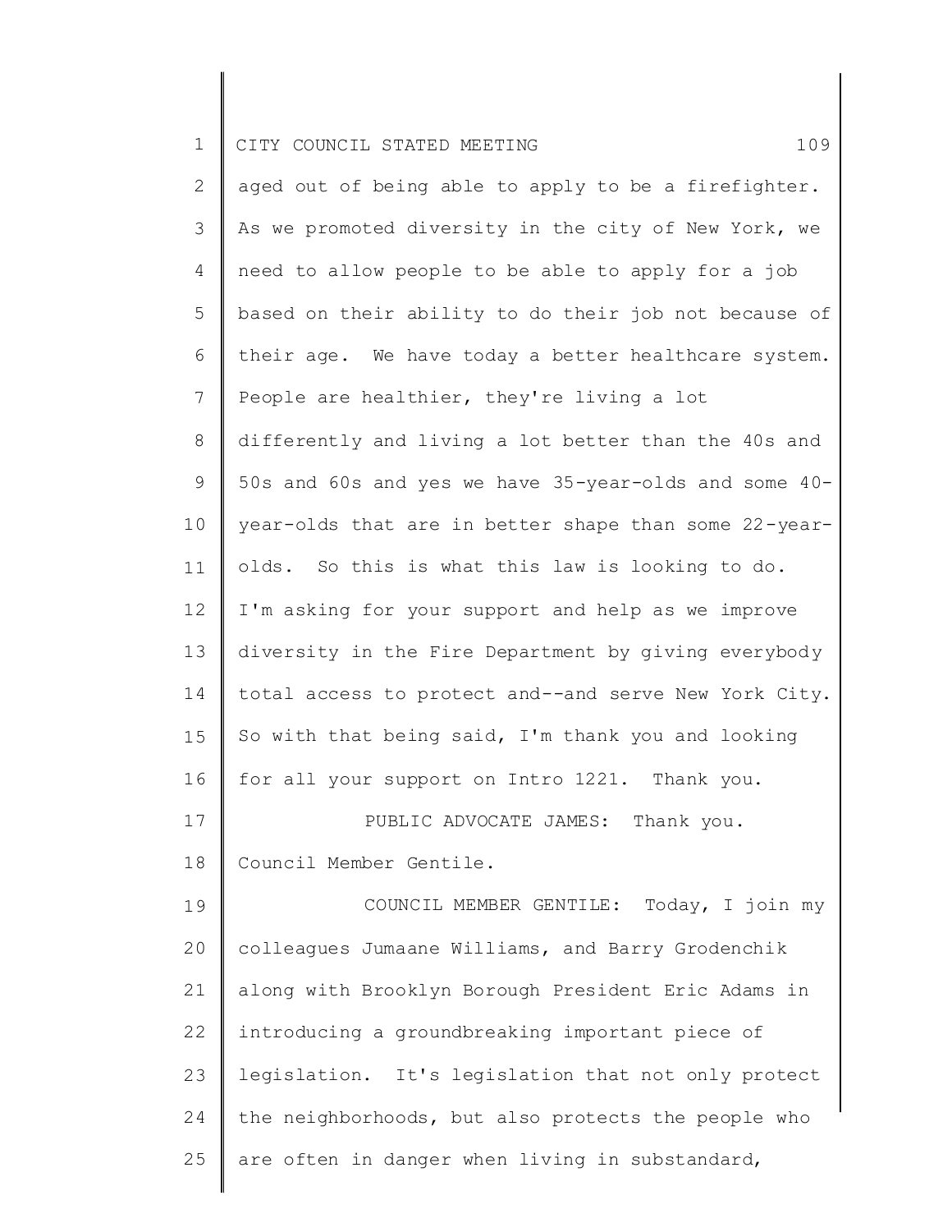aged out of being able to apply to be a firefighter. As we promoted diversity in the city of New York, we need to allow people to be able to apply for a job based on their ability to do their job not because of their age. We have today a better healthcare system. People are healthier, they're living a lot differently and living a lot better than the 40s and 50s and 60s and yes we have 35-year-olds and some 40-year-olds that are in better shape than some 22-year-olds. So this is what this law is looking to do. I'm asking for your support and help as we improve diversity in the Fire Department by giving everybody total access to protect and--and serve New York City. So with that being said, I'm thank you and looking for all your support on Intro 1221. Thank you.

PUBLIC ADVOCATE JAMES: Thank you. Council Member Gentile.

COUNCIL MEMBER GENTILE: Today, I join my colleagues Jumaane Williams, and Barry Grodenchik along with Brooklyn Borough President Eric Adams in introducing a groundbreaking important piece of legislation. It's legislation that not only protect the neighborhoods, but also protects the people who are often in danger when living in substandard,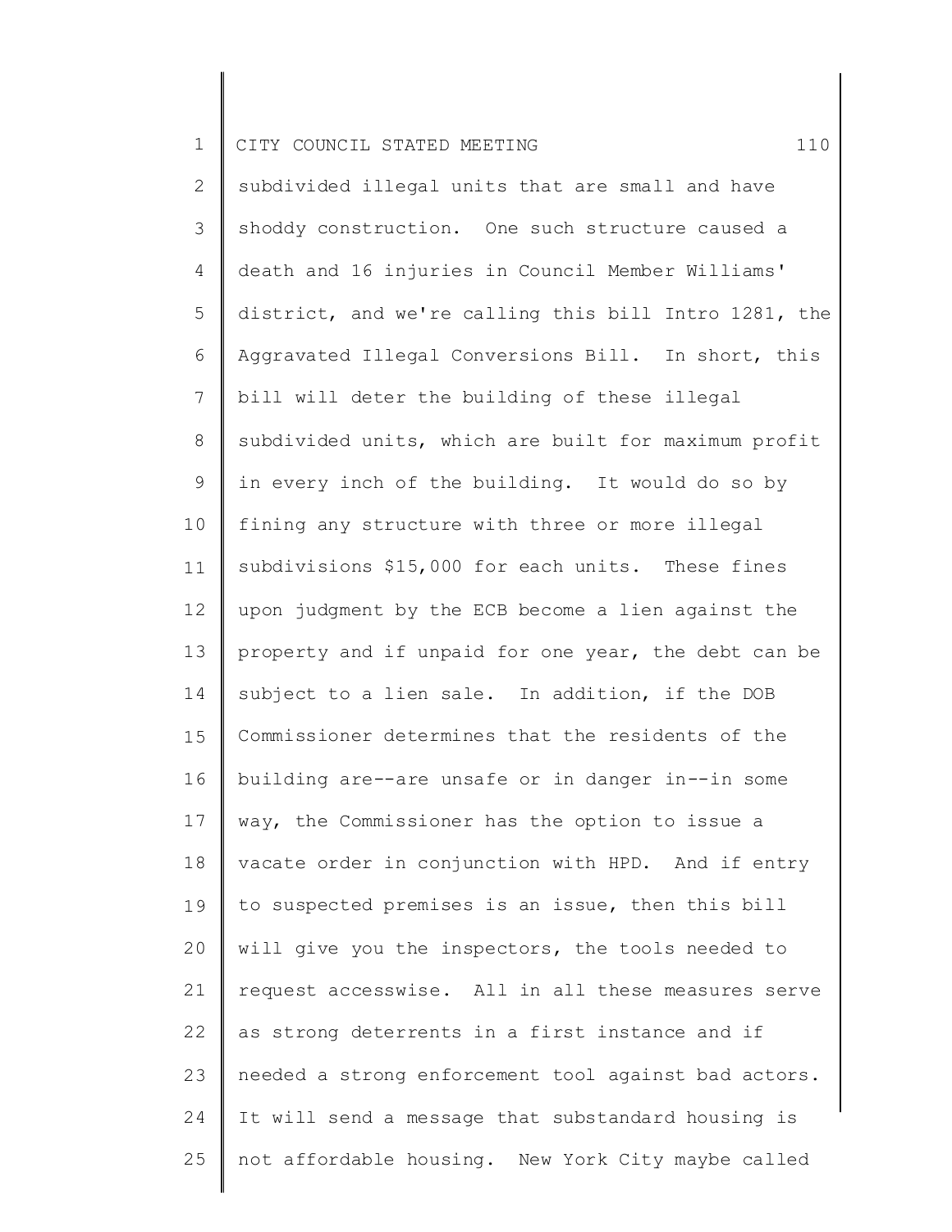subdivided illegal units that are small and have shoddy construction. One such structure caused a death and 16 injuries in Council Member Williams' district, and we're calling this bill Intro 1281, the Aggravated Illegal Conversions Bill. In short, this bill will deter the building of these illegal subdivided units, which are built for maximum profit in every inch of the building. It would do so by fining any structure with three or more illegal subdivisions $15,000 for each units. These fines upon judgment by the ECB become a lien against the property and if unpaid for one year, the debt can be subject to a lien sale. In addition, if the DOB Commissioner determines that the residents of the building are--are unsafe or in danger in--in some way, the Commissioner has the option to issue a vacate order in conjunction with HPD. And if entry to suspected premises is an issue, then this bill will give you the inspectors, the tools needed to request accesswise. All in all these measures serve as strong deterrents in a first instance and if needed a strong enforcement tool against bad actors. It will send a message that substandard housing is not affordable housing. New York City maybe called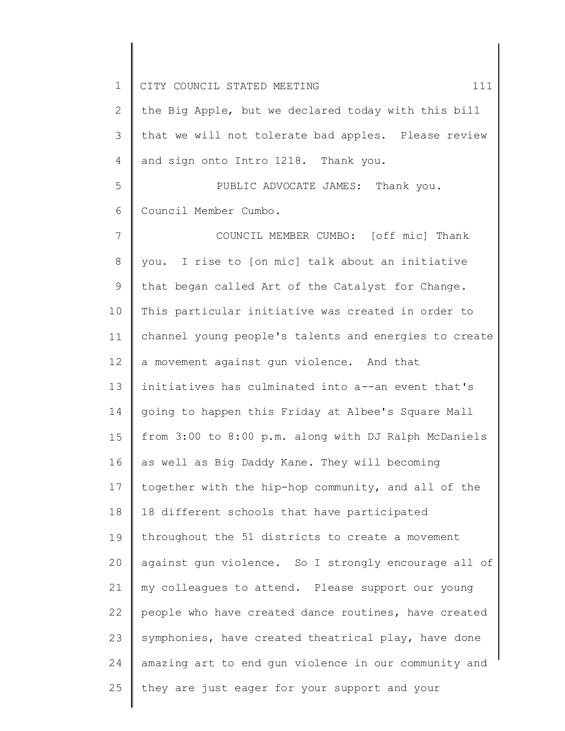the Big Apple, but we declared today with this bill that we will not tolerate bad apples. Please review and sign onto Intro 1218. Thank you.

PUBLIC ADVOCATE JAMES: Thank you. Council Member Cumbo.

COUNCIL MEMBER CUMBO: [off mic] Thank you. I rise to [on mic] talk about an initiative that began called Art of the Catalyst for Change. This particular initiative was created in order to channel young people's talents and energies to create a movement against gun violence. And that initiatives has culminated into a--an event that's going to happen this Friday at Albee's Square Mall from 3:00 to 8:00 p.m. along with DJ Ralph McDaniels as well as Big Daddy Kane. They will becoming together with the hip-hop community, and all of the 18 different schools that have participated throughout the 51 districts to create a movement against gun violence. So I strongly encourage all of my colleagues to attend. Please support our young people who have created dance routines, have created symphonies, have created theatrical play, have done amazing art to end gun violence in our community and they are just eager for your support and your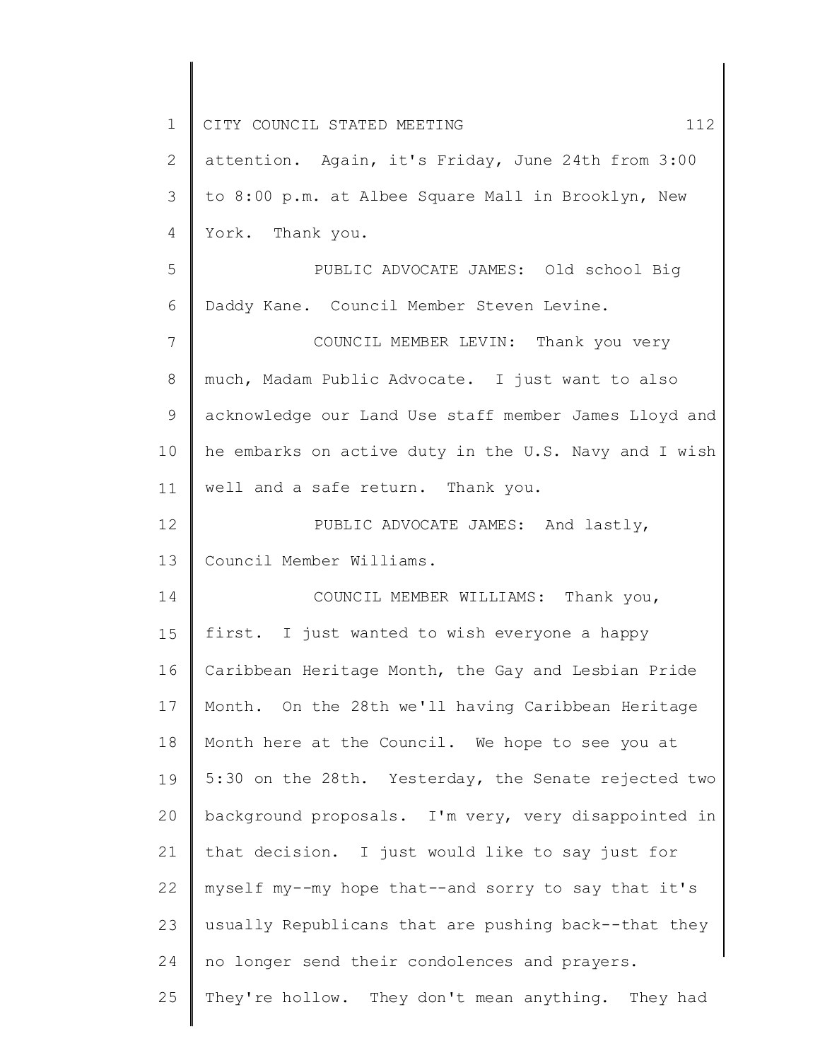attention. Again, it's Friday, June 24th from 3:00 to 8:00 p.m. at Albee Square Mall in Brooklyn, New York. Thank you.

PUBLIC ADVOCATE JAMES: Old school Big Daddy Kane. Council Member Steven Levine.

COUNCIL MEMBER LEVIN: Thank you very much, Madam Public Advocate. I just want to also acknowledge our Land Use staff member James Lloyd and he embarks on active duty in the U.S. Navy and I wish well and a safe return. Thank you.

PUBLIC ADVOCATE JAMES: And lastly, Council Member Williams.

COUNCIL MEMBER WILLIAMS: Thank you, first. I just wanted to wish everyone a happy Caribbean Heritage Month, the Gay and Lesbian Pride Month. On the 28th we'll having Caribbean Heritage Month here at the Council. We hope to see you at 5:30 on the 28th. Yesterday, the Senate rejected two background proposals. I'm very, very disappointed in that decision. I just would like to say just for myself my--my hope that--and sorry to say that it's usually Republicans that are pushing back--that they no longer send their condolences and prayers. They're hollow. They don't mean anything. They had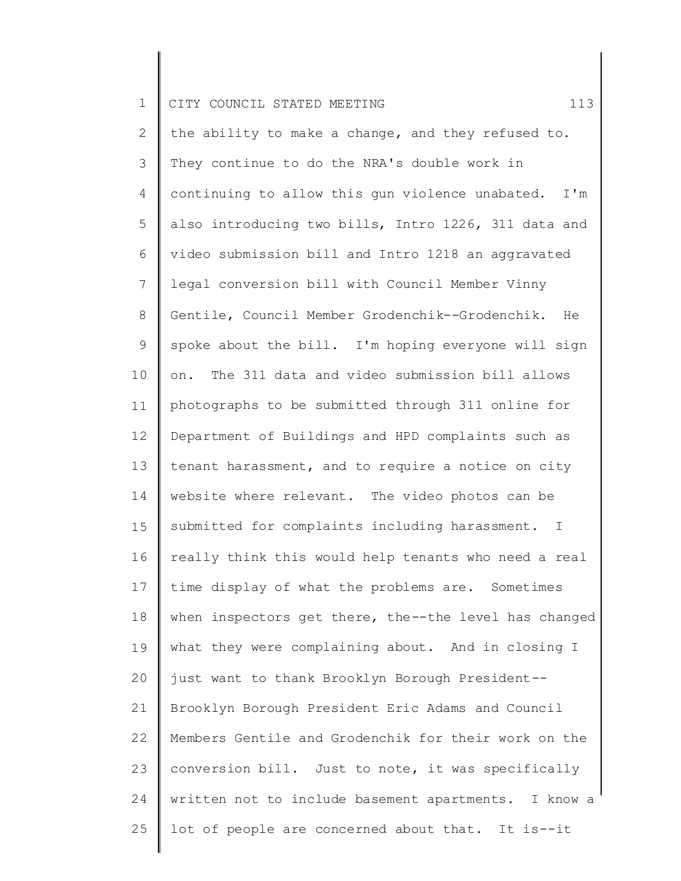the ability to make a change, and they refused to. They continue to do the NRA's double work in continuing to allow this gun violence unabated. I'm also introducing two bills, Intro 1226, 311 data and video submission bill and Intro 1218 an aggravated legal conversion bill with Council Member Vinny Gentile, Council Member Grodenchik--Grodenchik. He spoke about the bill. I'm hoping everyone will sign on. The 311 data and video submission bill allows photographs to be submitted through 311 online for Department of Buildings and HPD complaints such as tenant harassment, and to require a notice on city website where relevant. The video photos can be submitted for complaints including harassment. I really think this would help tenants who need a real time display of what the problems are. Sometimes when inspectors get there, the--the level has changed what they were complaining about. And in closing I just want to thank Brooklyn Borough President-- Brooklyn Borough President Eric Adams and Council Members Gentile and Grodenchik for their work on the conversion bill. Just to note, it was specifically written not to include basement apartments. I know a lot of people are concerned about that. It is--it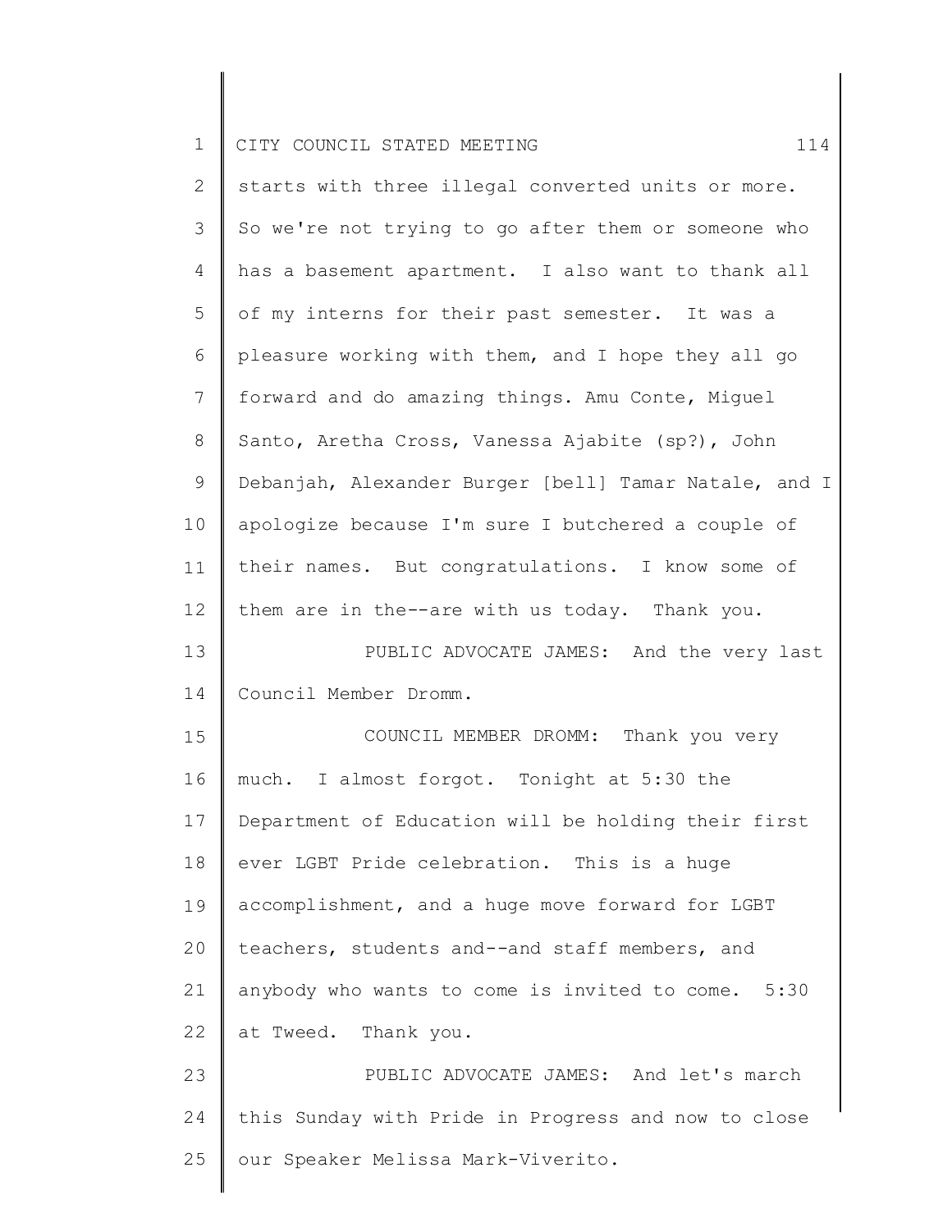starts with three illegal converted units or more. So we're not trying to go after them or someone who has a basement apartment. I also want to thank all of my interns for their past semester. It was a pleasure working with them, and I hope they all go forward and do amazing things. Amu Conte, Miguel Santo, Aretha Cross, Vanessa Ajabite (sp?), John Debanjah, Alexander Burger [bell] Tamar Natale, and I apologize because I'm sure I butchered a couple of their names. But congratulations. I know some of them are in the--are with us today. Thank you.

PUBLIC ADVOCATE JAMES: And the very last Council Member Dromm.

COUNCIL MEMBER DROMM: Thank you very much. I almost forgot. Tonight at 5:30 the Department of Education will be holding their first ever LGBT Pride celebration. This is a huge accomplishment, and a huge move forward for LGBT teachers, students and--and staff members, and anybody who wants to come is invited to come. 5:30 at Tweed. Thank you.

PUBLIC ADVOCATE JAMES: And let's march this Sunday with Pride in Progress and now to close our Speaker Melissa Mark-Viverito.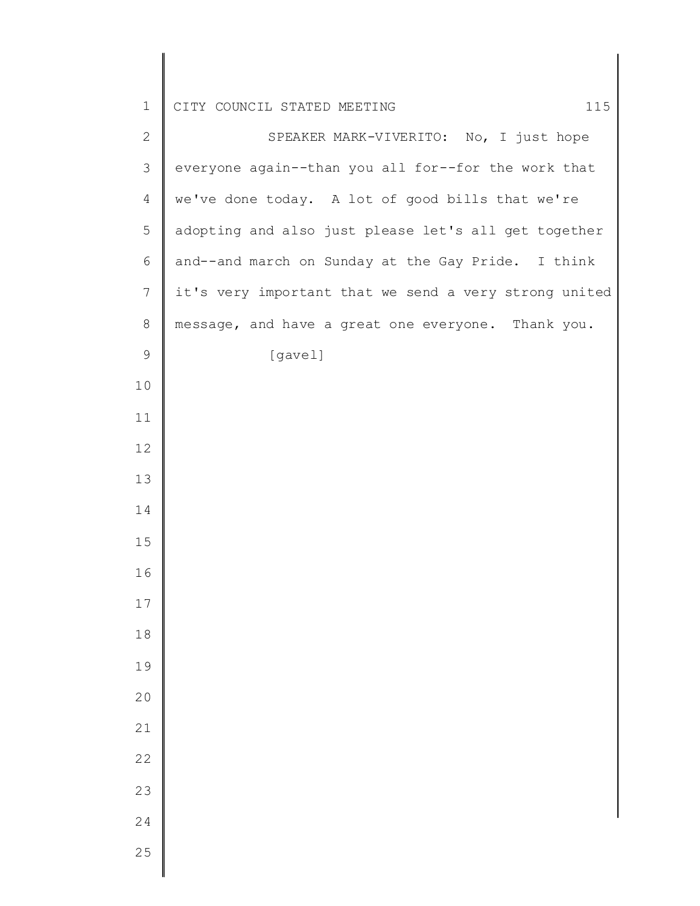SPEAKER MARK-VIVERITO: No, I just hope everyone again--than you all for--for the work that we've done today. A lot of good bills that we're adopting and also just please let's all get together and--and march on Sunday at the Gay Pride. I think it's very important that we send a very strong united message, and have a great one everyone. Thank you.

[gavel]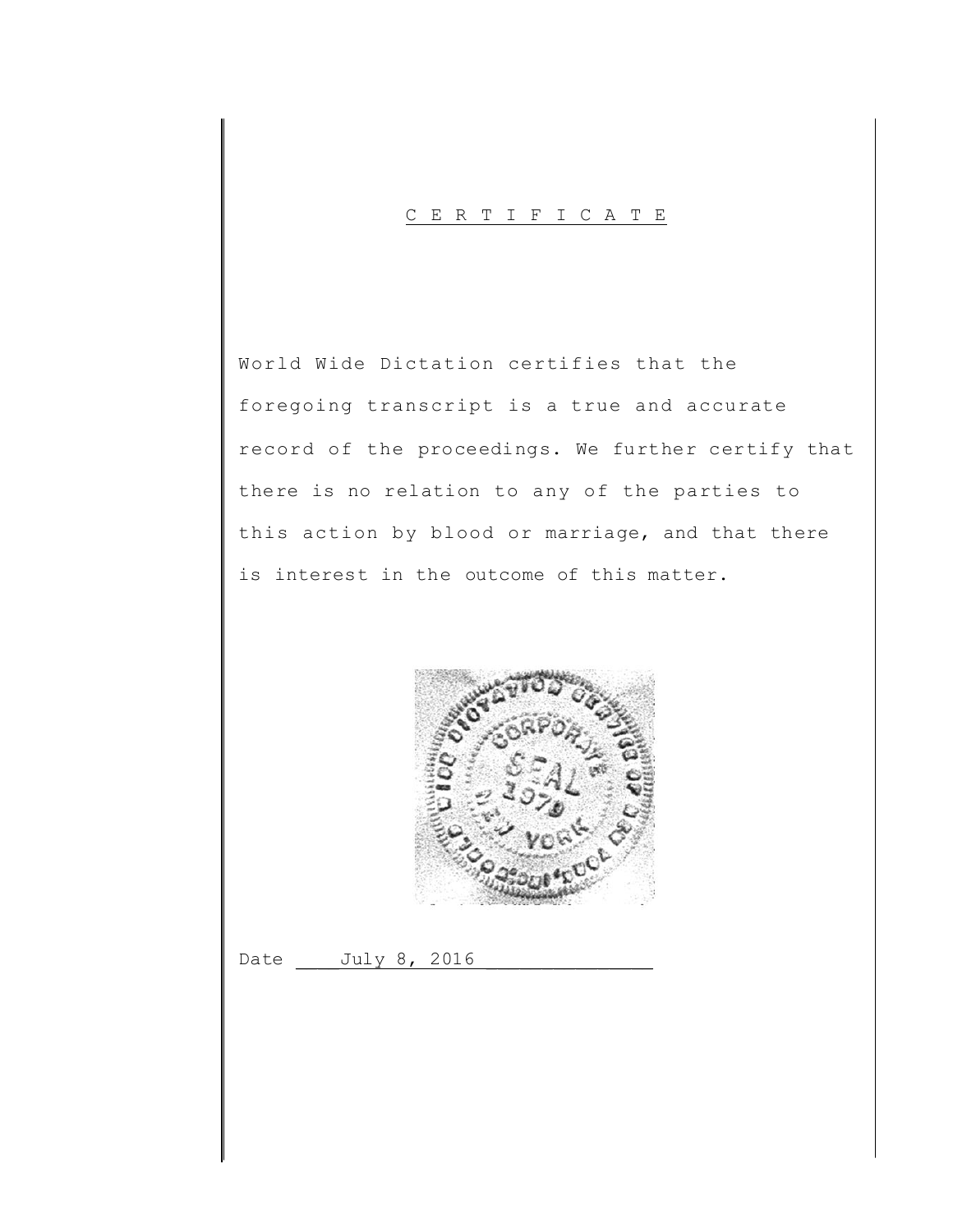C E R T I F I C A T E

World Wide Dictation certifies that the foregoing transcript is a true and accurate record of the proceedings. We further certify that there is no relation to any of the parties to this action by blood or marriage, and that there is interest in the outcome of this matter.

Date July 8, 2016